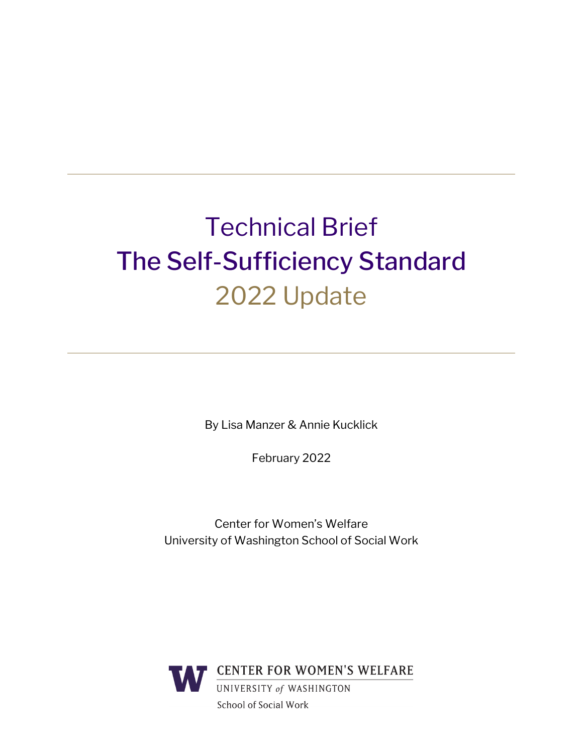# Technical Brief
# The Self-Sufficiency Standard
# 2022 Update

By Lisa Manzer & Annie Kucklick

February 2022

Center for Women's Welfare
University of Washington School of Social Work

CENTER FOR WOMEN'S WELFARE
UNIVERSITY *of* WASHINGTON
School of Social Work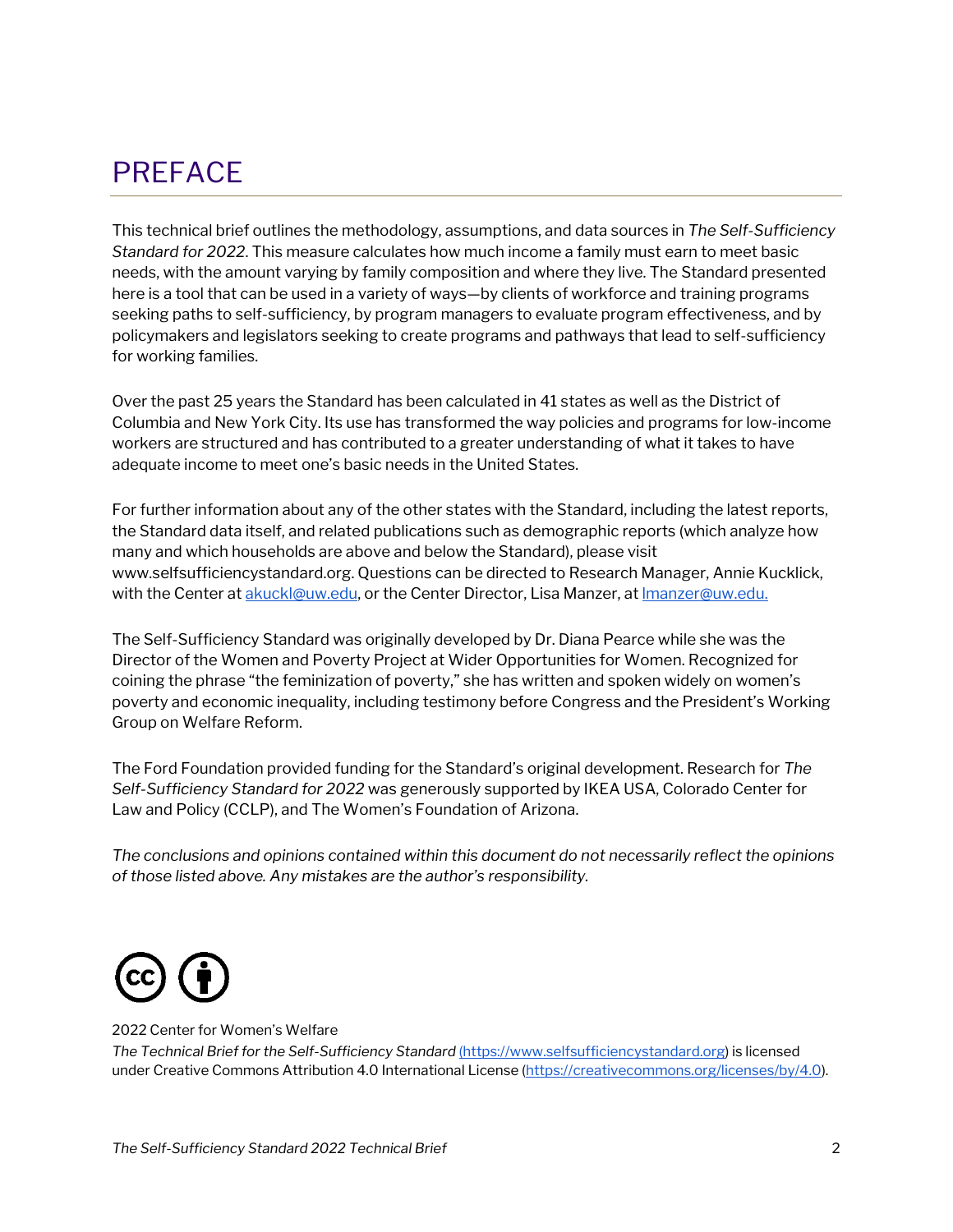# PREFACE

This technical brief outlines the methodology, assumptions, and data sources in *The Self-Sufficiency Standard for 2022*. This measure calculates how much income a family must earn to meet basic needs, with the amount varying by family composition and where they live. The Standard presented here is a tool that can be used in a variety of ways—by clients of workforce and training programs seeking paths to self-sufficiency, by program managers to evaluate program effectiveness, and by policymakers and legislators seeking to create programs and pathways that lead to self-sufficiency for working families.

Over the past 25 years the Standard has been calculated in 41 states as well as the District of Columbia and New York City. Its use has transformed the way policies and programs for low-income workers are structured and has contributed to a greater understanding of what it takes to have adequate income to meet one's basic needs in the United States.

For further information about any of the other states with the Standard, including the latest reports, the Standard data itself, and related publications such as demographic reports (which analyze how many and which households are above and below the Standard), please visit www.selfsufficiencystandard.org. Questions can be directed to Research Manager, Annie Kucklick, with the Center at [akuckl@uw.edu](mailto:akuckl@uw.edu), or the Center Director, Lisa Manzer, at [lmanzer@uw.edu.](mailto:lmanzer@uw.edu)

The Self-Sufficiency Standard was originally developed by Dr. Diana Pearce while she was the Director of the Women and Poverty Project at Wider Opportunities for Women. Recognized for coining the phrase "the feminization of poverty," she has written and spoken widely on women's poverty and economic inequality, including testimony before Congress and the President's Working Group on Welfare Reform.

The Ford Foundation provided funding for the Standard's original development. Research for *The Self-Sufficiency Standard for 2022* was generously supported by IKEA USA, Colorado Center for Law and Policy (CCLP), and The Women's Foundation of Arizona.

*The conclusions and opinions contained within this document do not necessarily reflect the opinions of those listed above. Any mistakes are the author's responsibility.*

2022 Center for Women's Welfare
*The Technical Brief for the Self-Sufficiency Standard* [(https://www.selfsufficiencystandard.org)](https://www.selfsufficiencystandard.org) is licensed under Creative Commons Attribution 4.0 International License ([https://creativecommons.org/licenses/by/4.0](https://creativecommons.org/licenses/by/4.0)).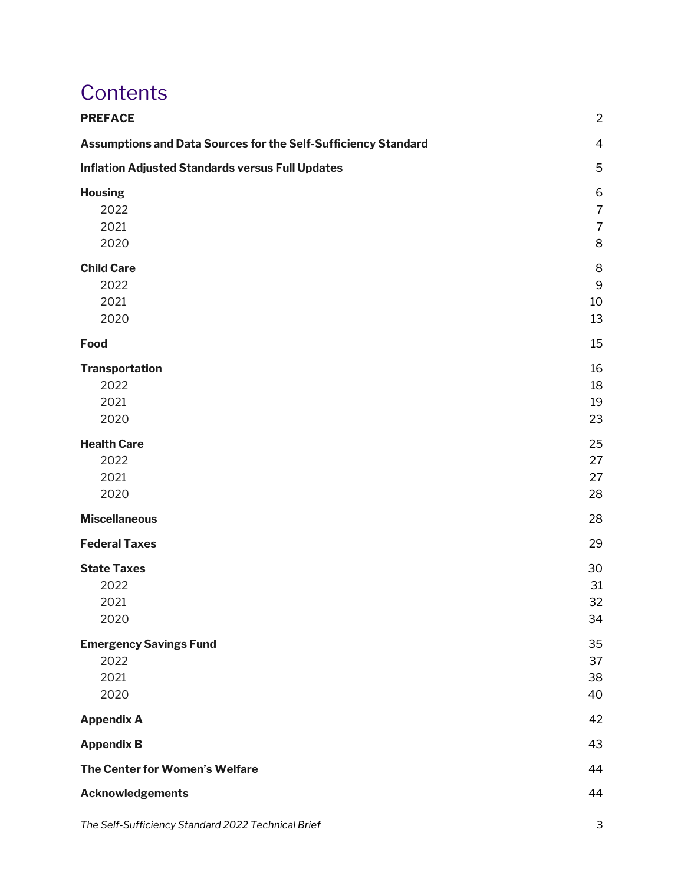# Contents

| | |
|---|---|
| **PREFACE** | 2 |
| **Assumptions and Data Sources for the Self-Sufficiency Standard** | 4 |
| **Inflation Adjusted Standards versus Full Updates** | 5 |
| **Housing** | 6 |
| 2022 | 7 |
| 2021 | 7 |
| 2020 | 8 |
| **Child Care** | 8 |
| 2022 | 9 |
| 2021 | 10 |
| 2020 | 13 |
| **Food** | 15 |
| **Transportation** | 16 |
| 2022 | 18 |
| 2021 | 19 |
| 2020 | 23 |
| **Health Care** | 25 |
| 2022 | 27 |
| 2021 | 27 |
| 2020 | 28 |
| **Miscellaneous** | 28 |
| **Federal Taxes** | 29 |
| **State Taxes** | 30 |
| 2022 | 31 |
| 2021 | 32 |
| 2020 | 34 |
| **Emergency Savings Fund** | 35 |
| 2022 | 37 |
| 2021 | 38 |
| 2020 | 40 |
| **Appendix A** | 42 |
| **Appendix B** | 43 |
| **The Center for Women's Welfare** | 44 |
| **Acknowledgements** | 44 |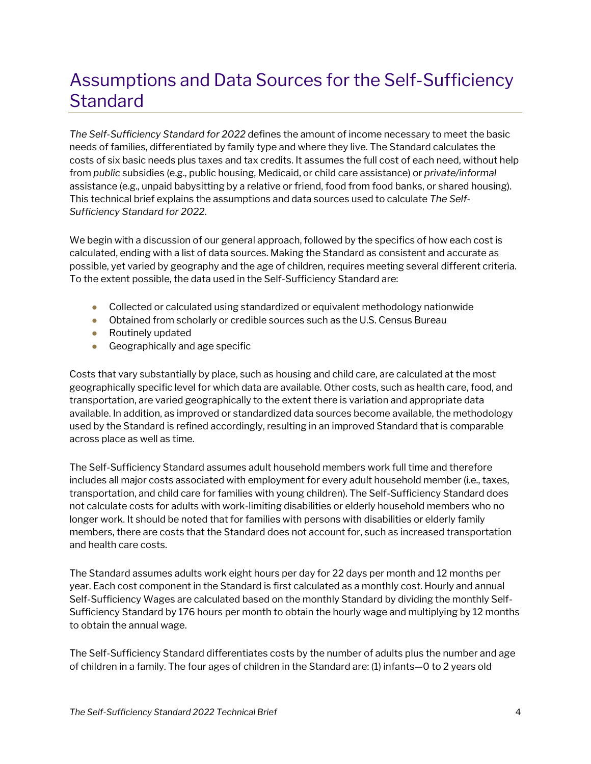# Assumptions and Data Sources for the Self-Sufficiency Standard

*The Self-Sufficiency Standard for 2022* defines the amount of income necessary to meet the basic needs of families, differentiated by family type and where they live. The Standard calculates the costs of six basic needs plus taxes and tax credits. It assumes the full cost of each need, without help from *public* subsidies (e.g., public housing, Medicaid, or child care assistance) or *private/informal* assistance (e.g., unpaid babysitting by a relative or friend, food from food banks, or shared housing). This technical brief explains the assumptions and data sources used to calculate *The Self-Sufficiency Standard for 2022*.

We begin with a discussion of our general approach, followed by the specifics of how each cost is calculated, ending with a list of data sources. Making the Standard as consistent and accurate as possible, yet varied by geography and the age of children, requires meeting several different criteria. To the extent possible, the data used in the Self-Sufficiency Standard are:

- Collected or calculated using standardized or equivalent methodology nationwide
- Obtained from scholarly or credible sources such as the U.S. Census Bureau
- Routinely updated
- Geographically and age specific

Costs that vary substantially by place, such as housing and child care, are calculated at the most geographically specific level for which data are available. Other costs, such as health care, food, and transportation, are varied geographically to the extent there is variation and appropriate data available. In addition, as improved or standardized data sources become available, the methodology used by the Standard is refined accordingly, resulting in an improved Standard that is comparable across place as well as time.

The Self-Sufficiency Standard assumes adult household members work full time and therefore includes all major costs associated with employment for every adult household member (i.e., taxes, transportation, and child care for families with young children). The Self-Sufficiency Standard does not calculate costs for adults with work-limiting disabilities or elderly household members who no longer work. It should be noted that for families with persons with disabilities or elderly family members, there are costs that the Standard does not account for, such as increased transportation and health care costs.

The Standard assumes adults work eight hours per day for 22 days per month and 12 months per year. Each cost component in the Standard is first calculated as a monthly cost. Hourly and annual Self-Sufficiency Wages are calculated based on the monthly Standard by dividing the monthly Self-Sufficiency Standard by 176 hours per month to obtain the hourly wage and multiplying by 12 months to obtain the annual wage.

The Self-Sufficiency Standard differentiates costs by the number of adults plus the number and age of children in a family. The four ages of children in the Standard are: (1) infants—0 to 2 years old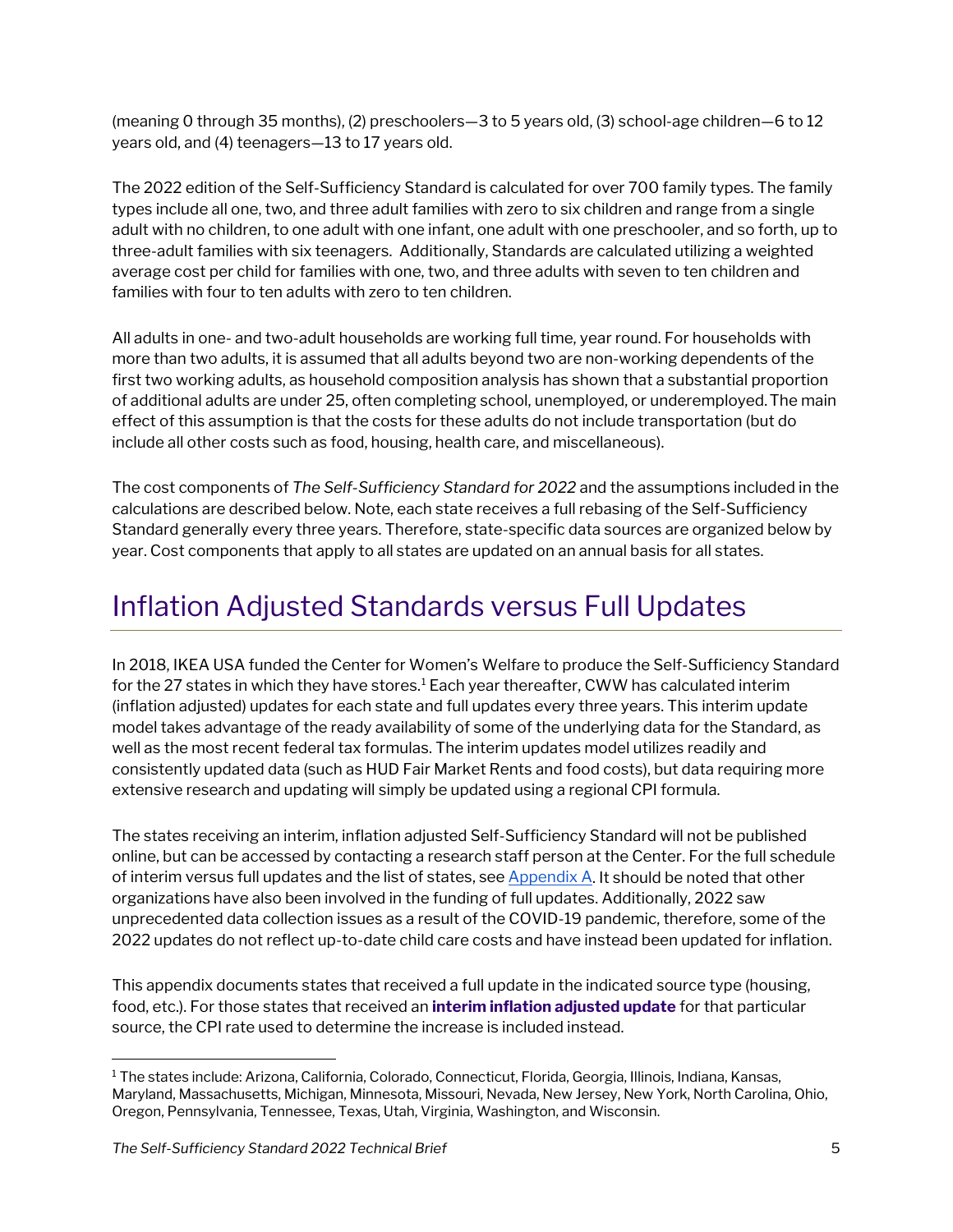(meaning 0 through 35 months), (2) preschoolers—3 to 5 years old, (3) school-age children—6 to 12 years old, and (4) teenagers—13 to 17 years old.

The 2022 edition of the Self-Sufficiency Standard is calculated for over 700 family types. The family types include all one, two, and three adult families with zero to six children and range from a single adult with no children, to one adult with one infant, one adult with one preschooler, and so forth, up to three-adult families with six teenagers. Additionally, Standards are calculated utilizing a weighted average cost per child for families with one, two, and three adults with seven to ten children and families with four to ten adults with zero to ten children.

All adults in one- and two-adult households are working full time, year round. For households with more than two adults, it is assumed that all adults beyond two are non-working dependents of the first two working adults, as household composition analysis has shown that a substantial proportion of additional adults are under 25, often completing school, unemployed, or underemployed. The main effect of this assumption is that the costs for these adults do not include transportation (but do include all other costs such as food, housing, health care, and miscellaneous).

The cost components of *The Self-Sufficiency Standard for 2022* and the assumptions included in the calculations are described below. Note, each state receives a full rebasing of the Self-Sufficiency Standard generally every three years. Therefore, state-specific data sources are organized below by year. Cost components that apply to all states are updated on an annual basis for all states.

# Inflation Adjusted Standards versus Full Updates

In 2018, IKEA USA funded the Center for Women's Welfare to produce the Self-Sufficiency Standard for the 27 states in which they have stores.[1] Each year thereafter, CWW has calculated interim (inflation adjusted) updates for each state and full updates every three years. This interim update model takes advantage of the ready availability of some of the underlying data for the Standard, as well as the most recent federal tax formulas. The interim updates model utilizes readily and consistently updated data (such as HUD Fair Market Rents and food costs), but data requiring more extensive research and updating will simply be updated using a regional CPI formula.

The states receiving an interim, inflation adjusted Self-Sufficiency Standard will not be published online, but can be accessed by contacting a research staff person at the Center. For the full schedule of interim versus full updates and the list of states, see Appendix A. It should be noted that other organizations have also been involved in the funding of full updates. Additionally, 2022 saw unprecedented data collection issues as a result of the COVID-19 pandemic, therefore, some of the 2022 updates do not reflect up-to-date child care costs and have instead been updated for inflation.

This appendix documents states that received a full update in the indicated source type (housing, food, etc.). For those states that received an **interim inflation adjusted update** for that particular source, the CPI rate used to determine the increase is included instead.

[1] The states include: Arizona, California, Colorado, Connecticut, Florida, Georgia, Illinois, Indiana, Kansas, Maryland, Massachusetts, Michigan, Minnesota, Missouri, Nevada, New Jersey, New York, North Carolina, Ohio, Oregon, Pennsylvania, Tennessee, Texas, Utah, Virginia, Washington, and Wisconsin.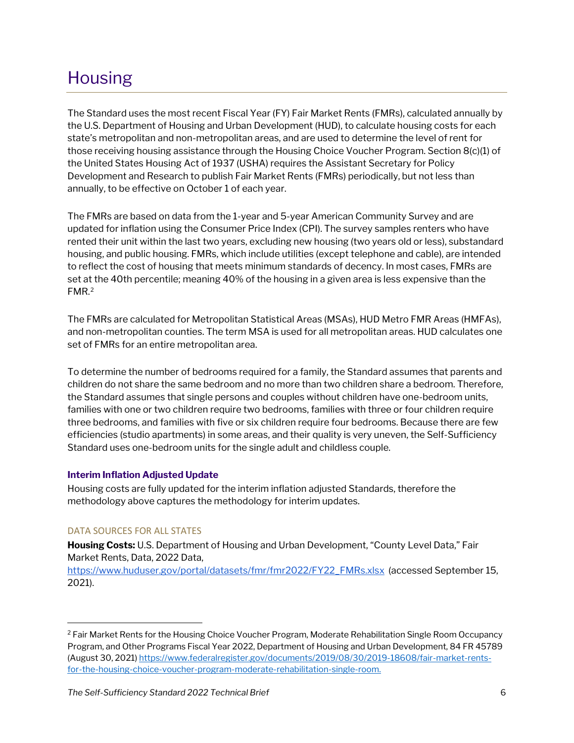# Housing

The Standard uses the most recent Fiscal Year (FY) Fair Market Rents (FMRs), calculated annually by the U.S. Department of Housing and Urban Development (HUD), to calculate housing costs for each state's metropolitan and non-metropolitan areas, and are used to determine the level of rent for those receiving housing assistance through the Housing Choice Voucher Program. Section 8(c)(1) of the United States Housing Act of 1937 (USHA) requires the Assistant Secretary for Policy Development and Research to publish Fair Market Rents (FMRs) periodically, but not less than annually, to be effective on October 1 of each year.

The FMRs are based on data from the 1-year and 5-year American Community Survey and are updated for inflation using the Consumer Price Index (CPI). The survey samples renters who have rented their unit within the last two years, excluding new housing (two years old or less), substandard housing, and public housing. FMRs, which include utilities (except telephone and cable), are intended to reflect the cost of housing that meets minimum standards of decency. In most cases, FMRs are set at the 40th percentile; meaning 40% of the housing in a given area is less expensive than the FMR.[2]

The FMRs are calculated for Metropolitan Statistical Areas (MSAs), HUD Metro FMR Areas (HMFAs), and non-metropolitan counties. The term MSA is used for all metropolitan areas. HUD calculates one set of FMRs for an entire metropolitan area.

To determine the number of bedrooms required for a family, the Standard assumes that parents and children do not share the same bedroom and no more than two children share a bedroom. Therefore, the Standard assumes that single persons and couples without children have one-bedroom units, families with one or two children require two bedrooms, families with three or four children require three bedrooms, and families with five or six children require four bedrooms. Because there are few efficiencies (studio apartments) in some areas, and their quality is very uneven, the Self-Sufficiency Standard uses one-bedroom units for the single adult and childless couple.

### Interim Inflation Adjusted Update

Housing costs are fully updated for the interim inflation adjusted Standards, therefore the methodology above captures the methodology for interim updates.

#### DATA SOURCES FOR ALL STATES

**Housing Costs:** U.S. Department of Housing and Urban Development, "County Level Data," Fair Market Rents, Data, 2022 Data, https://www.huduser.gov/portal/datasets/fmr/fmr2022/FY22_FMRs.xlsx (accessed September 15, 2021).

---

[2] Fair Market Rents for the Housing Choice Voucher Program, Moderate Rehabilitation Single Room Occupancy Program, and Other Programs Fiscal Year 2022, Department of Housing and Urban Development, 84 FR 45789 (August 30, 2021) https://www.federalregister.gov/documents/2019/08/30/2019-18608/fair-market-rents-for-the-housing-choice-voucher-program-moderate-rehabilitation-single-room.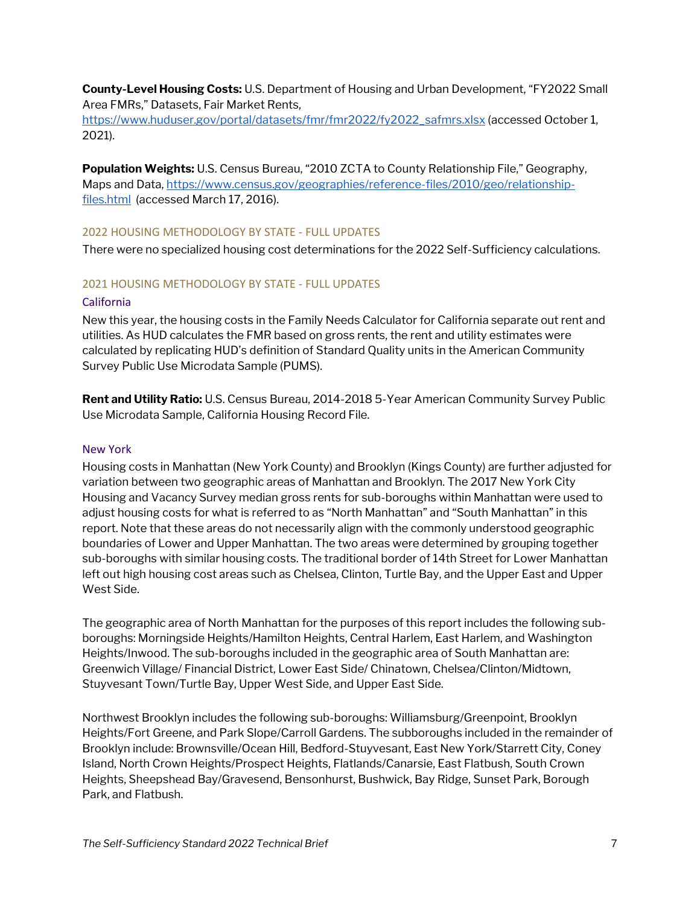**County-Level Housing Costs:** U.S. Department of Housing and Urban Development, "FY2022 Small Area FMRs," Datasets, Fair Market Rents, https://www.huduser.gov/portal/datasets/fmr/fmr2022/fy2022_safmrs.xlsx (accessed October 1, 2021).

**Population Weights:** U.S. Census Bureau, "2010 ZCTA to County Relationship File," Geography, Maps and Data, https://www.census.gov/geographies/reference-files/2010/geo/relationship-files.html (accessed March 17, 2016).

### 2022 HOUSING METHODOLOGY BY STATE - FULL UPDATES

There were no specialized housing cost determinations for the 2022 Self-Sufficiency calculations.

### 2021 HOUSING METHODOLOGY BY STATE - FULL UPDATES

#### California

New this year, the housing costs in the Family Needs Calculator for California separate out rent and utilities. As HUD calculates the FMR based on gross rents, the rent and utility estimates were calculated by replicating HUD's definition of Standard Quality units in the American Community Survey Public Use Microdata Sample (PUMS).

**Rent and Utility Ratio:** U.S. Census Bureau, 2014-2018 5-Year American Community Survey Public Use Microdata Sample, California Housing Record File.

#### New York

Housing costs in Manhattan (New York County) and Brooklyn (Kings County) are further adjusted for variation between two geographic areas of Manhattan and Brooklyn. The 2017 New York City Housing and Vacancy Survey median gross rents for sub-boroughs within Manhattan were used to adjust housing costs for what is referred to as "North Manhattan" and "South Manhattan" in this report. Note that these areas do not necessarily align with the commonly understood geographic boundaries of Lower and Upper Manhattan. The two areas were determined by grouping together sub-boroughs with similar housing costs. The traditional border of 14th Street for Lower Manhattan left out high housing cost areas such as Chelsea, Clinton, Turtle Bay, and the Upper East and Upper West Side.

The geographic area of North Manhattan for the purposes of this report includes the following sub-boroughs: Morningside Heights/Hamilton Heights, Central Harlem, East Harlem, and Washington Heights/Inwood. The sub-boroughs included in the geographic area of South Manhattan are: Greenwich Village/ Financial District, Lower East Side/ Chinatown, Chelsea/Clinton/Midtown, Stuyvesant Town/Turtle Bay, Upper West Side, and Upper East Side.

Northwest Brooklyn includes the following sub-boroughs: Williamsburg/Greenpoint, Brooklyn Heights/Fort Greene, and Park Slope/Carroll Gardens. The subboroughs included in the remainder of Brooklyn include: Brownsville/Ocean Hill, Bedford-Stuyvesant, East New York/Starrett City, Coney Island, North Crown Heights/Prospect Heights, Flatlands/Canarsie, East Flatbush, South Crown Heights, Sheepshead Bay/Gravesend, Bensonhurst, Bushwick, Bay Ridge, Sunset Park, Borough Park, and Flatbush.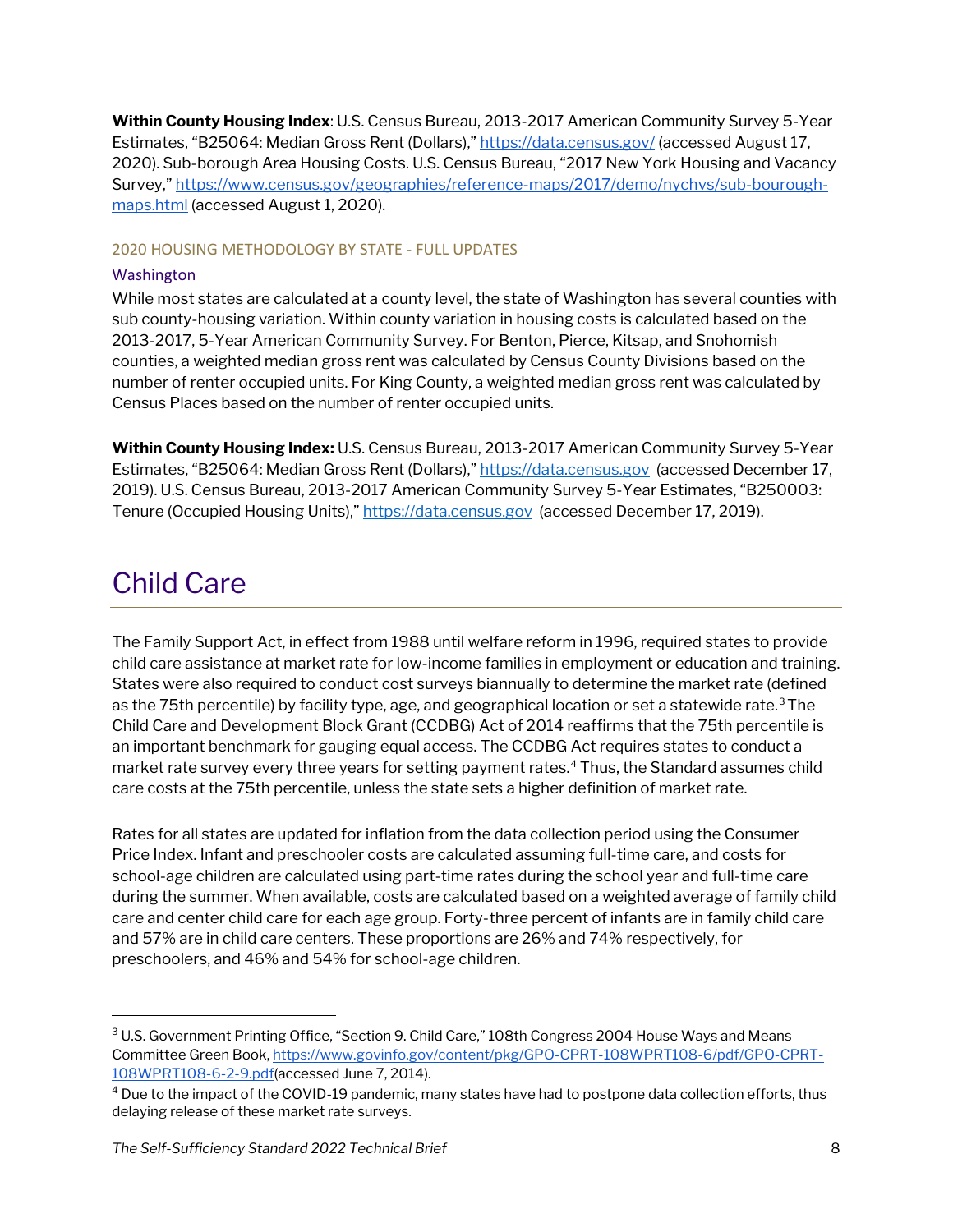**Within County Housing Index**: U.S. Census Bureau, 2013-2017 American Community Survey 5-Year Estimates, "B25064: Median Gross Rent (Dollars)," https://data.census.gov/ (accessed August 17, 2020). Sub-borough Area Housing Costs. U.S. Census Bureau, "2017 New York Housing and Vacancy Survey," https://www.census.gov/geographies/reference-maps/2017/demo/nychvs/sub-bourough-maps.html (accessed August 1, 2020).

#### 2020 HOUSING METHODOLOGY BY STATE - FULL UPDATES

##### Washington

While most states are calculated at a county level, the state of Washington has several counties with sub county-housing variation. Within county variation in housing costs is calculated based on the 2013-2017, 5-Year American Community Survey. For Benton, Pierce, Kitsap, and Snohomish counties, a weighted median gross rent was calculated by Census County Divisions based on the number of renter occupied units. For King County, a weighted median gross rent was calculated by Census Places based on the number of renter occupied units.

**Within County Housing Index:** U.S. Census Bureau, 2013-2017 American Community Survey 5-Year Estimates, "B25064: Median Gross Rent (Dollars)," https://data.census.gov (accessed December 17, 2019). U.S. Census Bureau, 2013-2017 American Community Survey 5-Year Estimates, "B250003: Tenure (Occupied Housing Units)," https://data.census.gov (accessed December 17, 2019).

## Child Care

The Family Support Act, in effect from 1988 until welfare reform in 1996, required states to provide child care assistance at market rate for low-income families in employment or education and training. States were also required to conduct cost surveys biannually to determine the market rate (defined as the 75th percentile) by facility type, age, and geographical location or set a statewide rate.[3] The Child Care and Development Block Grant (CCDBG) Act of 2014 reaffirms that the 75th percentile is an important benchmark for gauging equal access. The CCDBG Act requires states to conduct a market rate survey every three years for setting payment rates.[4] Thus, the Standard assumes child care costs at the 75th percentile, unless the state sets a higher definition of market rate.

Rates for all states are updated for inflation from the data collection period using the Consumer Price Index. Infant and preschooler costs are calculated assuming full-time care, and costs for school-age children are calculated using part-time rates during the school year and full-time care during the summer. When available, costs are calculated based on a weighted average of family child care and center child care for each age group. Forty-three percent of infants are in family child care and 57% are in child care centers. These proportions are 26% and 74% respectively, for preschoolers, and 46% and 54% for school-age children.

---

[3] U.S. Government Printing Office, "Section 9. Child Care," 108th Congress 2004 House Ways and Means Committee Green Book, https://www.govinfo.gov/content/pkg/GPO-CPRT-108WPRT108-6/pdf/GPO-CPRT-108WPRT108-6-2-9.pdf(accessed June 7, 2014).

[4] Due to the impact of the COVID-19 pandemic, many states have had to postpone data collection efforts, thus delaying release of these market rate surveys.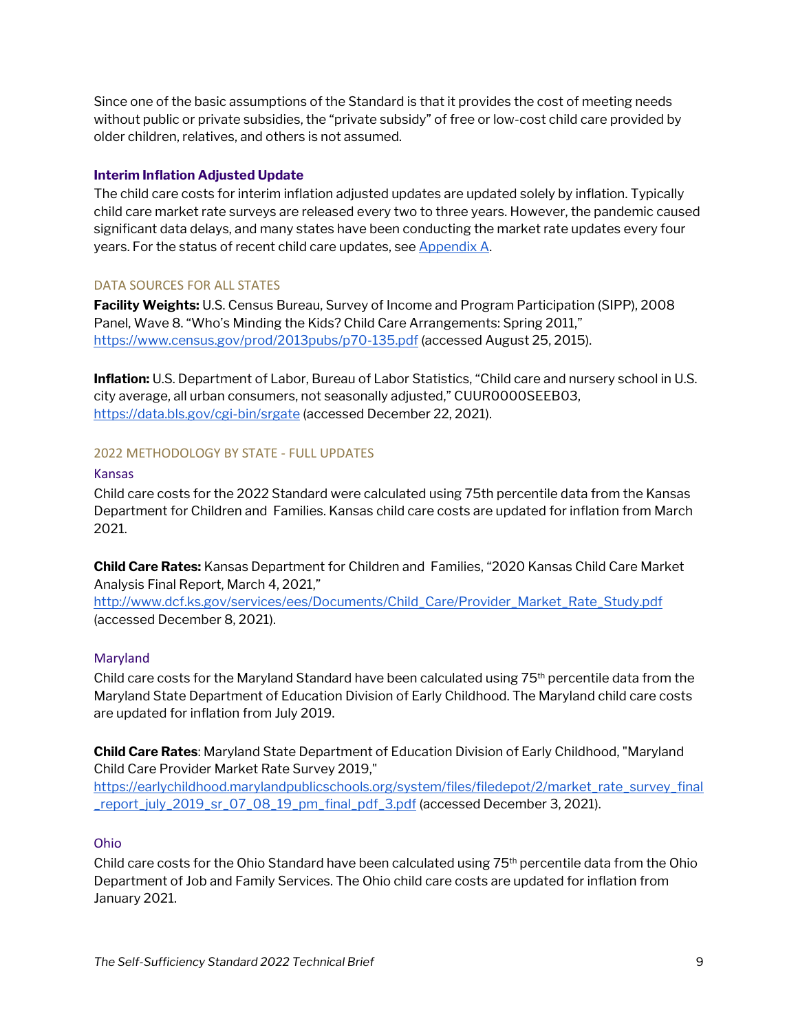Since one of the basic assumptions of the Standard is that it provides the cost of meeting needs without public or private subsidies, the “private subsidy” of free or low-cost child care provided by older children, relatives, and others is not assumed.

### Interim Inflation Adjusted Update

The child care costs for interim inflation adjusted updates are updated solely by inflation. Typically child care market rate surveys are released every two to three years. However, the pandemic caused significant data delays, and many states have been conducting the market rate updates every four years. For the status of recent child care updates, see Appendix A.

## DATA SOURCES FOR ALL STATES

**Facility Weights:** U.S. Census Bureau, Survey of Income and Program Participation (SIPP), 2008 Panel, Wave 8. “Who’s Minding the Kids? Child Care Arrangements: Spring 2011,” https://www.census.gov/prod/2013pubs/p70-135.pdf (accessed August 25, 2015).

**Inflation:** U.S. Department of Labor, Bureau of Labor Statistics, “Child care and nursery school in U.S. city average, all urban consumers, not seasonally adjusted,” CUUR0000SEEB03, https://data.bls.gov/cgi-bin/srgate (accessed December 22, 2021).

## 2022 METHODOLOGY BY STATE - FULL UPDATES

### Kansas

Child care costs for the 2022 Standard were calculated using 75th percentile data from the Kansas Department for Children and Families. Kansas child care costs are updated for inflation from March 2021.

**Child Care Rates:** Kansas Department for Children and Families, “2020 Kansas Child Care Market Analysis Final Report, March 4, 2021,” http://www.dcf.ks.gov/services/ees/Documents/Child_Care/Provider_Market_Rate_Study.pdf (accessed December 8, 2021).

### Maryland

Child care costs for the Maryland Standard have been calculated using 75th percentile data from the Maryland State Department of Education Division of Early Childhood. The Maryland child care costs are updated for inflation from July 2019.

**Child Care Rates**: Maryland State Department of Education Division of Early Childhood, "Maryland Child Care Provider Market Rate Survey 2019," https://earlychildhood.marylandpublicschools.org/system/files/filedepot/2/market_rate_survey_final_report_july_2019_sr_07_08_19_pm_final_pdf_3.pdf (accessed December 3, 2021).

### Ohio

Child care costs for the Ohio Standard have been calculated using 75th percentile data from the Ohio Department of Job and Family Services. The Ohio child care costs are updated for inflation from January 2021.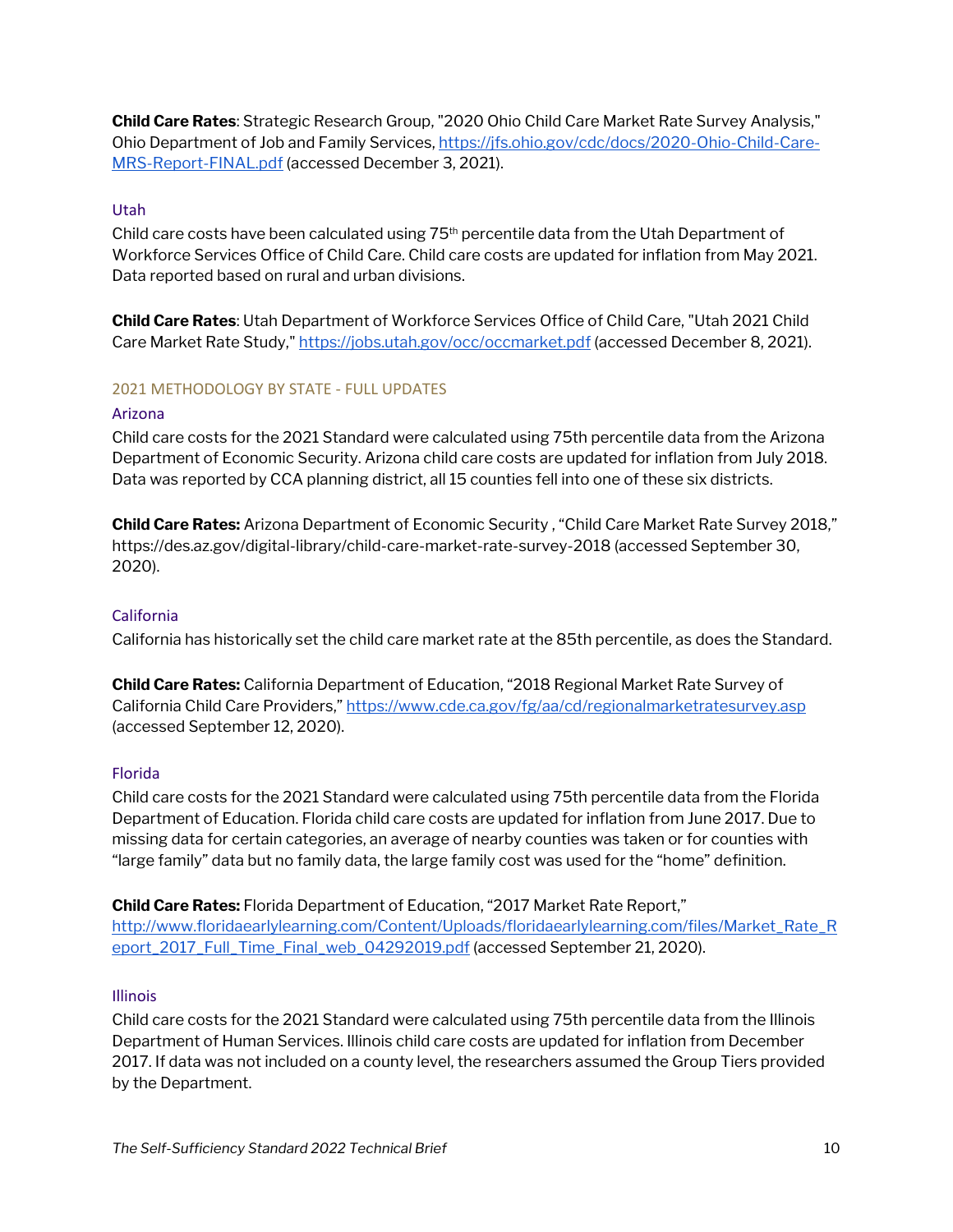**Child Care Rates**: Strategic Research Group, "2020 Ohio Child Care Market Rate Survey Analysis," Ohio Department of Job and Family Services, https://jfs.ohio.gov/cdc/docs/2020-Ohio-Child-Care-MRS-Report-FINAL.pdf (accessed December 3, 2021).

### Utah

Child care costs have been calculated using 75[th] percentile data from the Utah Department of Workforce Services Office of Child Care. Child care costs are updated for inflation from May 2021. Data reported based on rural and urban divisions.

**Child Care Rates**: Utah Department of Workforce Services Office of Child Care, "Utah 2021 Child Care Market Rate Study," https://jobs.utah.gov/occ/occmarket.pdf (accessed December 8, 2021).

## 2021 METHODOLOGY BY STATE - FULL UPDATES

### Arizona

Child care costs for the 2021 Standard were calculated using 75th percentile data from the Arizona Department of Economic Security. Arizona child care costs are updated for inflation from July 2018. Data was reported by CCA planning district, all 15 counties fell into one of these six districts.

**Child Care Rates:** Arizona Department of Economic Security , "Child Care Market Rate Survey 2018," https://des.az.gov/digital-library/child-care-market-rate-survey-2018 (accessed September 30, 2020).

### California

California has historically set the child care market rate at the 85th percentile, as does the Standard.

**Child Care Rates:** California Department of Education, "2018 Regional Market Rate Survey of California Child Care Providers," https://www.cde.ca.gov/fg/aa/cd/regionalmarketratesurvey.asp (accessed September 12, 2020).

### Florida

Child care costs for the 2021 Standard were calculated using 75th percentile data from the Florida Department of Education. Florida child care costs are updated for inflation from June 2017. Due to missing data for certain categories, an average of nearby counties was taken or for counties with "large family" data but no family data, the large family cost was used for the "home" definition.

**Child Care Rates:** Florida Department of Education, "2017 Market Rate Report," http://www.floridaearlylearning.com/Content/Uploads/floridaearlylearning.com/files/Market_Rate_Report_2017_Full_Time_Final_web_04292019.pdf (accessed September 21, 2020).

### Illinois

Child care costs for the 2021 Standard were calculated using 75th percentile data from the Illinois Department of Human Services. Illinois child care costs are updated for inflation from December 2017. If data was not included on a county level, the researchers assumed the Group Tiers provided by the Department.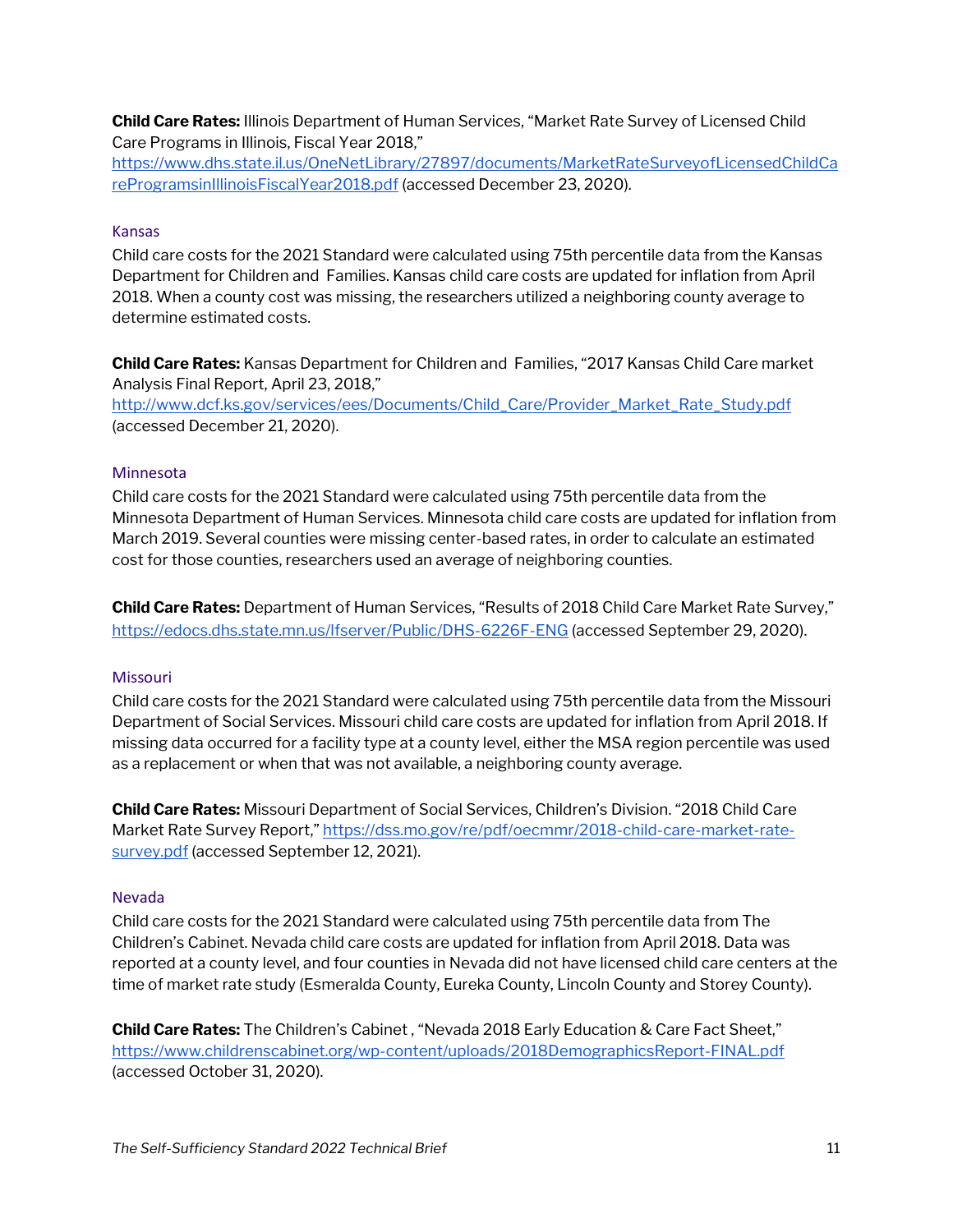**Child Care Rates:** Illinois Department of Human Services, "Market Rate Survey of Licensed Child Care Programs in Illinois, Fiscal Year 2018," https://www.dhs.state.il.us/OneNetLibrary/27897/documents/MarketRateSurveyofLicensedChildCareProgramsinIllinoisFiscalYear2018.pdf (accessed December 23, 2020).

### Kansas

Child care costs for the 2021 Standard were calculated using 75th percentile data from the Kansas Department for Children and Families. Kansas child care costs are updated for inflation from April 2018. When a county cost was missing, the researchers utilized a neighboring county average to determine estimated costs.

**Child Care Rates:** Kansas Department for Children and Families, "2017 Kansas Child Care market Analysis Final Report, April 23, 2018," http://www.dcf.ks.gov/services/ees/Documents/Child_Care/Provider_Market_Rate_Study.pdf (accessed December 21, 2020).

### Minnesota

Child care costs for the 2021 Standard were calculated using 75th percentile data from the Minnesota Department of Human Services. Minnesota child care costs are updated for inflation from March 2019. Several counties were missing center-based rates, in order to calculate an estimated cost for those counties, researchers used an average of neighboring counties.

**Child Care Rates:** Department of Human Services, "Results of 2018 Child Care Market Rate Survey," https://edocs.dhs.state.mn.us/lfserver/Public/DHS-6226F-ENG (accessed September 29, 2020).

### Missouri

Child care costs for the 2021 Standard were calculated using 75th percentile data from the Missouri Department of Social Services. Missouri child care costs are updated for inflation from April 2018. If missing data occurred for a facility type at a county level, either the MSA region percentile was used as a replacement or when that was not available, a neighboring county average.

**Child Care Rates:** Missouri Department of Social Services, Children's Division. "2018 Child Care Market Rate Survey Report," https://dss.mo.gov/re/pdf/oecmmr/2018-child-care-market-rate-survey.pdf (accessed September 12, 2021).

### Nevada

Child care costs for the 2021 Standard were calculated using 75th percentile data from The Children's Cabinet. Nevada child care costs are updated for inflation from April 2018. Data was reported at a county level, and four counties in Nevada did not have licensed child care centers at the time of market rate study (Esmeralda County, Eureka County, Lincoln County and Storey County).

**Child Care Rates:** The Children's Cabinet , "Nevada 2018 Early Education & Care Fact Sheet," https://www.childrenscabinet.org/wp-content/uploads/2018DemographicsReport-FINAL.pdf (accessed October 31, 2020).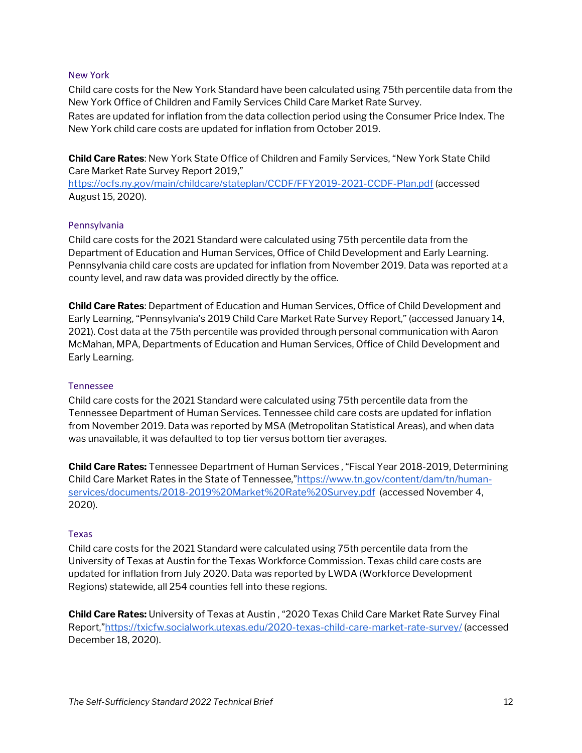### New York

Child care costs for the New York Standard have been calculated using 75th percentile data from the New York Office of Children and Family Services Child Care Market Rate Survey. Rates are updated for inflation from the data collection period using the Consumer Price Index. The New York child care costs are updated for inflation from October 2019.

**Child Care Rates**: New York State Office of Children and Family Services, "New York State Child Care Market Rate Survey Report 2019," https://ocfs.ny.gov/main/childcare/stateplan/CCDF/FFY2019-2021-CCDF-Plan.pdf (accessed August 15, 2020).

### Pennsylvania

Child care costs for the 2021 Standard were calculated using 75th percentile data from the Department of Education and Human Services, Office of Child Development and Early Learning. Pennsylvania child care costs are updated for inflation from November 2019. Data was reported at a county level, and raw data was provided directly by the office.

**Child Care Rates**: Department of Education and Human Services, Office of Child Development and Early Learning, "Pennsylvania's 2019 Child Care Market Rate Survey Report," (accessed January 14, 2021). Cost data at the 75th percentile was provided through personal communication with Aaron McMahan, MPA, Departments of Education and Human Services, Office of Child Development and Early Learning.

### Tennessee

Child care costs for the 2021 Standard were calculated using 75th percentile data from the Tennessee Department of Human Services. Tennessee child care costs are updated for inflation from November 2019. Data was reported by MSA (Metropolitan Statistical Areas), and when data was unavailable, it was defaulted to top tier versus bottom tier averages.

**Child Care Rates:** Tennessee Department of Human Services , "Fiscal Year 2018-2019, Determining Child Care Market Rates in the State of Tennessee,"https://www.tn.gov/content/dam/tn/human-services/documents/2018-2019%20Market%20Rate%20Survey.pdf (accessed November 4, 2020).

### Texas

Child care costs for the 2021 Standard were calculated using 75th percentile data from the University of Texas at Austin for the Texas Workforce Commission. Texas child care costs are updated for inflation from July 2020. Data was reported by LWDA (Workforce Development Regions) statewide, all 254 counties fell into these regions.

**Child Care Rates:** University of Texas at Austin , "2020 Texas Child Care Market Rate Survey Final Report,"https://txicfw.socialwork.utexas.edu/2020-texas-child-care-market-rate-survey/ (accessed December 18, 2020).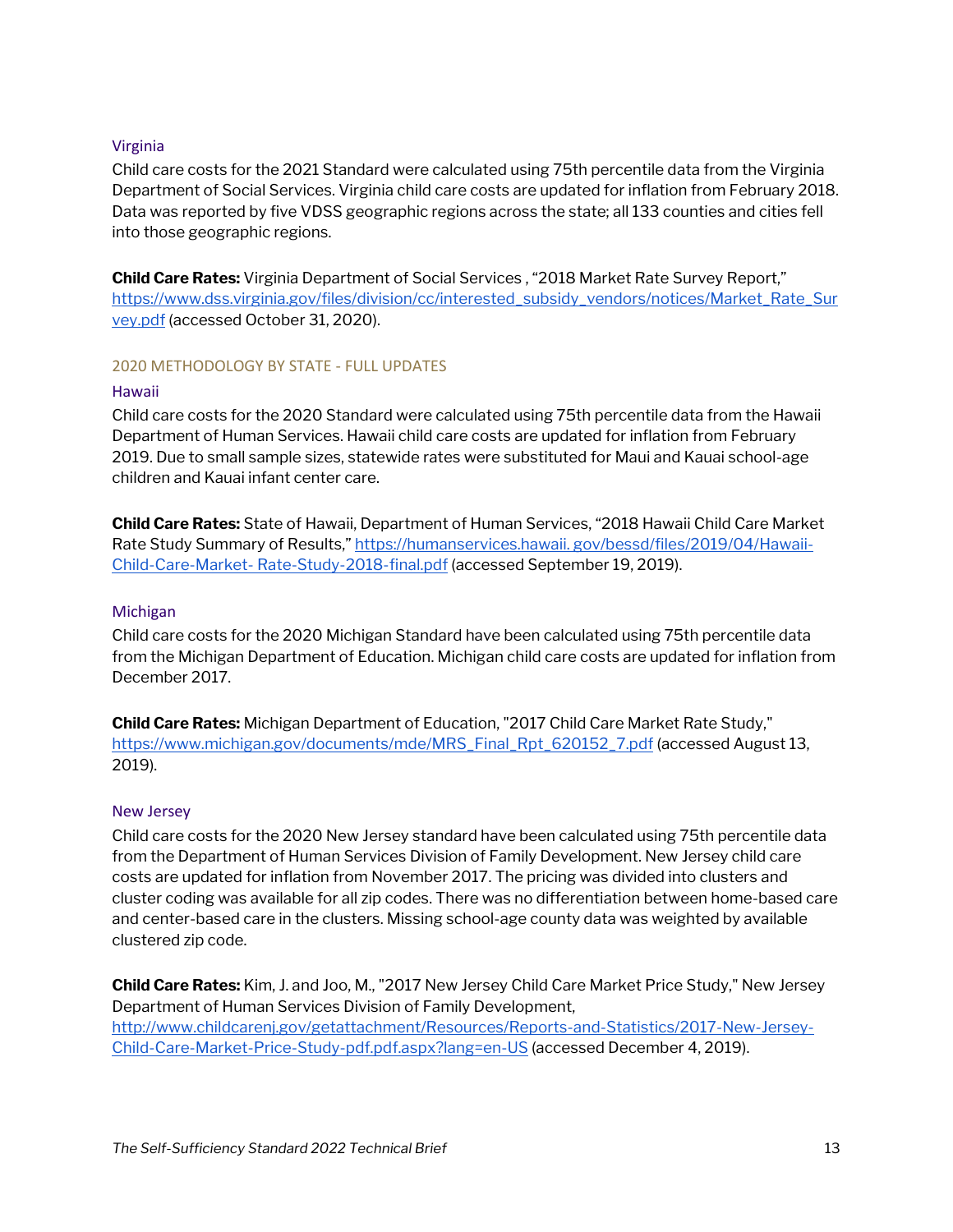### Virginia

Child care costs for the 2021 Standard were calculated using 75th percentile data from the Virginia Department of Social Services. Virginia child care costs are updated for inflation from February 2018. Data was reported by five VDSS geographic regions across the state; all 133 counties and cities fell into those geographic regions.

**Child Care Rates:** Virginia Department of Social Services , "2018 Market Rate Survey Report," https://www.dss.virginia.gov/files/division/cc/interested_subsidy_vendors/notices/Market_Rate_Survey.pdf (accessed October 31, 2020).

## 2020 METHODOLOGY BY STATE - FULL UPDATES

### Hawaii

Child care costs for the 2020 Standard were calculated using 75th percentile data from the Hawaii Department of Human Services. Hawaii child care costs are updated for inflation from February 2019. Due to small sample sizes, statewide rates were substituted for Maui and Kauai school-age children and Kauai infant center care.

**Child Care Rates:** State of Hawaii, Department of Human Services, "2018 Hawaii Child Care Market Rate Study Summary of Results," https://humanservices.hawaii. gov/bessd/files/2019/04/Hawaii-Child-Care-Market- Rate-Study-2018-final.pdf (accessed September 19, 2019).

### Michigan

Child care costs for the 2020 Michigan Standard have been calculated using 75th percentile data from the Michigan Department of Education. Michigan child care costs are updated for inflation from December 2017.

**Child Care Rates:** Michigan Department of Education, "2017 Child Care Market Rate Study," https://www.michigan.gov/documents/mde/MRS_Final_Rpt_620152_7.pdf (accessed August 13, 2019).

### New Jersey

Child care costs for the 2020 New Jersey standard have been calculated using 75th percentile data from the Department of Human Services Division of Family Development. New Jersey child care costs are updated for inflation from November 2017. The pricing was divided into clusters and cluster coding was available for all zip codes. There was no differentiation between home-based care and center-based care in the clusters. Missing school-age county data was weighted by available clustered zip code.

**Child Care Rates:** Kim, J. and Joo, M., "2017 New Jersey Child Care Market Price Study," New Jersey Department of Human Services Division of Family Development, http://www.childcarenj.gov/getattachment/Resources/Reports-and-Statistics/2017-New-Jersey-Child-Care-Market-Price-Study-pdf.pdf.aspx?lang=en-US (accessed December 4, 2019).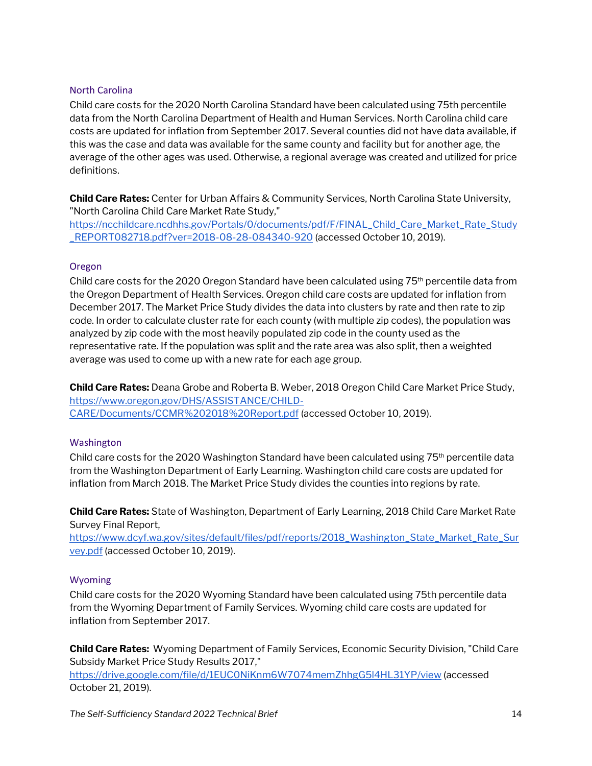### North Carolina

Child care costs for the 2020 North Carolina Standard have been calculated using 75th percentile data from the North Carolina Department of Health and Human Services. North Carolina child care costs are updated for inflation from September 2017. Several counties did not have data available, if this was the case and data was available for the same county and facility but for another age, the average of the other ages was used. Otherwise, a regional average was created and utilized for price definitions.

**Child Care Rates:** Center for Urban Affairs & Community Services, North Carolina State University, "North Carolina Child Care Market Rate Study," https://ncchildcare.ncdhhs.gov/Portals/0/documents/pdf/F/FINAL_Child_Care_Market_Rate_Study_REPORT082718.pdf?ver=2018-08-28-084340-920 (accessed October 10, 2019).

### Oregon

Child care costs for the 2020 Oregon Standard have been calculated using 75th percentile data from the Oregon Department of Health Services. Oregon child care costs are updated for inflation from December 2017. The Market Price Study divides the data into clusters by rate and then rate to zip code. In order to calculate cluster rate for each county (with multiple zip codes), the population was analyzed by zip code with the most heavily populated zip code in the county used as the representative rate. If the population was split and the rate area was also split, then a weighted average was used to come up with a new rate for each age group.

**Child Care Rates:** Deana Grobe and Roberta B. Weber, 2018 Oregon Child Care Market Price Study, https://www.oregon.gov/DHS/ASSISTANCE/CHILD-CARE/Documents/CCMR%202018%20Report.pdf (accessed October 10, 2019).

### Washington

Child care costs for the 2020 Washington Standard have been calculated using 75th percentile data from the Washington Department of Early Learning. Washington child care costs are updated for inflation from March 2018. The Market Price Study divides the counties into regions by rate.

**Child Care Rates:** State of Washington, Department of Early Learning, 2018 Child Care Market Rate Survey Final Report, https://www.dcyf.wa.gov/sites/default/files/pdf/reports/2018_Washington_State_Market_Rate_Survey.pdf (accessed October 10, 2019).

### Wyoming

Child care costs for the 2020 Wyoming Standard have been calculated using 75th percentile data from the Wyoming Department of Family Services. Wyoming child care costs are updated for inflation from September 2017.

**Child Care Rates:** Wyoming Department of Family Services, Economic Security Division, "Child Care Subsidy Market Price Study Results 2017," https://drive.google.com/file/d/1EUC0NiKnm6W7074memZhhgG5l4HL31YP/view (accessed October 21, 2019).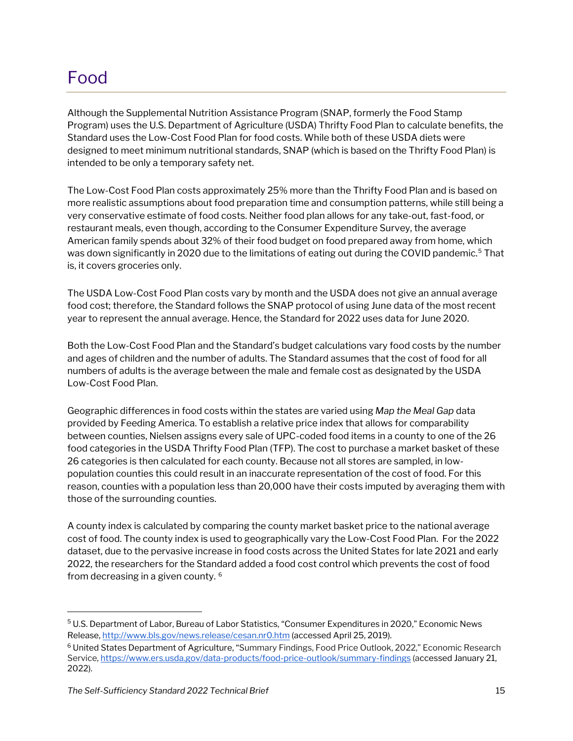# Food

Although the Supplemental Nutrition Assistance Program (SNAP, formerly the Food Stamp Program) uses the U.S. Department of Agriculture (USDA) Thrifty Food Plan to calculate benefits, the Standard uses the Low-Cost Food Plan for food costs. While both of these USDA diets were designed to meet minimum nutritional standards, SNAP (which is based on the Thrifty Food Plan) is intended to be only a temporary safety net.

The Low-Cost Food Plan costs approximately 25% more than the Thrifty Food Plan and is based on more realistic assumptions about food preparation time and consumption patterns, while still being a very conservative estimate of food costs. Neither food plan allows for any take-out, fast-food, or restaurant meals, even though, according to the Consumer Expenditure Survey, the average American family spends about 32% of their food budget on food prepared away from home, which was down significantly in 2020 due to the limitations of eating out during the COVID pandemic.[5] That is, it covers groceries only.

The USDA Low-Cost Food Plan costs vary by month and the USDA does not give an annual average food cost; therefore, the Standard follows the SNAP protocol of using June data of the most recent year to represent the annual average. Hence, the Standard for 2022 uses data for June 2020.

Both the Low-Cost Food Plan and the Standard's budget calculations vary food costs by the number and ages of children and the number of adults. The Standard assumes that the cost of food for all numbers of adults is the average between the male and female cost as designated by the USDA Low-Cost Food Plan.

Geographic differences in food costs within the states are varied using *Map the Meal Gap* data provided by Feeding America. To establish a relative price index that allows for comparability between counties, Nielsen assigns every sale of UPC-coded food items in a county to one of the 26 food categories in the USDA Thrifty Food Plan (TFP). The cost to purchase a market basket of these 26 categories is then calculated for each county. Because not all stores are sampled, in low-population counties this could result in an inaccurate representation of the cost of food. For this reason, counties with a population less than 20,000 have their costs imputed by averaging them with those of the surrounding counties.

A county index is calculated by comparing the county market basket price to the national average cost of food. The county index is used to geographically vary the Low-Cost Food Plan. For the 2022 dataset, due to the pervasive increase in food costs across the United States for late 2021 and early 2022, the researchers for the Standard added a food cost control which prevents the cost of food from decreasing in a given county.[6]

---

[5] U.S. Department of Labor, Bureau of Labor Statistics, "Consumer Expenditures in 2020," Economic News Release, http://www.bls.gov/news.release/cesan.nr0.htm (accessed April 25, 2019).

[6] United States Department of Agriculture, "Summary Findings, Food Price Outlook, 2022," Economic Research Service, https://www.ers.usda.gov/data-products/food-price-outlook/summary-findings (accessed January 21, 2022).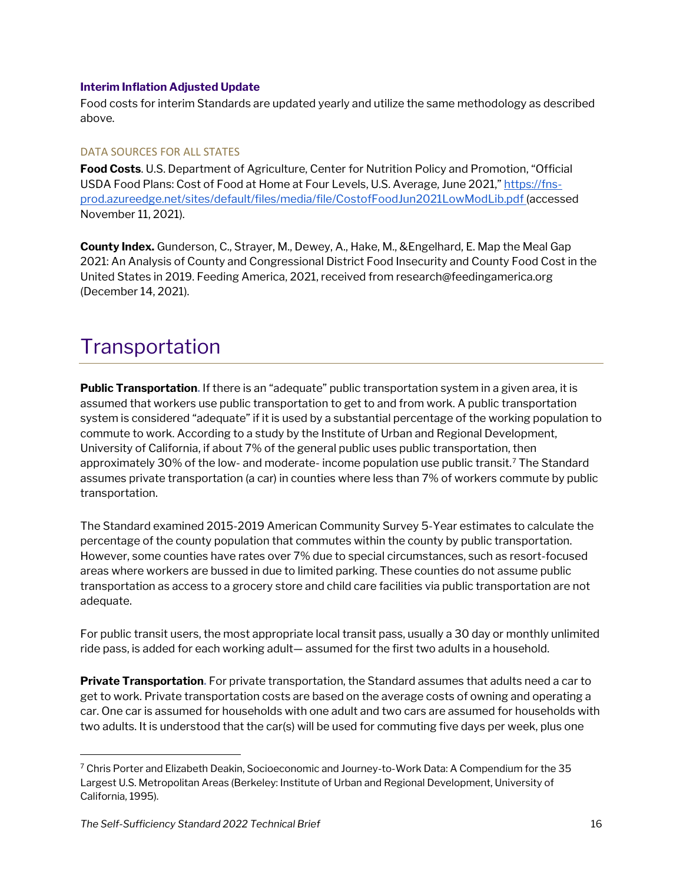### Interim Inflation Adjusted Update

Food costs for interim Standards are updated yearly and utilize the same methodology as described above.

#### DATA SOURCES FOR ALL STATES

**Food Costs**. U.S. Department of Agriculture, Center for Nutrition Policy and Promotion, "Official USDA Food Plans: Cost of Food at Home at Four Levels, U.S. Average, June 2021," https://fns-prod.azureedge.net/sites/default/files/media/file/CostofFoodJun2021LowModLib.pdf (accessed November 11, 2021).

**County Index.** Gunderson, C., Strayer, M., Dewey, A., Hake, M., &Engelhard, E. Map the Meal Gap 2021: An Analysis of County and Congressional District Food Insecurity and County Food Cost in the United States in 2019. Feeding America, 2021, received from research@feedingamerica.org (December 14, 2021).

# Transportation

**Public Transportation**. If there is an "adequate" public transportation system in a given area, it is assumed that workers use public transportation to get to and from work. A public transportation system is considered "adequate" if it is used by a substantial percentage of the working population to commute to work. According to a study by the Institute of Urban and Regional Development, University of California, if about 7% of the general public uses public transportation, then approximately 30% of the low- and moderate- income population use public transit.[7] The Standard assumes private transportation (a car) in counties where less than 7% of workers commute by public transportation.

The Standard examined 2015-2019 American Community Survey 5-Year estimates to calculate the percentage of the county population that commutes within the county by public transportation. However, some counties have rates over 7% due to special circumstances, such as resort-focused areas where workers are bussed in due to limited parking. These counties do not assume public transportation as access to a grocery store and child care facilities via public transportation are not adequate.

For public transit users, the most appropriate local transit pass, usually a 30 day or monthly unlimited ride pass, is added for each working adult— assumed for the first two adults in a household.

**Private Transportation**. For private transportation, the Standard assumes that adults need a car to get to work. Private transportation costs are based on the average costs of owning and operating a car. One car is assumed for households with one adult and two cars are assumed for households with two adults. It is understood that the car(s) will be used for commuting five days per week, plus one

---

[7] Chris Porter and Elizabeth Deakin, Socioeconomic and Journey-to-Work Data: A Compendium for the 35 Largest U.S. Metropolitan Areas (Berkeley: Institute of Urban and Regional Development, University of California, 1995).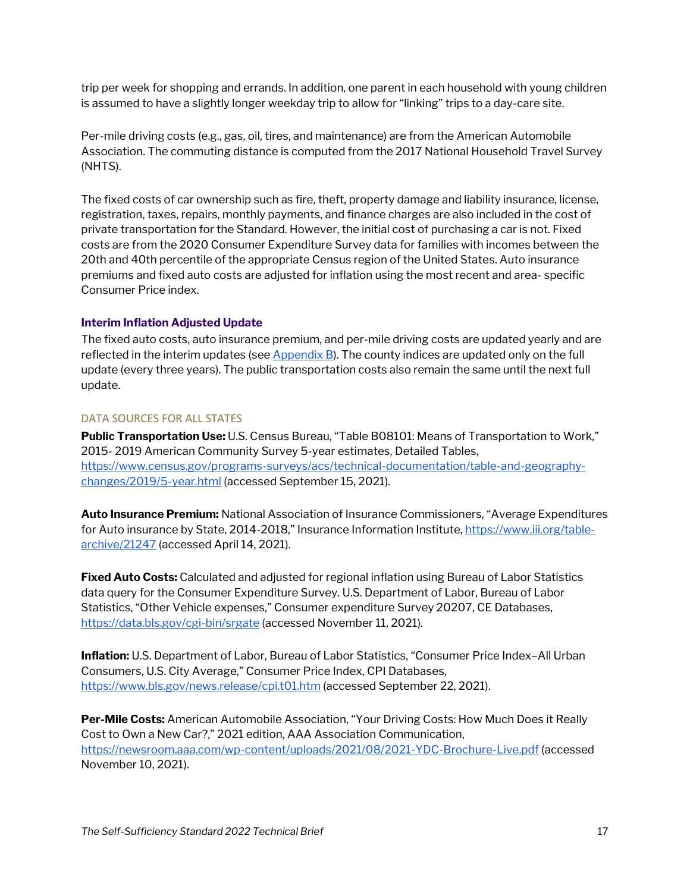trip per week for shopping and errands. In addition, one parent in each household with young children is assumed to have a slightly longer weekday trip to allow for "linking" trips to a day-care site.

Per-mile driving costs (e.g., gas, oil, tires, and maintenance) are from the American Automobile Association. The commuting distance is computed from the 2017 National Household Travel Survey (NHTS).

The fixed costs of car ownership such as fire, theft, property damage and liability insurance, license, registration, taxes, repairs, monthly payments, and finance charges are also included in the cost of private transportation for the Standard. However, the initial cost of purchasing a car is not. Fixed costs are from the 2020 Consumer Expenditure Survey data for families with incomes between the 20th and 40th percentile of the appropriate Census region of the United States. Auto insurance premiums and fixed auto costs are adjusted for inflation using the most recent and area- specific Consumer Price index.

### Interim Inflation Adjusted Update

The fixed auto costs, auto insurance premium, and per-mile driving costs are updated yearly and are reflected in the interim updates (see Appendix B). The county indices are updated only on the full update (every three years). The public transportation costs also remain the same until the next full update.

#### DATA SOURCES FOR ALL STATES

**Public Transportation Use:** U.S. Census Bureau, "Table B08101: Means of Transportation to Work," 2015- 2019 American Community Survey 5-year estimates, Detailed Tables, https://www.census.gov/programs-surveys/acs/technical-documentation/table-and-geography-changes/2019/5-year.html (accessed September 15, 2021).

**Auto Insurance Premium:** National Association of Insurance Commissioners, "Average Expenditures for Auto insurance by State, 2014-2018," Insurance Information Institute, https://www.iii.org/table-archive/21247 (accessed April 14, 2021).

**Fixed Auto Costs:** Calculated and adjusted for regional inflation using Bureau of Labor Statistics data query for the Consumer Expenditure Survey. U.S. Department of Labor, Bureau of Labor Statistics, "Other Vehicle expenses," Consumer expenditure Survey 20207, CE Databases, https://data.bls.gov/cgi-bin/srgate (accessed November 11, 2021).

**Inflation:** U.S. Department of Labor, Bureau of Labor Statistics, "Consumer Price Index–All Urban Consumers, U.S. City Average," Consumer Price Index, CPI Databases, https://www.bls.gov/news.release/cpi.t01.htm (accessed September 22, 2021).

**Per-Mile Costs:** American Automobile Association, "Your Driving Costs: How Much Does it Really Cost to Own a New Car?," 2021 edition, AAA Association Communication, https://newsroom.aaa.com/wp-content/uploads/2021/08/2021-YDC-Brochure-Live.pdf (accessed November 10, 2021).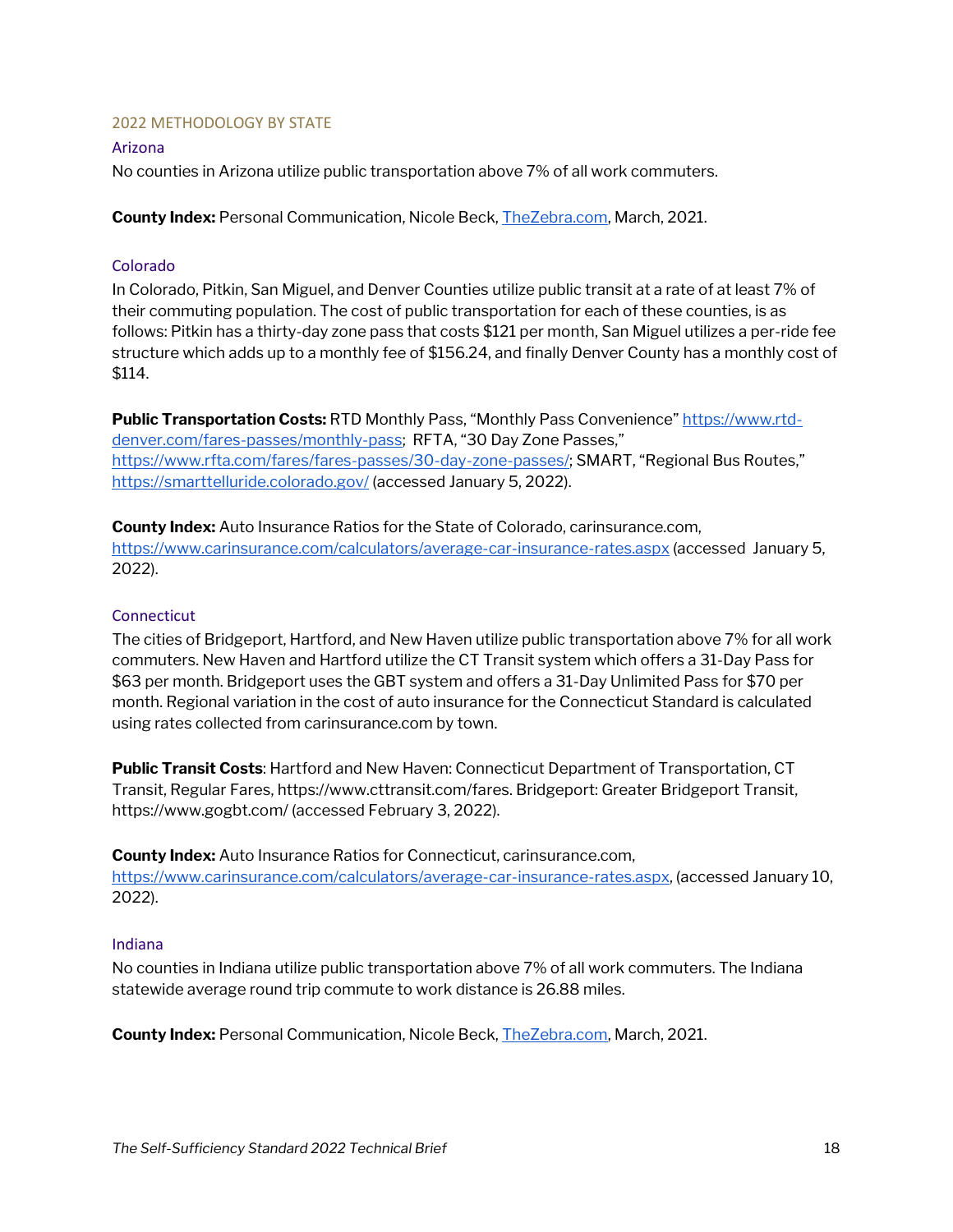## 2022 METHODOLOGY BY STATE

### Arizona

No counties in Arizona utilize public transportation above 7% of all work commuters.

**County Index:** Personal Communication, Nicole Beck, [TheZebra.com](TheZebra.com), March, 2021.

### Colorado

In Colorado, Pitkin, San Miguel, and Denver Counties utilize public transit at a rate of at least 7% of their commuting population. The cost of public transportation for each of these counties, is as follows: Pitkin has a thirty-day zone pass that costs $121 per month, San Miguel utilizes a per-ride fee structure which adds up to a monthly fee of $156.24, and finally Denver County has a monthly cost of $114.

**Public Transportation Costs:** RTD Monthly Pass, "Monthly Pass Convenience" https://www.rtd-denver.com/fares-passes/monthly-pass; RFTA, "30 Day Zone Passes," https://www.rfta.com/fares/fares-passes/30-day-zone-passes/; SMART, "Regional Bus Routes," https://smarttelluride.colorado.gov/ (accessed January 5, 2022).

**County Index:** Auto Insurance Ratios for the State of Colorado, carinsurance.com, https://www.carinsurance.com/calculators/average-car-insurance-rates.aspx (accessed January 5, 2022).

### Connecticut

The cities of Bridgeport, Hartford, and New Haven utilize public transportation above 7% for all work commuters. New Haven and Hartford utilize the CT Transit system which offers a 31-Day Pass for $63 per month. Bridgeport uses the GBT system and offers a 31-Day Unlimited Pass for $70 per month. Regional variation in the cost of auto insurance for the Connecticut Standard is calculated using rates collected from carinsurance.com by town.

**Public Transit Costs**: Hartford and New Haven: Connecticut Department of Transportation, CT Transit, Regular Fares, https://www.cttransit.com/fares. Bridgeport: Greater Bridgeport Transit, https://www.gogbt.com/ (accessed February 3, 2022).

**County Index:** Auto Insurance Ratios for Connecticut, carinsurance.com, https://www.carinsurance.com/calculators/average-car-insurance-rates.aspx, (accessed January 10, 2022).

### Indiana

No counties in Indiana utilize public transportation above 7% of all work commuters. The Indiana statewide average round trip commute to work distance is 26.88 miles.

**County Index:** Personal Communication, Nicole Beck, [TheZebra.com](TheZebra.com), March, 2021.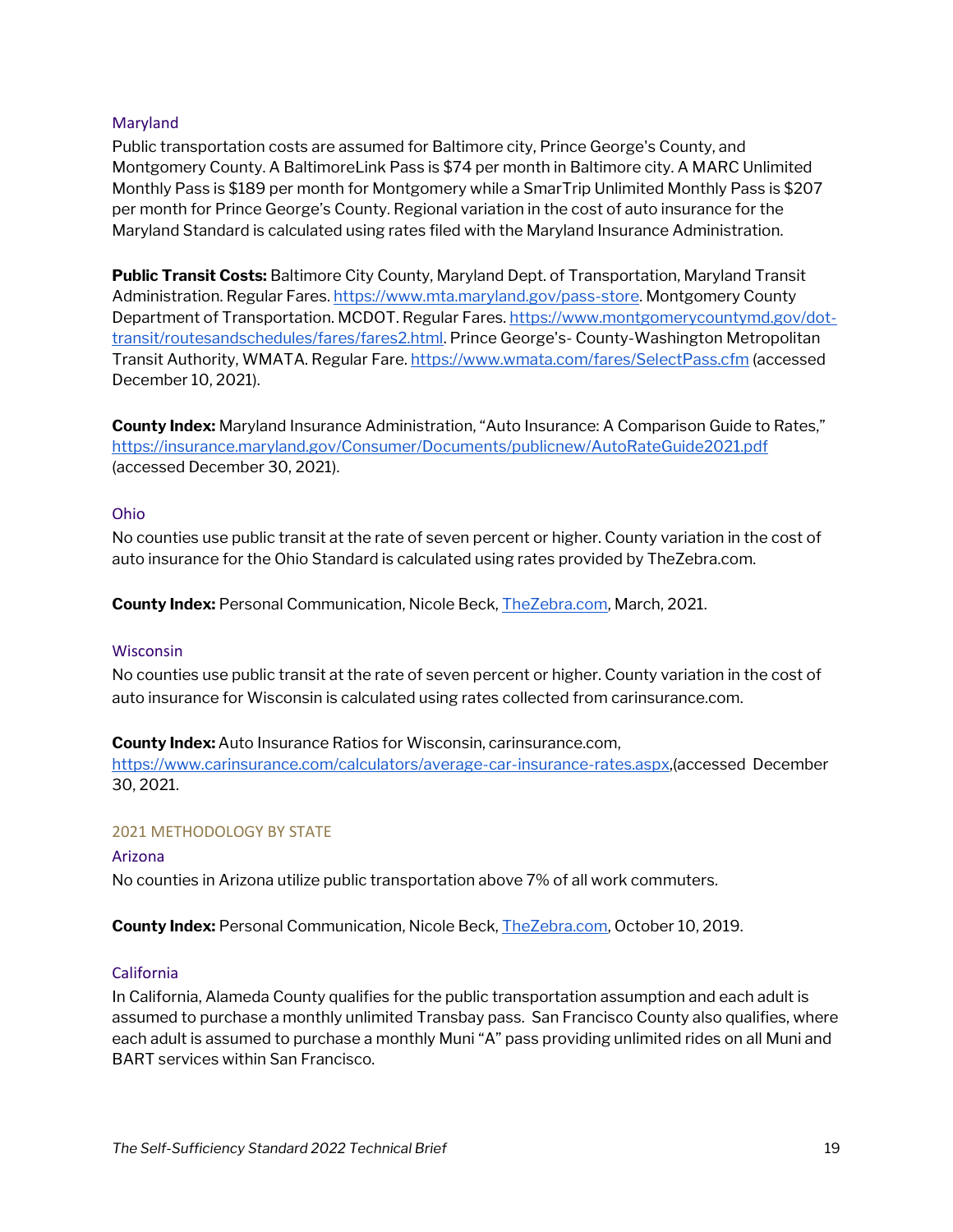### Maryland

Public transportation costs are assumed for Baltimore city, Prince George's County, and Montgomery County. A BaltimoreLink Pass is $74 per month in Baltimore city. A MARC Unlimited Monthly Pass is $189 per month for Montgomery while a SmarTrip Unlimited Monthly Pass is $207 per month for Prince George's County. Regional variation in the cost of auto insurance for the Maryland Standard is calculated using rates filed with the Maryland Insurance Administration.

**Public Transit Costs:** Baltimore City County, Maryland Dept. of Transportation, Maryland Transit Administration. Regular Fares. https://www.mta.maryland.gov/pass-store. Montgomery County Department of Transportation. MCDOT. Regular Fares. https://www.montgomerycountymd.gov/dot-transit/routesandschedules/fares/fares2.html. Prince George's- County-Washington Metropolitan Transit Authority, WMATA. Regular Fare. https://www.wmata.com/fares/SelectPass.cfm (accessed December 10, 2021).

**County Index:** Maryland Insurance Administration, "Auto Insurance: A Comparison Guide to Rates," https://insurance.maryland.gov/Consumer/Documents/publicnew/AutoRateGuide2021.pdf (accessed December 30, 2021).

### Ohio

No counties use public transit at the rate of seven percent or higher. County variation in the cost of auto insurance for the Ohio Standard is calculated using rates provided by TheZebra.com.

**County Index:** Personal Communication, Nicole Beck, TheZebra.com, March, 2021.

### Wisconsin

No counties use public transit at the rate of seven percent or higher. County variation in the cost of auto insurance for Wisconsin is calculated using rates collected from carinsurance.com.

**County Index:** Auto Insurance Ratios for Wisconsin, carinsurance.com, https://www.carinsurance.com/calculators/average-car-insurance-rates.aspx,(accessed December 30, 2021.

## 2021 METHODOLOGY BY STATE

### Arizona

No counties in Arizona utilize public transportation above 7% of all work commuters.

**County Index:** Personal Communication, Nicole Beck, TheZebra.com, October 10, 2019.

### California

In California, Alameda County qualifies for the public transportation assumption and each adult is assumed to purchase a monthly unlimited Transbay pass. San Francisco County also qualifies, where each adult is assumed to purchase a monthly Muni "A" pass providing unlimited rides on all Muni and BART services within San Francisco.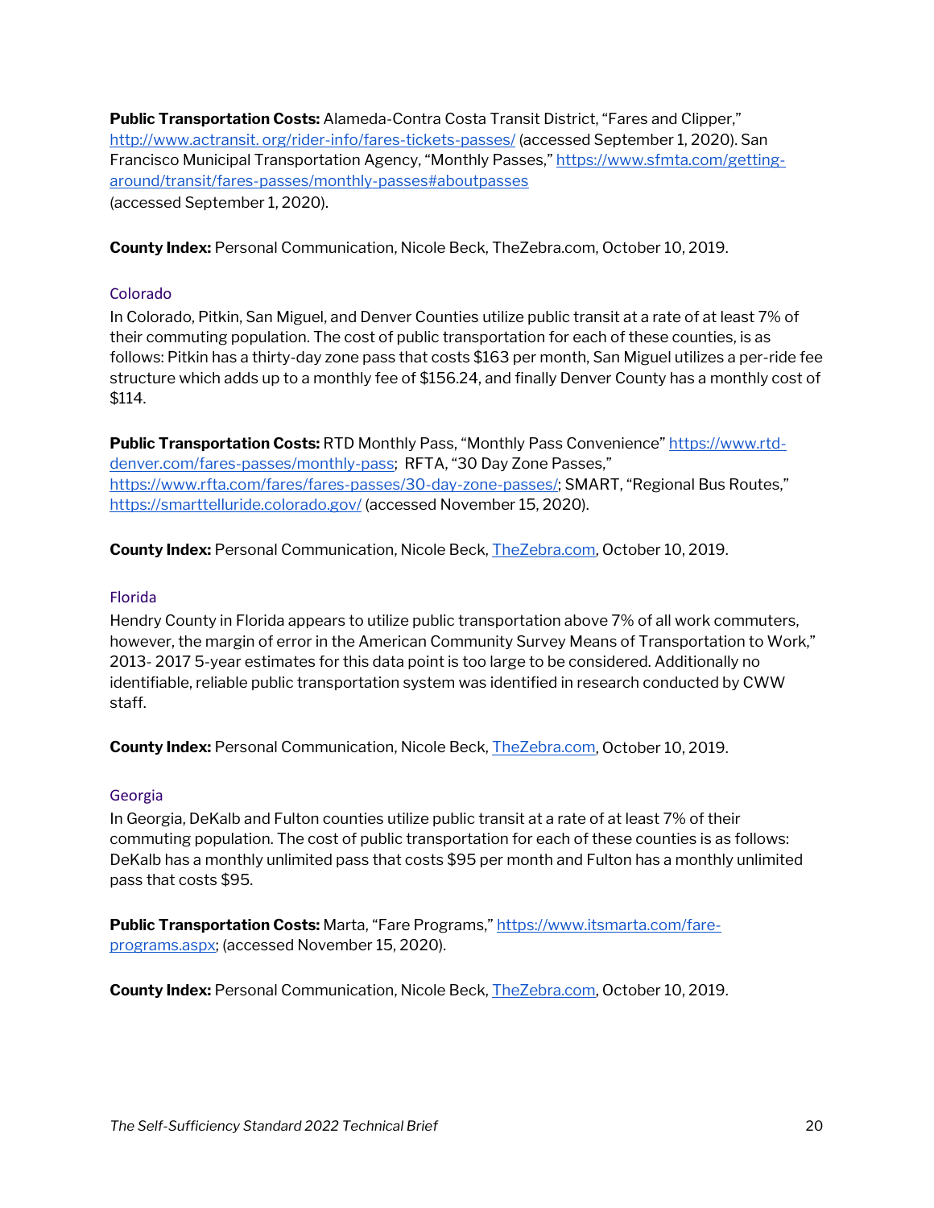**Public Transportation Costs:** Alameda-Contra Costa Transit District, “Fares and Clipper,” http://www.actransit. org/rider-info/fares-tickets-passes/ (accessed September 1, 2020). San Francisco Municipal Transportation Agency, “Monthly Passes,” https://www.sfmta.com/getting-around/transit/fares-passes/monthly-passes#aboutpasses (accessed September 1, 2020).

**County Index:** Personal Communication, Nicole Beck, TheZebra.com, October 10, 2019.

### Colorado

In Colorado, Pitkin, San Miguel, and Denver Counties utilize public transit at a rate of at least 7% of their commuting population. The cost of public transportation for each of these counties, is as follows: Pitkin has a thirty-day zone pass that costs $163 per month, San Miguel utilizes a per-ride fee structure which adds up to a monthly fee of $156.24, and finally Denver County has a monthly cost of $114.

**Public Transportation Costs:** RTD Monthly Pass, “Monthly Pass Convenience” https://www.rtd-denver.com/fares-passes/monthly-pass; RFTA, “30 Day Zone Passes,” https://www.rfta.com/fares/fares-passes/30-day-zone-passes/; SMART, “Regional Bus Routes,” https://smarttelluride.colorado.gov/ (accessed November 15, 2020).

**County Index:** Personal Communication, Nicole Beck, TheZebra.com, October 10, 2019.

### Florida

Hendry County in Florida appears to utilize public transportation above 7% of all work commuters, however, the margin of error in the American Community Survey Means of Transportation to Work,” 2013- 2017 5-year estimates for this data point is too large to be considered. Additionally no identifiable, reliable public transportation system was identified in research conducted by CWW staff.

**County Index:** Personal Communication, Nicole Beck, TheZebra.com, October 10, 2019.

### Georgia

In Georgia, DeKalb and Fulton counties utilize public transit at a rate of at least 7% of their commuting population. The cost of public transportation for each of these counties is as follows: DeKalb has a monthly unlimited pass that costs $95 per month and Fulton has a monthly unlimited pass that costs $95.

**Public Transportation Costs:** Marta, “Fare Programs,” https://www.itsmarta.com/fare-programs.aspx; (accessed November 15, 2020).

**County Index:** Personal Communication, Nicole Beck, TheZebra.com, October 10, 2019.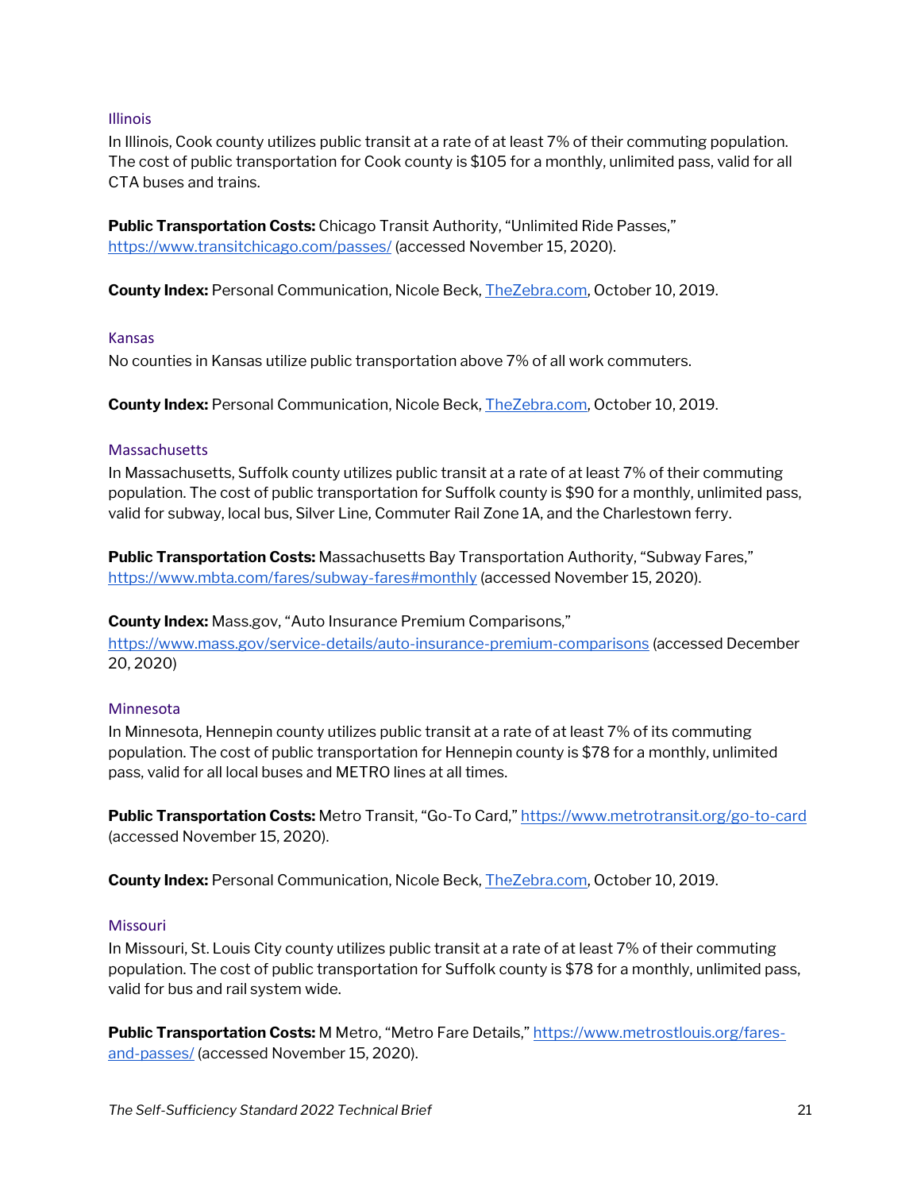### Illinois

In Illinois, Cook county utilizes public transit at a rate of at least 7% of their commuting population. The cost of public transportation for Cook county is $105 for a monthly, unlimited pass, valid for all CTA buses and trains.

**Public Transportation Costs:** Chicago Transit Authority, "Unlimited Ride Passes," https://www.transitchicago.com/passes/ (accessed November 15, 2020).

**County Index:** Personal Communication, Nicole Beck, TheZebra.com, October 10, 2019.

### Kansas

No counties in Kansas utilize public transportation above 7% of all work commuters.

**County Index:** Personal Communication, Nicole Beck, TheZebra.com, October 10, 2019.

### Massachusetts

In Massachusetts, Suffolk county utilizes public transit at a rate of at least 7% of their commuting population. The cost of public transportation for Suffolk county is $90 for a monthly, unlimited pass, valid for subway, local bus, Silver Line, Commuter Rail Zone 1A, and the Charlestown ferry.

**Public Transportation Costs:** Massachusetts Bay Transportation Authority, "Subway Fares," https://www.mbta.com/fares/subway-fares#monthly (accessed November 15, 2020).

**County Index:** Mass.gov, "Auto Insurance Premium Comparisons," https://www.mass.gov/service-details/auto-insurance-premium-comparisons (accessed December 20, 2020)

### Minnesota

In Minnesota, Hennepin county utilizes public transit at a rate of at least 7% of its commuting population. The cost of public transportation for Hennepin county is $78 for a monthly, unlimited pass, valid for all local buses and METRO lines at all times.

**Public Transportation Costs:** Metro Transit, "Go-To Card," https://www.metrotransit.org/go-to-card (accessed November 15, 2020).

**County Index:** Personal Communication, Nicole Beck, TheZebra.com, October 10, 2019.

### Missouri

In Missouri, St. Louis City county utilizes public transit at a rate of at least 7% of their commuting population. The cost of public transportation for Suffolk county is $78 for a monthly, unlimited pass, valid for bus and rail system wide.

**Public Transportation Costs:** M Metro, "Metro Fare Details," https://www.metrostlouis.org/fares-and-passes/ (accessed November 15, 2020).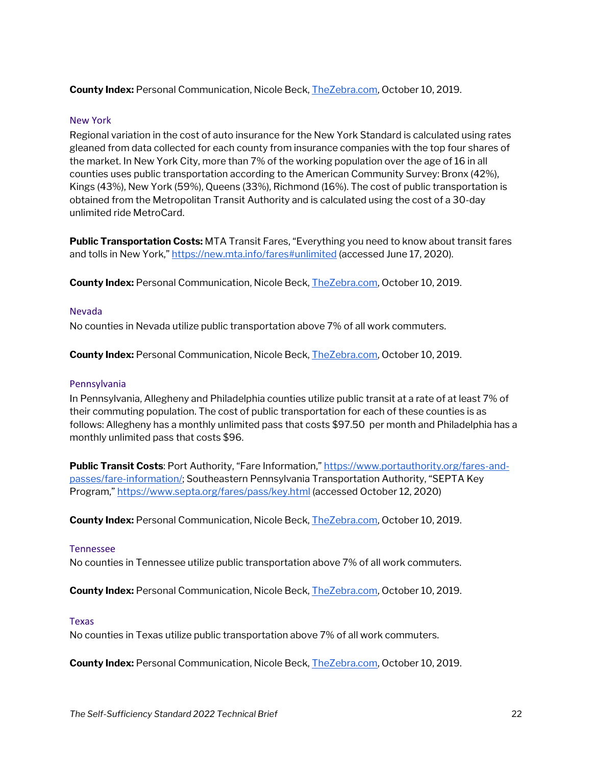**County Index:** Personal Communication, Nicole Beck, [TheZebra.com](TheZebra.com), October 10, 2019.

### New York

Regional variation in the cost of auto insurance for the New York Standard is calculated using rates gleaned from data collected for each county from insurance companies with the top four shares of the market. In New York City, more than 7% of the working population over the age of 16 in all counties uses public transportation according to the American Community Survey: Bronx (42%), Kings (43%), New York (59%), Queens (33%), Richmond (16%). The cost of public transportation is obtained from the Metropolitan Transit Authority and is calculated using the cost of a 30-day unlimited ride MetroCard.

**Public Transportation Costs:** MTA Transit Fares, "Everything you need to know about transit fares and tolls in New York," [https://new.mta.info/fares#unlimited](https://new.mta.info/fares#unlimited) (accessed June 17, 2020).

**County Index:** Personal Communication, Nicole Beck, [TheZebra.com](TheZebra.com), October 10, 2019.

### Nevada

No counties in Nevada utilize public transportation above 7% of all work commuters.

**County Index:** Personal Communication, Nicole Beck, [TheZebra.com](TheZebra.com), October 10, 2019.

### Pennsylvania

In Pennsylvania, Allegheny and Philadelphia counties utilize public transit at a rate of at least 7% of their commuting population. The cost of public transportation for each of these counties is as follows: Allegheny has a monthly unlimited pass that costs $97.50 per month and Philadelphia has a monthly unlimited pass that costs $96.

**Public Transit Costs**: Port Authority, "Fare Information," [https://www.portauthority.org/fares-and-passes/fare-information/](https://www.portauthority.org/fares-and-passes/fare-information/); Southeastern Pennsylvania Transportation Authority, "SEPTA Key Program," [https://www.septa.org/fares/pass/key.html](https://www.septa.org/fares/pass/key.html) (accessed October 12, 2020)

**County Index:** Personal Communication, Nicole Beck, [TheZebra.com](TheZebra.com), October 10, 2019.

### Tennessee

No counties in Tennessee utilize public transportation above 7% of all work commuters.

**County Index:** Personal Communication, Nicole Beck, [TheZebra.com](TheZebra.com), October 10, 2019.

### Texas

No counties in Texas utilize public transportation above 7% of all work commuters.

**County Index:** Personal Communication, Nicole Beck, [TheZebra.com](TheZebra.com), October 10, 2019.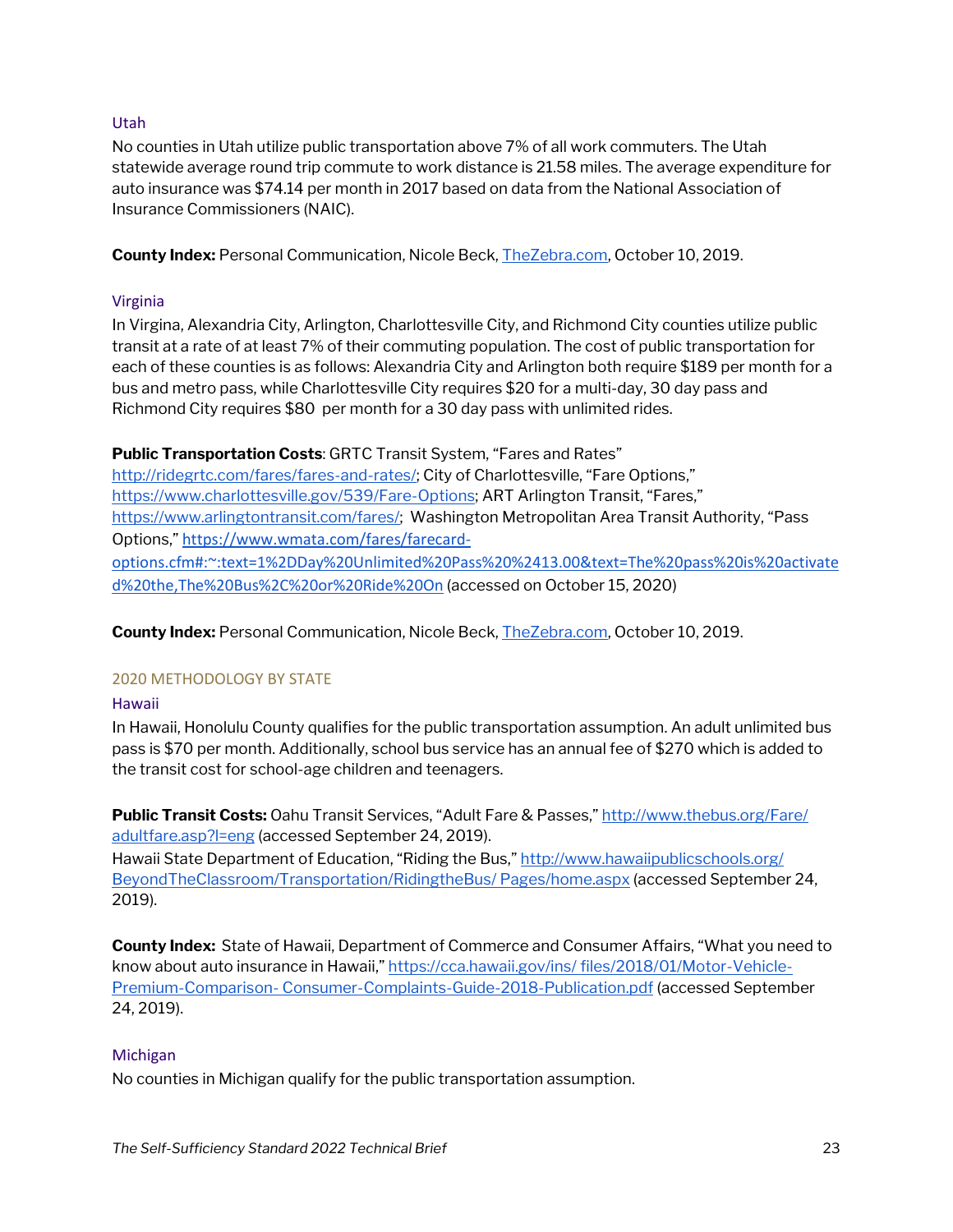### Utah

No counties in Utah utilize public transportation above 7% of all work commuters. The Utah statewide average round trip commute to work distance is 21.58 miles. The average expenditure for auto insurance was $74.14 per month in 2017 based on data from the National Association of Insurance Commissioners (NAIC).

**County Index:** Personal Communication, Nicole Beck, TheZebra.com, October 10, 2019.

### Virginia

In Virgina, Alexandria City, Arlington, Charlottesville City, and Richmond City counties utilize public transit at a rate of at least 7% of their commuting population. The cost of public transportation for each of these counties is as follows: Alexandria City and Arlington both require $189 per month for a bus and metro pass, while Charlottesville City requires $20 for a multi-day, 30 day pass and Richmond City requires $80 per month for a 30 day pass with unlimited rides.

**Public Transportation Costs**: GRTC Transit System, "Fares and Rates" http://ridegrtc.com/fares/fares-and-rates/; City of Charlottesville, "Fare Options," https://www.charlottesville.gov/539/Fare-Options; ART Arlington Transit, "Fares," https://www.arlingtontransit.com/fares/; Washington Metropolitan Area Transit Authority, "Pass Options," https://www.wmata.com/fares/farecard-options.cfm#:~:text=1%2DDay%20Unlimited%20Pass%20%2413.00&text=The%20pass%20is%20activated%20the,The%20Bus%2C%20or%20Ride%20On (accessed on October 15, 2020)

**County Index:** Personal Communication, Nicole Beck, TheZebra.com, October 10, 2019.

## 2020 METHODOLOGY BY STATE

### Hawaii

In Hawaii, Honolulu County qualifies for the public transportation assumption. An adult unlimited bus pass is $70 per month. Additionally, school bus service has an annual fee of $270 which is added to the transit cost for school-age children and teenagers.

**Public Transit Costs:** Oahu Transit Services, "Adult Fare & Passes," http://www.thebus.org/Fare/adultfare.asp?l=eng (accessed September 24, 2019).
Hawaii State Department of Education, "Riding the Bus," http://www.hawaiipublicschools.org/BeyondTheClassroom/Transportation/RidingtheBus/ Pages/home.aspx (accessed September 24, 2019).

**County Index:** State of Hawaii, Department of Commerce and Consumer Affairs, "What you need to know about auto insurance in Hawaii," https://cca.hawaii.gov/ins/ files/2018/01/Motor-Vehicle-Premium-Comparison- Consumer-Complaints-Guide-2018-Publication.pdf (accessed September 24, 2019).

### Michigan

No counties in Michigan qualify for the public transportation assumption.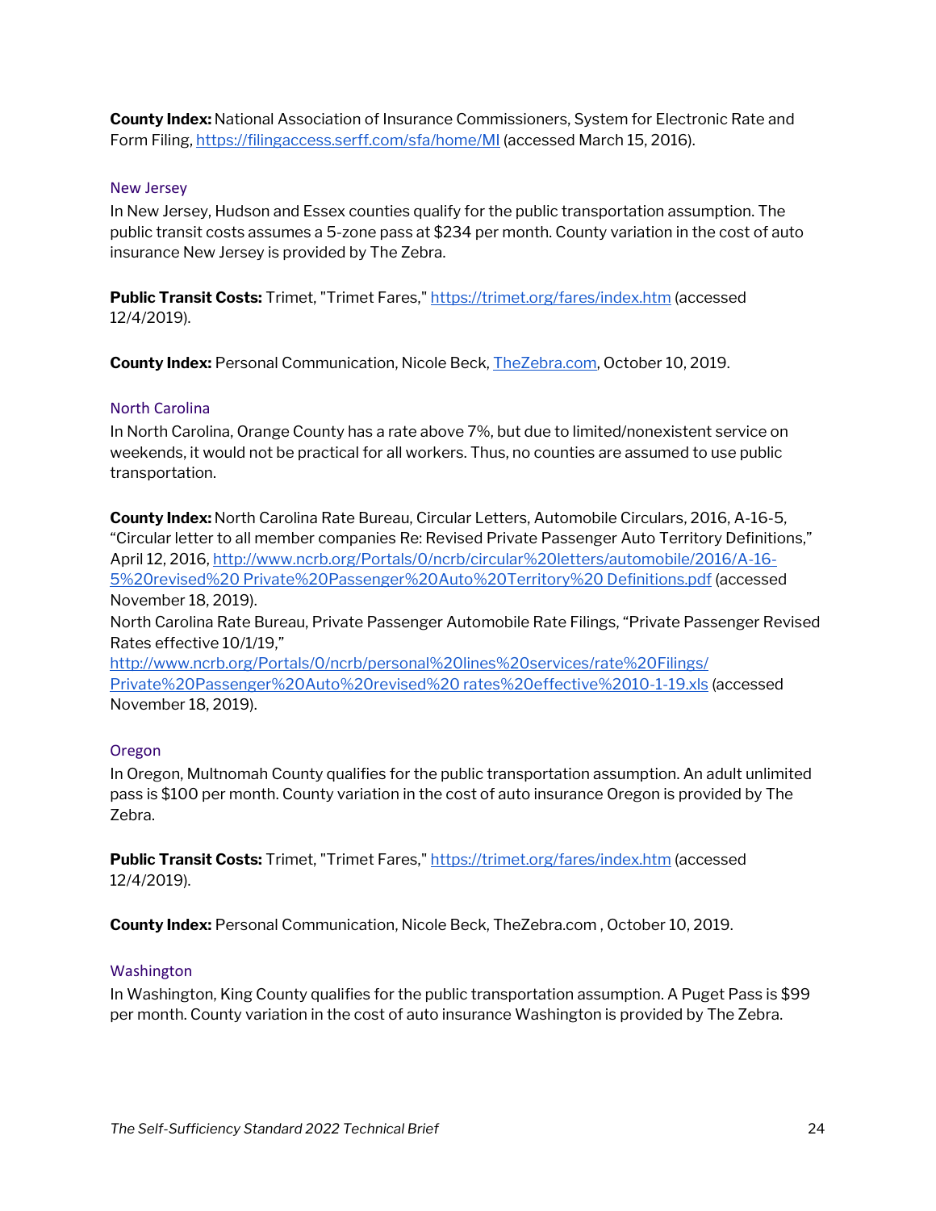**County Index:** National Association of Insurance Commissioners, System for Electronic Rate and Form Filing, https://filingaccess.serff.com/sfa/home/MI (accessed March 15, 2016).

### New Jersey

In New Jersey, Hudson and Essex counties qualify for the public transportation assumption. The public transit costs assumes a 5-zone pass at $234 per month. County variation in the cost of auto insurance New Jersey is provided by The Zebra.

**Public Transit Costs:** Trimet, "Trimet Fares," https://trimet.org/fares/index.htm (accessed 12/4/2019).

**County Index:** Personal Communication, Nicole Beck, TheZebra.com, October 10, 2019.

### North Carolina

In North Carolina, Orange County has a rate above 7%, but due to limited/nonexistent service on weekends, it would not be practical for all workers. Thus, no counties are assumed to use public transportation.

**County Index:** North Carolina Rate Bureau, Circular Letters, Automobile Circulars, 2016, A-16-5, "Circular letter to all member companies Re: Revised Private Passenger Auto Territory Definitions," April 12, 2016, http://www.ncrb.org/Portals/0/ncrb/circular%20letters/automobile/2016/A-16-5%20revised%20 Private%20Passenger%20Auto%20Territory%20 Definitions.pdf (accessed November 18, 2019).
North Carolina Rate Bureau, Private Passenger Automobile Rate Filings, "Private Passenger Revised Rates effective 10/1/19," http://www.ncrb.org/Portals/0/ncrb/personal%20lines%20services/rate%20Filings/ Private%20Passenger%20Auto%20revised%20 rates%20effective%2010-1-19.xls (accessed November 18, 2019).

### Oregon

In Oregon, Multnomah County qualifies for the public transportation assumption. An adult unlimited pass is $100 per month. County variation in the cost of auto insurance Oregon is provided by The Zebra.

**Public Transit Costs:** Trimet, "Trimet Fares," https://trimet.org/fares/index.htm (accessed 12/4/2019).

**County Index:** Personal Communication, Nicole Beck, TheZebra.com , October 10, 2019.

### Washington

In Washington, King County qualifies for the public transportation assumption. A Puget Pass is $99 per month. County variation in the cost of auto insurance Washington is provided by The Zebra.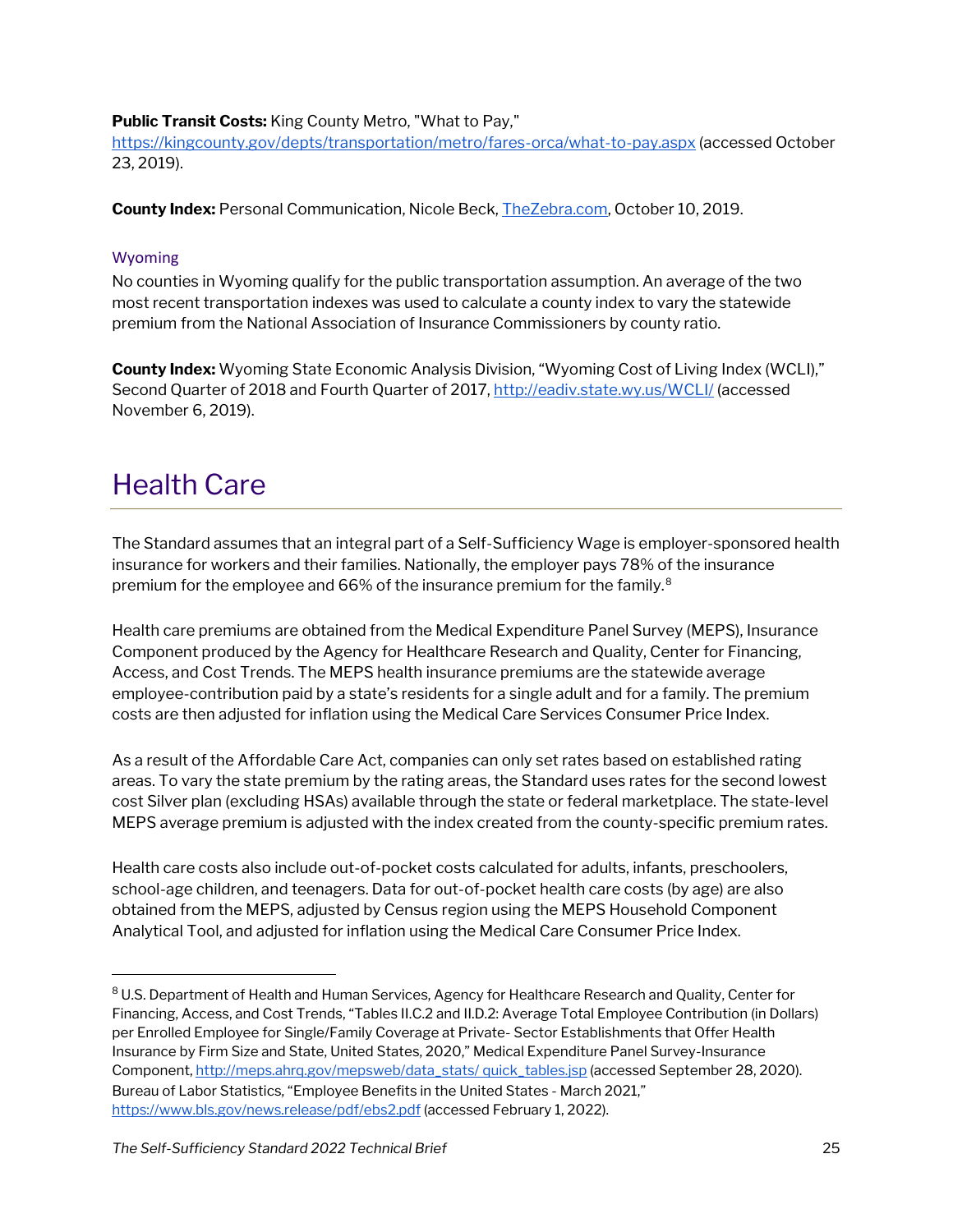**Public Transit Costs:** King County Metro, "What to Pay," https://kingcounty.gov/depts/transportation/metro/fares-orca/what-to-pay.aspx (accessed October 23, 2019).

**County Index:** Personal Communication, Nicole Beck, TheZebra.com, October 10, 2019.

### Wyoming

No counties in Wyoming qualify for the public transportation assumption. An average of the two most recent transportation indexes was used to calculate a county index to vary the statewide premium from the National Association of Insurance Commissioners by county ratio.

**County Index:** Wyoming State Economic Analysis Division, "Wyoming Cost of Living Index (WCLI)," Second Quarter of 2018 and Fourth Quarter of 2017, http://eadiv.state.wy.us/WCLI/ (accessed November 6, 2019).

# Health Care

The Standard assumes that an integral part of a Self-Sufficiency Wage is employer-sponsored health insurance for workers and their families. Nationally, the employer pays 78% of the insurance premium for the employee and 66% of the insurance premium for the family.[8]

Health care premiums are obtained from the Medical Expenditure Panel Survey (MEPS), Insurance Component produced by the Agency for Healthcare Research and Quality, Center for Financing, Access, and Cost Trends. The MEPS health insurance premiums are the statewide average employee-contribution paid by a state's residents for a single adult and for a family. The premium costs are then adjusted for inflation using the Medical Care Services Consumer Price Index.

As a result of the Affordable Care Act, companies can only set rates based on established rating areas. To vary the state premium by the rating areas, the Standard uses rates for the second lowest cost Silver plan (excluding HSAs) available through the state or federal marketplace. The state-level MEPS average premium is adjusted with the index created from the county-specific premium rates.

Health care costs also include out-of-pocket costs calculated for adults, infants, preschoolers, school-age children, and teenagers. Data for out-of-pocket health care costs (by age) are also obtained from the MEPS, adjusted by Census region using the MEPS Household Component Analytical Tool, and adjusted for inflation using the Medical Care Consumer Price Index.

---

[8] U.S. Department of Health and Human Services, Agency for Healthcare Research and Quality, Center for Financing, Access, and Cost Trends, "Tables II.C.2 and II.D.2: Average Total Employee Contribution (in Dollars) per Enrolled Employee for Single/Family Coverage at Private- Sector Establishments that Offer Health Insurance by Firm Size and State, United States, 2020," Medical Expenditure Panel Survey-Insurance Component, http://meps.ahrq.gov/mepsweb/data_stats/ quick_tables.jsp (accessed September 28, 2020). Bureau of Labor Statistics, "Employee Benefits in the United States - March 2021," https://www.bls.gov/news.release/pdf/ebs2.pdf (accessed February 1, 2022).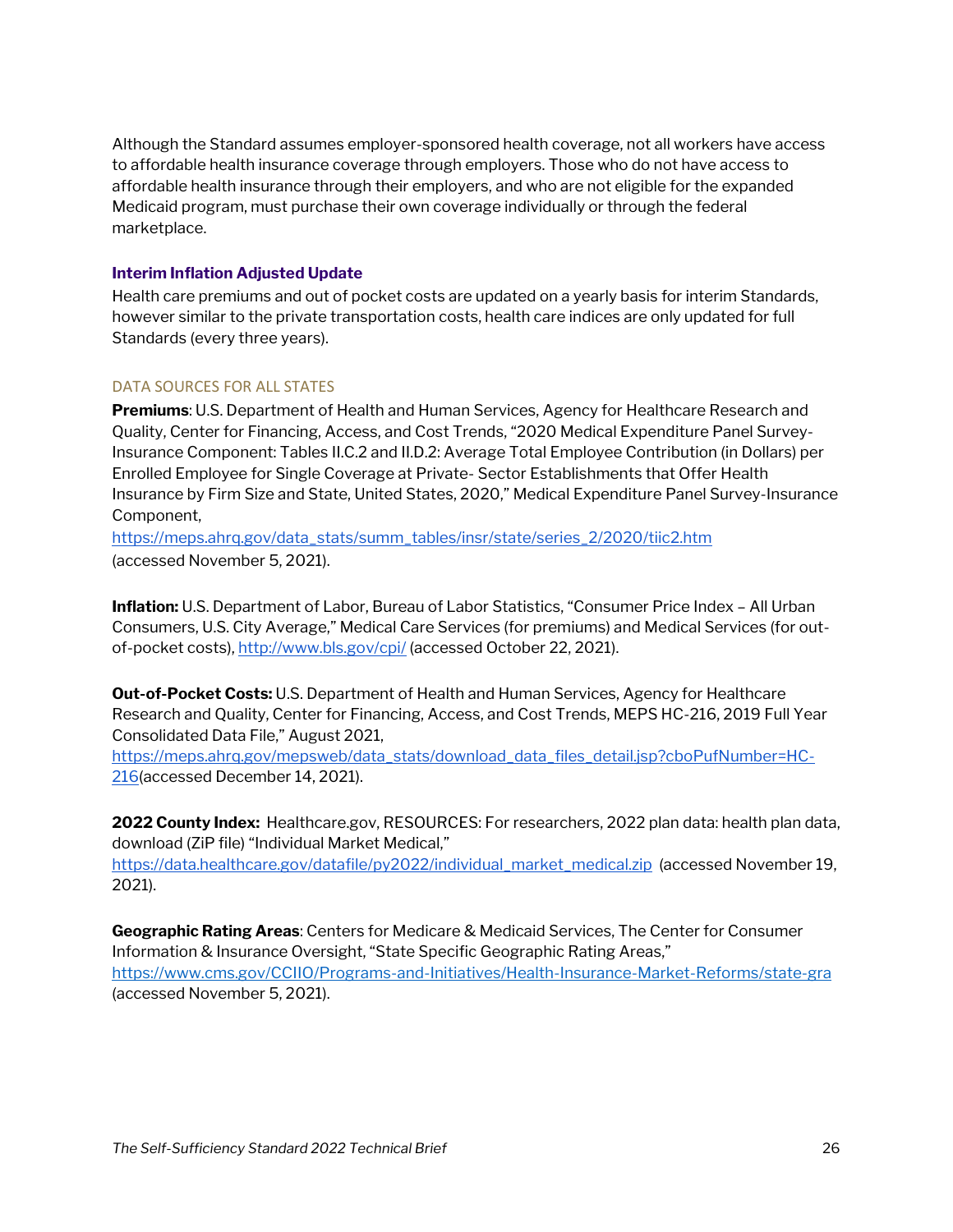Although the Standard assumes employer-sponsored health coverage, not all workers have access to affordable health insurance coverage through employers. Those who do not have access to affordable health insurance through their employers, and who are not eligible for the expanded Medicaid program, must purchase their own coverage individually or through the federal marketplace.

### Interim Inflation Adjusted Update

Health care premiums and out of pocket costs are updated on a yearly basis for interim Standards, however similar to the private transportation costs, health care indices are only updated for full Standards (every three years).

#### DATA SOURCES FOR ALL STATES

**Premiums**: U.S. Department of Health and Human Services, Agency for Healthcare Research and Quality, Center for Financing, Access, and Cost Trends, "2020 Medical Expenditure Panel Survey-Insurance Component: Tables II.C.2 and II.D.2: Average Total Employee Contribution (in Dollars) per Enrolled Employee for Single Coverage at Private- Sector Establishments that Offer Health Insurance by Firm Size and State, United States, 2020," Medical Expenditure Panel Survey-Insurance Component, https://meps.ahrq.gov/data_stats/summ_tables/insr/state/series_2/2020/tiic2.htm (accessed November 5, 2021).

**Inflation:** U.S. Department of Labor, Bureau of Labor Statistics, "Consumer Price Index – All Urban Consumers, U.S. City Average," Medical Care Services (for premiums) and Medical Services (for out-of-pocket costs), http://www.bls.gov/cpi/ (accessed October 22, 2021).

**Out-of-Pocket Costs:** U.S. Department of Health and Human Services, Agency for Healthcare Research and Quality, Center for Financing, Access, and Cost Trends, MEPS HC-216, 2019 Full Year Consolidated Data File," August 2021, https://meps.ahrq.gov/mepsweb/data_stats/download_data_files_detail.jsp?cboPufNumber=HC-216(accessed December 14, 2021).

**2022 County Index:** Healthcare.gov, RESOURCES: For researchers, 2022 plan data: health plan data, download (ZiP file) "Individual Market Medical," https://data.healthcare.gov/datafile/py2022/individual_market_medical.zip (accessed November 19, 2021).

**Geographic Rating Areas**: Centers for Medicare & Medicaid Services, The Center for Consumer Information & Insurance Oversight, "State Specific Geographic Rating Areas," https://www.cms.gov/CCIIO/Programs-and-Initiatives/Health-Insurance-Market-Reforms/state-gra (accessed November 5, 2021).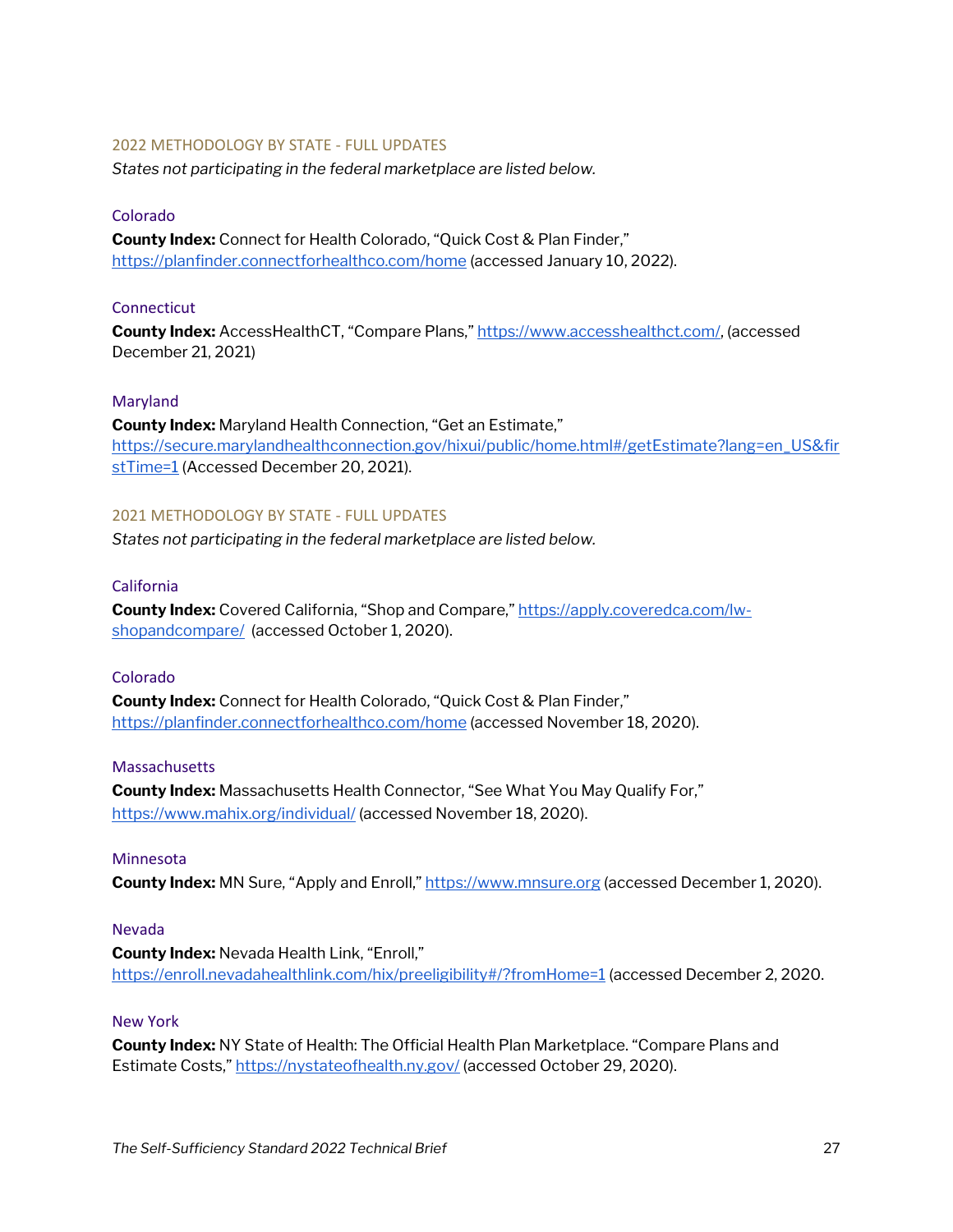## 2022 METHODOLOGY BY STATE - FULL UPDATES

*States not participating in the federal marketplace are listed below.*

### Colorado

**County Index:** Connect for Health Colorado, "Quick Cost & Plan Finder," https://planfinder.connectforhealthco.com/home (accessed January 10, 2022).

### Connecticut

**County Index:** AccessHealthCT, "Compare Plans," https://www.accesshealthct.com/, (accessed December 21, 2021)

### Maryland

**County Index:** Maryland Health Connection, "Get an Estimate," https://secure.marylandhealthconnection.gov/hixui/public/home.html#/getEstimate?lang=en_US&firstTime=1 (Accessed December 20, 2021).

## 2021 METHODOLOGY BY STATE - FULL UPDATES

*States not participating in the federal marketplace are listed below.*

### California

**County Index:** Covered California, "Shop and Compare," https://apply.coveredca.com/lw-shopandcompare/ (accessed October 1, 2020).

### Colorado

**County Index:** Connect for Health Colorado, "Quick Cost & Plan Finder," https://planfinder.connectforhealthco.com/home (accessed November 18, 2020).

### Massachusetts

**County Index:** Massachusetts Health Connector, "See What You May Qualify For," https://www.mahix.org/individual/ (accessed November 18, 2020).

### Minnesota

**County Index:** MN Sure, "Apply and Enroll," https://www.mnsure.org (accessed December 1, 2020).

### Nevada

**County Index:** Nevada Health Link, "Enroll," https://enroll.nevadahealthlink.com/hix/preeligibility#/?fromHome=1 (accessed December 2, 2020.

### New York

**County Index:** NY State of Health: The Official Health Plan Marketplace. "Compare Plans and Estimate Costs," https://nystateofhealth.ny.gov/ (accessed October 29, 2020).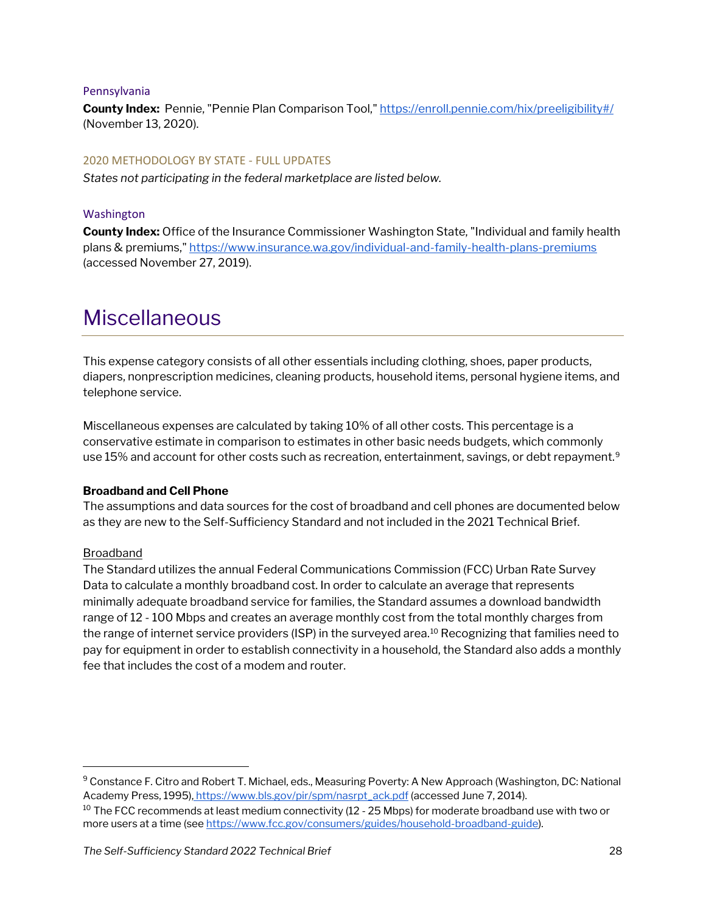#### Pennsylvania

**County Index:** Pennie, "Pennie Plan Comparison Tool," https://enroll.pennie.com/hix/preeligibility#/ (November 13, 2020).

### 2020 METHODOLOGY BY STATE - FULL UPDATES

*States not participating in the federal marketplace are listed below.*

#### Washington

**County Index:** Office of the Insurance Commissioner Washington State, "Individual and family health plans & premiums," https://www.insurance.wa.gov/individual-and-family-health-plans-premiums (accessed November 27, 2019).

# Miscellaneous

This expense category consists of all other essentials including clothing, shoes, paper products, diapers, nonprescription medicines, cleaning products, household items, personal hygiene items, and telephone service.

Miscellaneous expenses are calculated by taking 10% of all other costs. This percentage is a conservative estimate in comparison to estimates in other basic needs budgets, which commonly use 15% and account for other costs such as recreation, entertainment, savings, or debt repayment.[9]

**Broadband and Cell Phone**
The assumptions and data sources for the cost of broadband and cell phones are documented below as they are new to the Self-Sufficiency Standard and not included in the 2021 Technical Brief.

<u>Broadband</u>
The Standard utilizes the annual Federal Communications Commission (FCC) Urban Rate Survey Data to calculate a monthly broadband cost. In order to calculate an average that represents minimally adequate broadband service for families, the Standard assumes a download bandwidth range of 12 - 100 Mbps and creates an average monthly cost from the total monthly charges from the range of internet service providers (ISP) in the surveyed area.[10] Recognizing that families need to pay for equipment in order to establish connectivity in a household, the Standard also adds a monthly fee that includes the cost of a modem and router.

---

[9] Constance F. Citro and Robert T. Michael, eds., Measuring Poverty: A New Approach (Washington, DC: National Academy Press, 1995), https://www.bls.gov/pir/spm/nasrpt_ack.pdf (accessed June 7, 2014).

[10] The FCC recommends at least medium connectivity (12 - 25 Mbps) for moderate broadband use with two or more users at a time (see https://www.fcc.gov/consumers/guides/household-broadband-guide).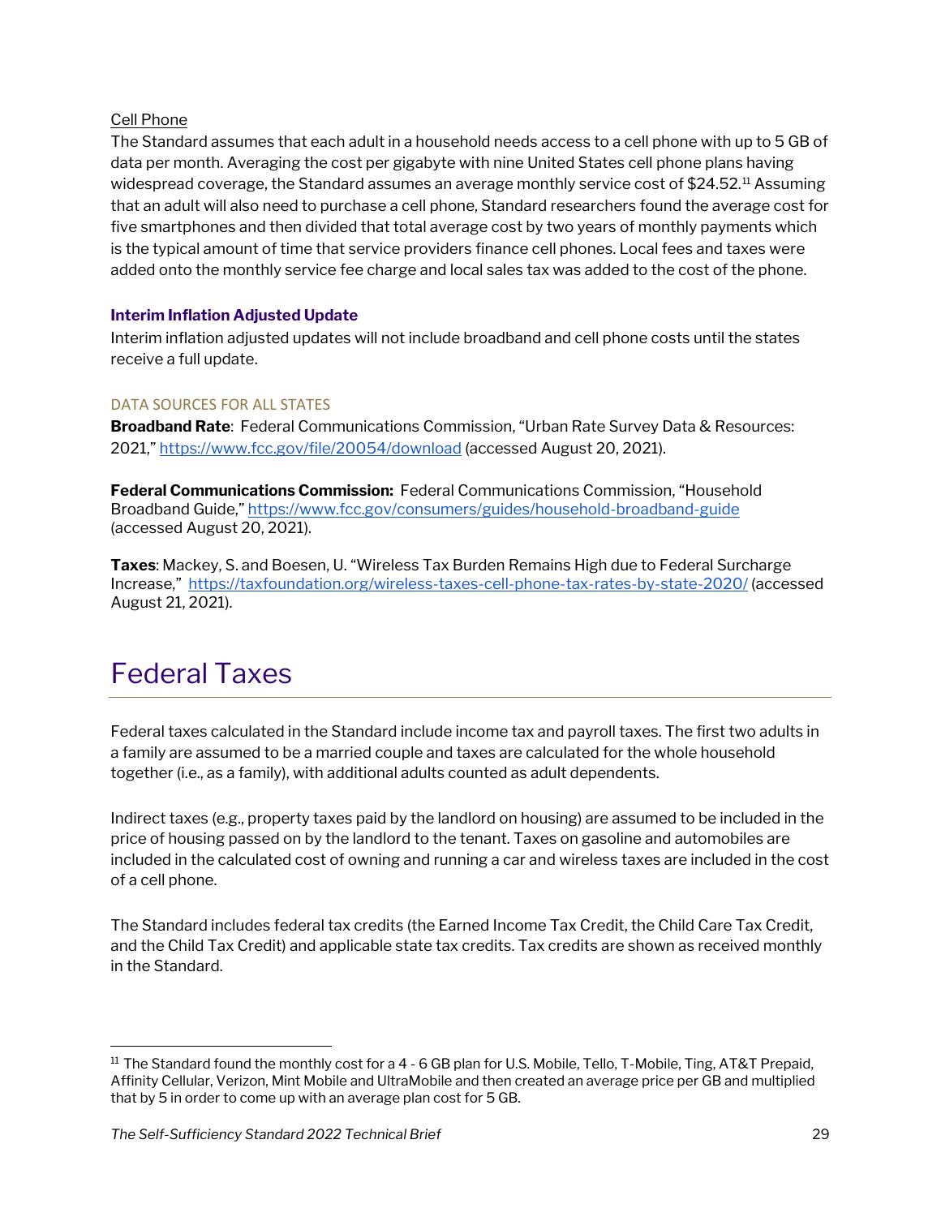Cell Phone

The Standard assumes that each adult in a household needs access to a cell phone with up to 5 GB of data per month. Averaging the cost per gigabyte with nine United States cell phone plans having widespread coverage, the Standard assumes an average monthly service cost of $24.52.[11] Assuming that an adult will also need to purchase a cell phone, Standard researchers found the average cost for five smartphones and then divided that total average cost by two years of monthly payments which is the typical amount of time that service providers finance cell phones. Local fees and taxes were added onto the monthly service fee charge and local sales tax was added to the cost of the phone.

### Interim Inflation Adjusted Update

Interim inflation adjusted updates will not include broadband and cell phone costs until the states receive a full update.

#### DATA SOURCES FOR ALL STATES

**Broadband Rate**: Federal Communications Commission, "Urban Rate Survey Data & Resources: 2021," https://www.fcc.gov/file/20054/download (accessed August 20, 2021).

**Federal Communications Commission:** Federal Communications Commission, "Household Broadband Guide," https://www.fcc.gov/consumers/guides/household-broadband-guide (accessed August 20, 2021).

**Taxes**: Mackey, S. and Boesen, U. "Wireless Tax Burden Remains High due to Federal Surcharge Increase," https://taxfoundation.org/wireless-taxes-cell-phone-tax-rates-by-state-2020/ (accessed August 21, 2021).

# Federal Taxes

Federal taxes calculated in the Standard include income tax and payroll taxes. The first two adults in a family are assumed to be a married couple and taxes are calculated for the whole household together (i.e., as a family), with additional adults counted as adult dependents.

Indirect taxes (e.g., property taxes paid by the landlord on housing) are assumed to be included in the price of housing passed on by the landlord to the tenant. Taxes on gasoline and automobiles are included in the calculated cost of owning and running a car and wireless taxes are included in the cost of a cell phone.

The Standard includes federal tax credits (the Earned Income Tax Credit, the Child Care Tax Credit, and the Child Tax Credit) and applicable state tax credits. Tax credits are shown as received monthly in the Standard.

---

[11] The Standard found the monthly cost for a 4 - 6 GB plan for U.S. Mobile, Tello, T-Mobile, Ting, AT&T Prepaid, Affinity Cellular, Verizon, Mint Mobile and UltraMobile and then created an average price per GB and multiplied that by 5 in order to come up with an average plan cost for 5 GB.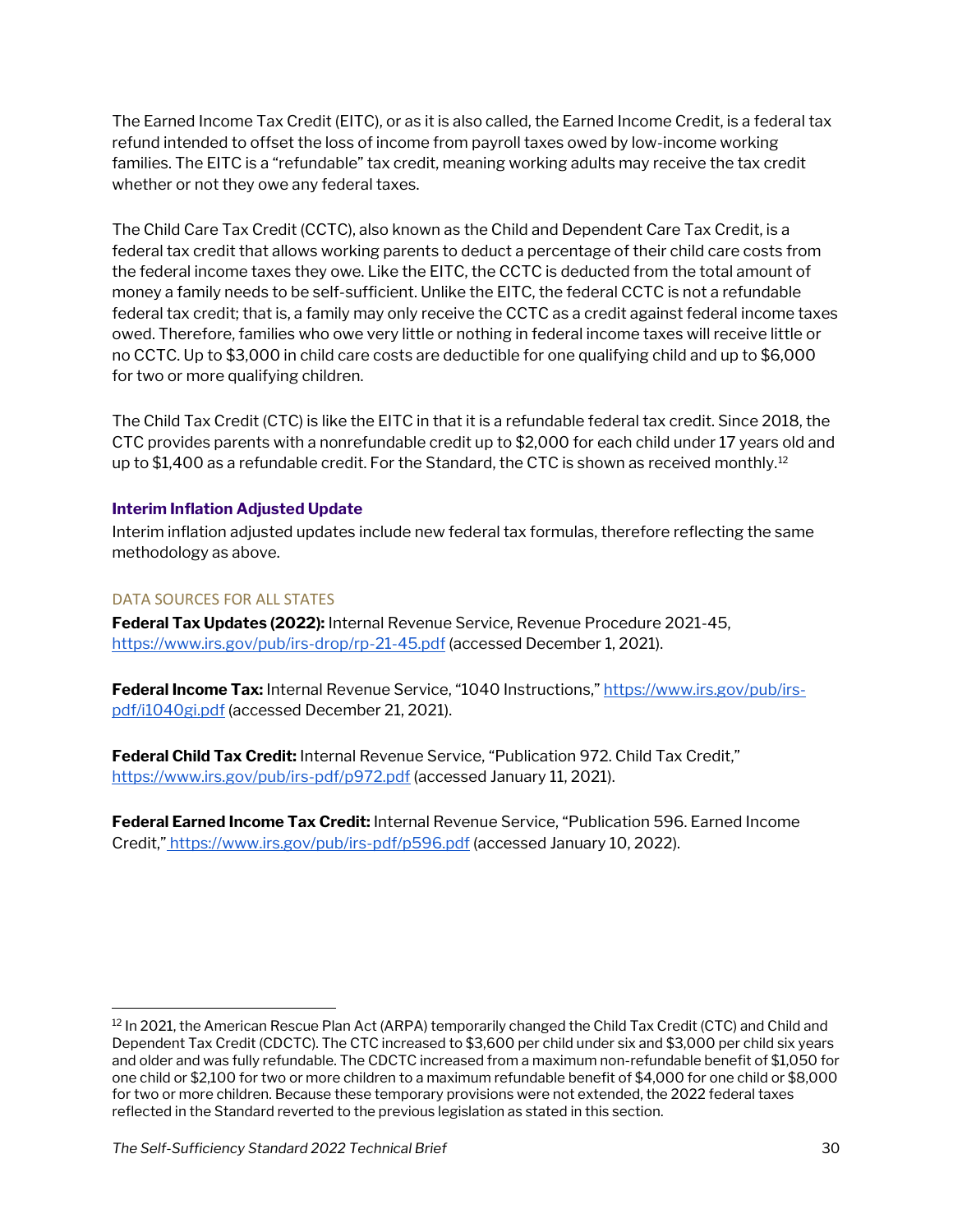The Earned Income Tax Credit (EITC), or as it is also called, the Earned Income Credit, is a federal tax refund intended to offset the loss of income from payroll taxes owed by low-income working families. The EITC is a "refundable" tax credit, meaning working adults may receive the tax credit whether or not they owe any federal taxes.

The Child Care Tax Credit (CCTC), also known as the Child and Dependent Care Tax Credit, is a federal tax credit that allows working parents to deduct a percentage of their child care costs from the federal income taxes they owe. Like the EITC, the CCTC is deducted from the total amount of money a family needs to be self-sufficient. Unlike the EITC, the federal CCTC is not a refundable federal tax credit; that is, a family may only receive the CCTC as a credit against federal income taxes owed. Therefore, families who owe very little or nothing in federal income taxes will receive little or no CCTC. Up to $3,000 in child care costs are deductible for one qualifying child and up to $6,000 for two or more qualifying children.

The Child Tax Credit (CTC) is like the EITC in that it is a refundable federal tax credit. Since 2018, the CTC provides parents with a nonrefundable credit up to $2,000 for each child under 17 years old and up to $1,400 as a refundable credit. For the Standard, the CTC is shown as received monthly.[12]

### Interim Inflation Adjusted Update

Interim inflation adjusted updates include new federal tax formulas, therefore reflecting the same methodology as above.

#### DATA SOURCES FOR ALL STATES

**Federal Tax Updates (2022):** Internal Revenue Service, Revenue Procedure 2021-45, https://www.irs.gov/pub/irs-drop/rp-21-45.pdf (accessed December 1, 2021).

**Federal Income Tax:** Internal Revenue Service, "1040 Instructions," https://www.irs.gov/pub/irs-pdf/i1040gi.pdf (accessed December 21, 2021).

**Federal Child Tax Credit:** Internal Revenue Service, "Publication 972. Child Tax Credit," https://www.irs.gov/pub/irs-pdf/p972.pdf (accessed January 11, 2021).

**Federal Earned Income Tax Credit:** Internal Revenue Service, "Publication 596. Earned Income Credit," https://www.irs.gov/pub/irs-pdf/p596.pdf (accessed January 10, 2022).

---

[12] In 2021, the American Rescue Plan Act (ARPA) temporarily changed the Child Tax Credit (CTC) and Child and Dependent Tax Credit (CDCTC). The CTC increased to $3,600 per child under six and $3,000 per child six years and older and was fully refundable. The CDCTC increased from a maximum non-refundable benefit of $1,050 for one child or $2,100 for two or more children to a maximum refundable benefit of $4,000 for one child or $8,000 for two or more children. Because these temporary provisions were not extended, the 2022 federal taxes reflected in the Standard reverted to the previous legislation as stated in this section.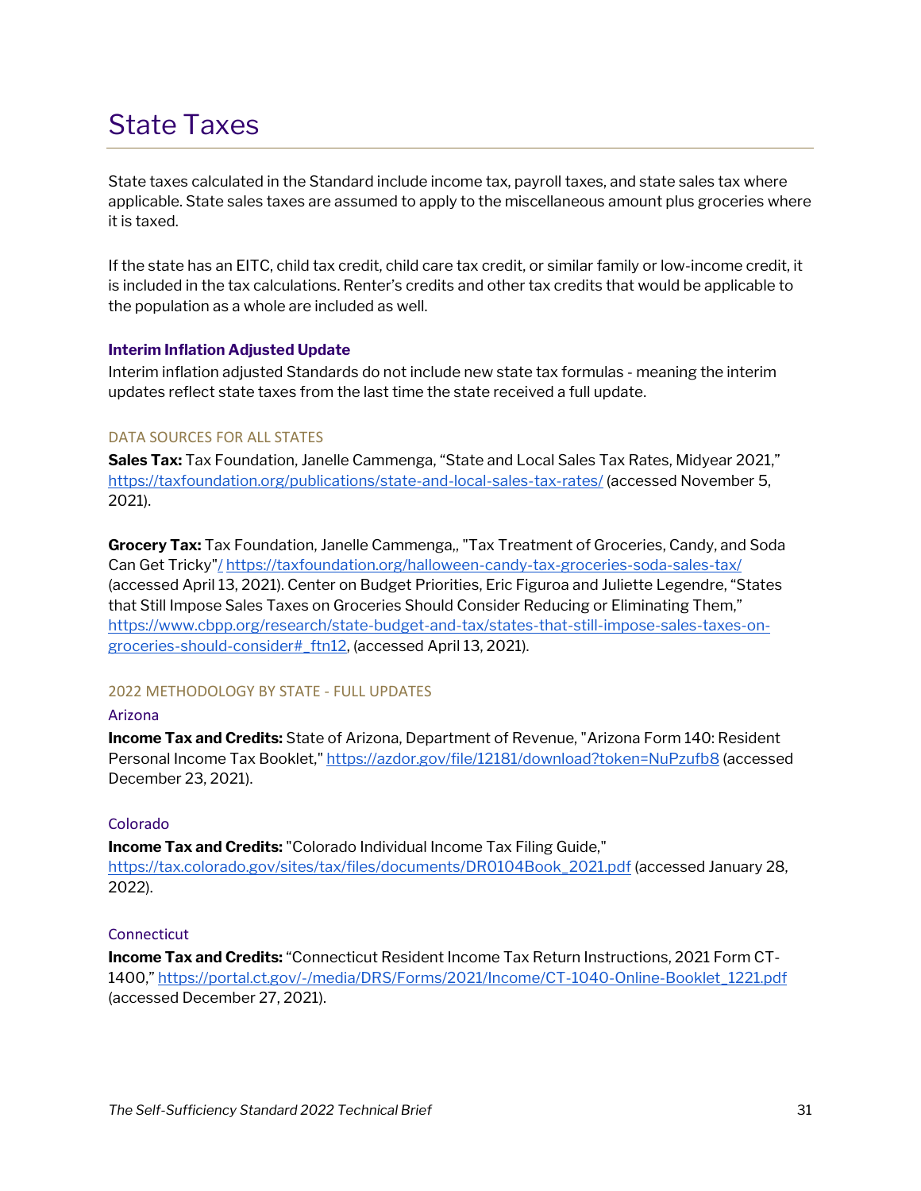# State Taxes

State taxes calculated in the Standard include income tax, payroll taxes, and state sales tax where applicable. State sales taxes are assumed to apply to the miscellaneous amount plus groceries where it is taxed.

If the state has an EITC, child tax credit, child care tax credit, or similar family or low-income credit, it is included in the tax calculations. Renter's credits and other tax credits that would be applicable to the population as a whole are included as well.

### Interim Inflation Adjusted Update

Interim inflation adjusted Standards do not include new state tax formulas - meaning the interim updates reflect state taxes from the last time the state received a full update.

#### DATA SOURCES FOR ALL STATES

**Sales Tax:** Tax Foundation, Janelle Cammenga, "State and Local Sales Tax Rates, Midyear 2021," https://taxfoundation.org/publications/state-and-local-sales-tax-rates/ (accessed November 5, 2021).

**Grocery Tax:** Tax Foundation, Janelle Cammenga,, "Tax Treatment of Groceries, Candy, and Soda Can Get Tricky"/ https://taxfoundation.org/halloween-candy-tax-groceries-soda-sales-tax/ (accessed April 13, 2021). Center on Budget Priorities, Eric Figuroa and Juliette Legendre, "States that Still Impose Sales Taxes on Groceries Should Consider Reducing or Eliminating Them," https://www.cbpp.org/research/state-budget-and-tax/states-that-still-impose-sales-taxes-on-groceries-should-consider#_ftn12, (accessed April 13, 2021).

#### 2022 METHODOLOGY BY STATE - FULL UPDATES

##### Arizona

**Income Tax and Credits:** State of Arizona, Department of Revenue, "Arizona Form 140: Resident Personal Income Tax Booklet," https://azdor.gov/file/12181/download?token=NuPzufb8 (accessed December 23, 2021).

##### Colorado

**Income Tax and Credits:** "Colorado Individual Income Tax Filing Guide," https://tax.colorado.gov/sites/tax/files/documents/DR0104Book_2021.pdf (accessed January 28, 2022).

##### Connecticut

**Income Tax and Credits:** "Connecticut Resident Income Tax Return Instructions, 2021 Form CT-1400," https://portal.ct.gov/-/media/DRS/Forms/2021/Income/CT-1040-Online-Booklet_1221.pdf (accessed December 27, 2021).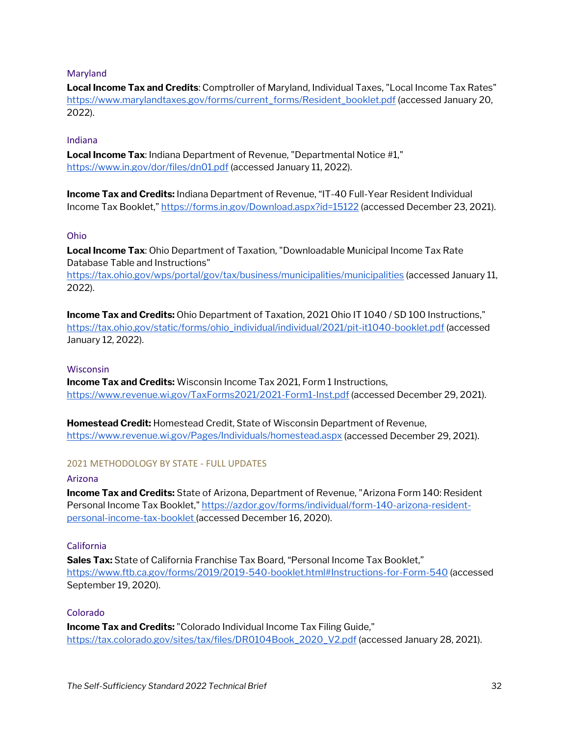### Maryland

**Local Income Tax and Credits**: Comptroller of Maryland, Individual Taxes, "Local Income Tax Rates" https://www.marylandtaxes.gov/forms/current_forms/Resident_booklet.pdf (accessed January 20, 2022).

### Indiana

**Local Income Tax**: Indiana Department of Revenue, "Departmental Notice #1," https://www.in.gov/dor/files/dn01.pdf (accessed January 11, 2022).

**Income Tax and Credits:** Indiana Department of Revenue, "IT-40 Full-Year Resident Individual Income Tax Booklet," https://forms.in.gov/Download.aspx?id=15122 (accessed December 23, 2021).

### Ohio

**Local Income Tax**: Ohio Department of Taxation, "Downloadable Municipal Income Tax Rate Database Table and Instructions" https://tax.ohio.gov/wps/portal/gov/tax/business/municipalities/municipalities (accessed January 11, 2022).

**Income Tax and Credits:** Ohio Department of Taxation, 2021 Ohio IT 1040 / SD 100 Instructions," https://tax.ohio.gov/static/forms/ohio_individual/individual/2021/pit-it1040-booklet.pdf (accessed January 12, 2022).

### Wisconsin

**Income Tax and Credits:** Wisconsin Income Tax 2021, Form 1 Instructions, https://www.revenue.wi.gov/TaxForms2021/2021-Form1-Inst.pdf (accessed December 29, 2021).

**Homestead Credit:** Homestead Credit, State of Wisconsin Department of Revenue, https://www.revenue.wi.gov/Pages/Individuals/homestead.aspx (accessed December 29, 2021).

## 2021 METHODOLOGY BY STATE - FULL UPDATES

### Arizona

**Income Tax and Credits:** State of Arizona, Department of Revenue, "Arizona Form 140: Resident Personal Income Tax Booklet," https://azdor.gov/forms/individual/form-140-arizona-resident-personal-income-tax-booklet (accessed December 16, 2020).

### California

**Sales Tax:** State of California Franchise Tax Board, "Personal Income Tax Booklet," https://www.ftb.ca.gov/forms/2019/2019-540-booklet.html#Instructions-for-Form-540 (accessed September 19, 2020).

### Colorado

**Income Tax and Credits:** "Colorado Individual Income Tax Filing Guide," https://tax.colorado.gov/sites/tax/files/DR0104Book_2020_V2.pdf (accessed January 28, 2021).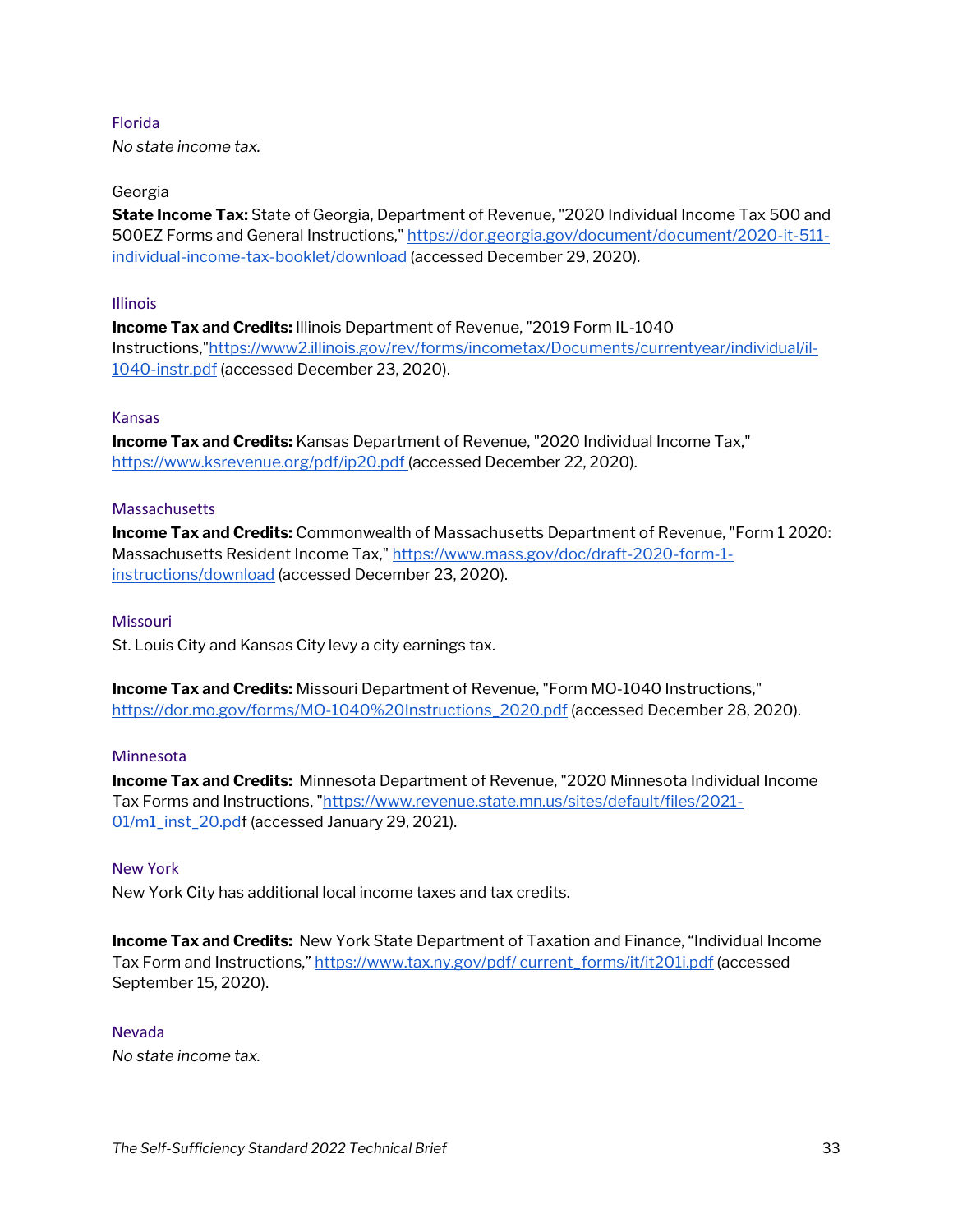### Florida

*No state income tax.*

### Georgia

**State Income Tax:** State of Georgia, Department of Revenue, "2020 Individual Income Tax 500 and 500EZ Forms and General Instructions," https://dor.georgia.gov/document/document/2020-it-511-individual-income-tax-booklet/download (accessed December 29, 2020).

### Illinois

**Income Tax and Credits:** Illinois Department of Revenue, "2019 Form IL-1040 Instructions,"https://www2.illinois.gov/rev/forms/incometax/Documents/currentyear/individual/il-1040-instr.pdf (accessed December 23, 2020).

### Kansas

**Income Tax and Credits:** Kansas Department of Revenue, "2020 Individual Income Tax," https://www.ksrevenue.org/pdf/ip20.pdf (accessed December 22, 2020).

### Massachusetts

**Income Tax and Credits:** Commonwealth of Massachusetts Department of Revenue, "Form 1 2020: Massachusetts Resident Income Tax," https://www.mass.gov/doc/draft-2020-form-1-instructions/download (accessed December 23, 2020).

### Missouri

St. Louis City and Kansas City levy a city earnings tax.

**Income Tax and Credits:** Missouri Department of Revenue, "Form MO-1040 Instructions," https://dor.mo.gov/forms/MO-1040%20Instructions_2020.pdf (accessed December 28, 2020).

### Minnesota

**Income Tax and Credits:** Minnesota Department of Revenue, "2020 Minnesota Individual Income Tax Forms and Instructions, "https://www.revenue.state.mn.us/sites/default/files/2021-01/m1_inst_20.pdf (accessed January 29, 2021).

### New York

New York City has additional local income taxes and tax credits.

**Income Tax and Credits:** New York State Department of Taxation and Finance, "Individual Income Tax Form and Instructions," https://www.tax.ny.gov/pdf/ current_forms/it/it201i.pdf (accessed September 15, 2020).

### Nevada

*No state income tax.*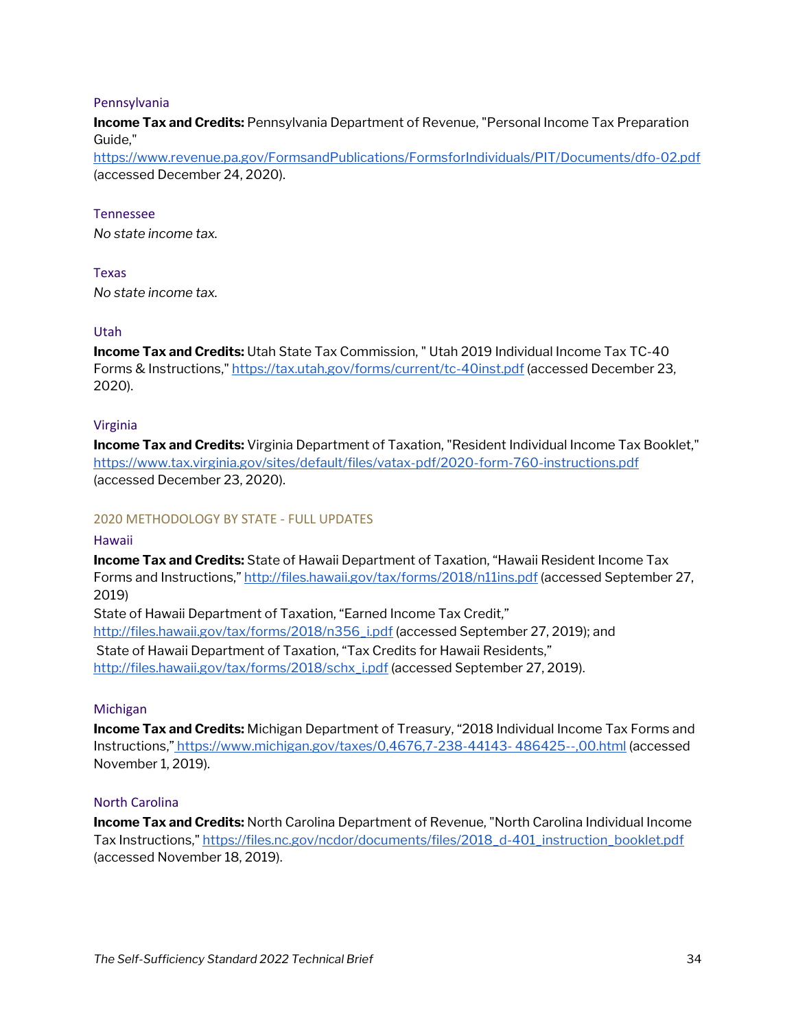### Pennsylvania

**Income Tax and Credits:** Pennsylvania Department of Revenue, "Personal Income Tax Preparation Guide," https://www.revenue.pa.gov/FormsandPublications/FormsforIndividuals/PIT/Documents/dfo-02.pdf (accessed December 24, 2020).

### Tennessee

*No state income tax.*

### Texas

*No state income tax.*

### Utah

**Income Tax and Credits:** Utah State Tax Commission, " Utah 2019 Individual Income Tax TC-40 Forms & Instructions," https://tax.utah.gov/forms/current/tc-40inst.pdf (accessed December 23, 2020).

### Virginia

**Income Tax and Credits:** Virginia Department of Taxation, "Resident Individual Income Tax Booklet," https://www.tax.virginia.gov/sites/default/files/vatax-pdf/2020-form-760-instructions.pdf (accessed December 23, 2020).

## 2020 METHODOLOGY BY STATE - FULL UPDATES

### Hawaii

**Income Tax and Credits:** State of Hawaii Department of Taxation, “Hawaii Resident Income Tax Forms and Instructions,” http://files.hawaii.gov/tax/forms/2018/n11ins.pdf (accessed September 27, 2019)
State of Hawaii Department of Taxation, “Earned Income Tax Credit,” http://files.hawaii.gov/tax/forms/2018/n356_i.pdf (accessed September 27, 2019); and
State of Hawaii Department of Taxation, “Tax Credits for Hawaii Residents,” http://files.hawaii.gov/tax/forms/2018/schx_i.pdf (accessed September 27, 2019).

### Michigan

**Income Tax and Credits:** Michigan Department of Treasury, “2018 Individual Income Tax Forms and Instructions,” https://www.michigan.gov/taxes/0,4676,7-238-44143- 486425--,00.html (accessed November 1, 2019).

### North Carolina

**Income Tax and Credits:** North Carolina Department of Revenue, "North Carolina Individual Income Tax Instructions," https://files.nc.gov/ncdor/documents/files/2018_d-401_instruction_booklet.pdf (accessed November 18, 2019).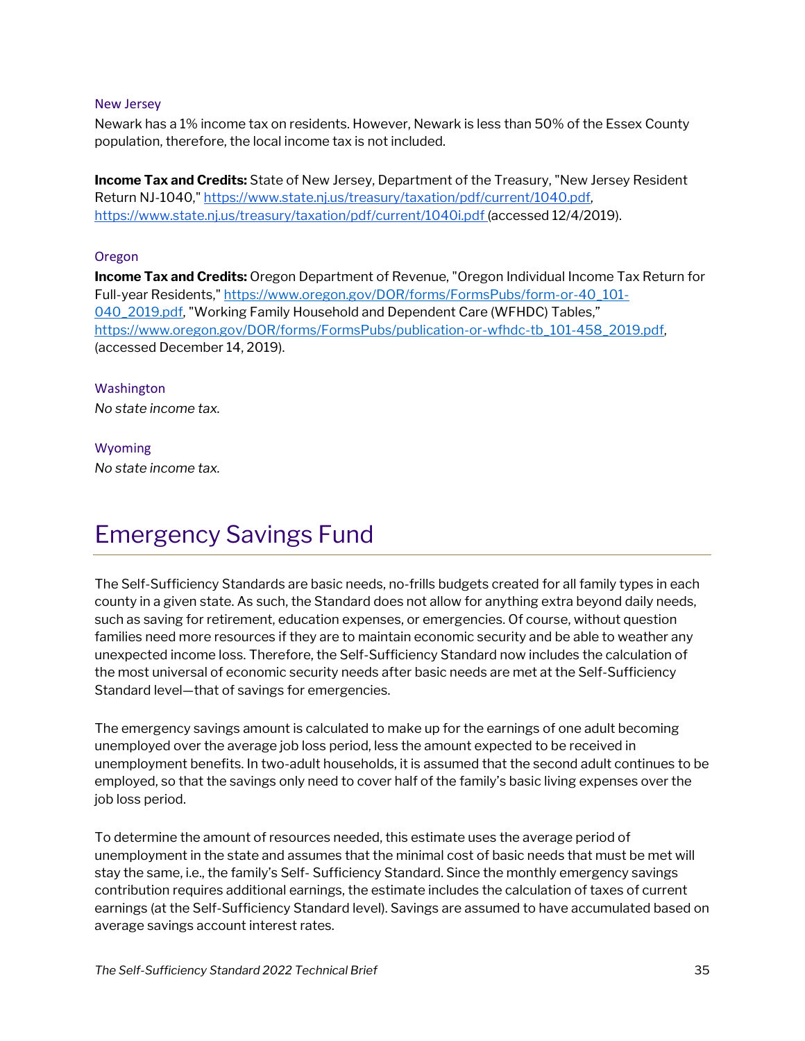### New Jersey

Newark has a 1% income tax on residents. However, Newark is less than 50% of the Essex County population, therefore, the local income tax is not included.

**Income Tax and Credits:** State of New Jersey, Department of the Treasury, "New Jersey Resident Return NJ-1040," https://www.state.nj.us/treasury/taxation/pdf/current/1040.pdf, https://www.state.nj.us/treasury/taxation/pdf/current/1040i.pdf (accessed 12/4/2019).

### Oregon

**Income Tax and Credits:** Oregon Department of Revenue, "Oregon Individual Income Tax Return for Full-year Residents," https://www.oregon.gov/DOR/forms/FormsPubs/form-or-40_101-040_2019.pdf, "Working Family Household and Dependent Care (WFHDC) Tables," https://www.oregon.gov/DOR/forms/FormsPubs/publication-or-wfhdc-tb_101-458_2019.pdf, (accessed December 14, 2019).

### Washington

*No state income tax.*

### Wyoming

*No state income tax.*

# Emergency Savings Fund

The Self-Sufficiency Standards are basic needs, no-frills budgets created for all family types in each county in a given state. As such, the Standard does not allow for anything extra beyond daily needs, such as saving for retirement, education expenses, or emergencies. Of course, without question families need more resources if they are to maintain economic security and be able to weather any unexpected income loss. Therefore, the Self-Sufficiency Standard now includes the calculation of the most universal of economic security needs after basic needs are met at the Self-Sufficiency Standard level—that of savings for emergencies.

The emergency savings amount is calculated to make up for the earnings of one adult becoming unemployed over the average job loss period, less the amount expected to be received in unemployment benefits. In two-adult households, it is assumed that the second adult continues to be employed, so that the savings only need to cover half of the family's basic living expenses over the job loss period.

To determine the amount of resources needed, this estimate uses the average period of unemployment in the state and assumes that the minimal cost of basic needs that must be met will stay the same, i.e., the family's Self- Sufficiency Standard. Since the monthly emergency savings contribution requires additional earnings, the estimate includes the calculation of taxes of current earnings (at the Self-Sufficiency Standard level). Savings are assumed to have accumulated based on average savings account interest rates.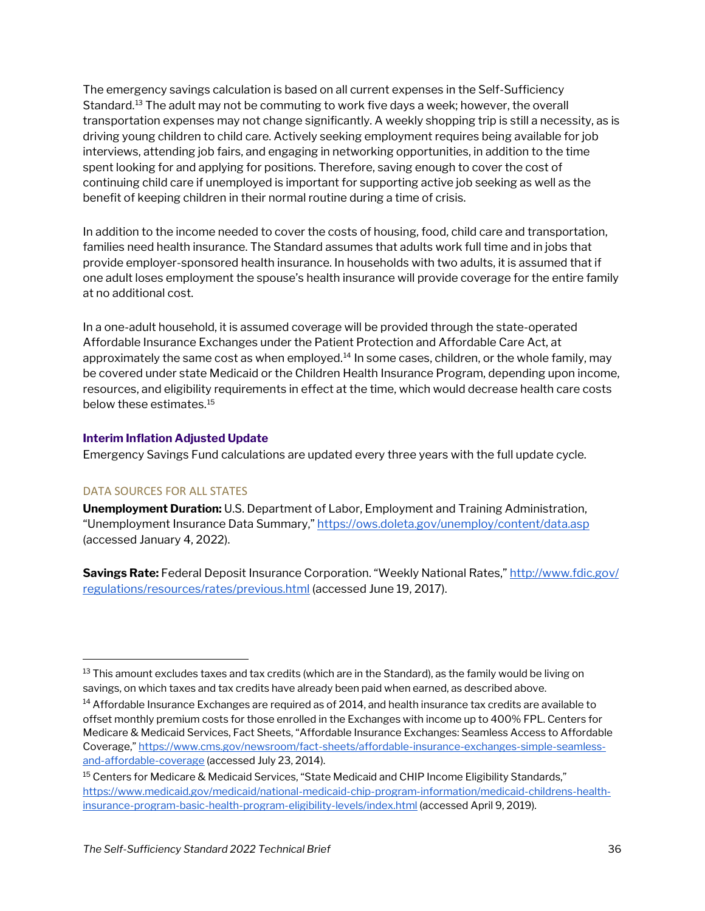The emergency savings calculation is based on all current expenses in the Self-Sufficiency Standard.[13] The adult may not be commuting to work five days a week; however, the overall transportation expenses may not change significantly. A weekly shopping trip is still a necessity, as is driving young children to child care. Actively seeking employment requires being available for job interviews, attending job fairs, and engaging in networking opportunities, in addition to the time spent looking for and applying for positions. Therefore, saving enough to cover the cost of continuing child care if unemployed is important for supporting active job seeking as well as the benefit of keeping children in their normal routine during a time of crisis.

In addition to the income needed to cover the costs of housing, food, child care and transportation, families need health insurance. The Standard assumes that adults work full time and in jobs that provide employer-sponsored health insurance. In households with two adults, it is assumed that if one adult loses employment the spouse's health insurance will provide coverage for the entire family at no additional cost.

In a one-adult household, it is assumed coverage will be provided through the state-operated Affordable Insurance Exchanges under the Patient Protection and Affordable Care Act, at approximately the same cost as when employed.[14] In some cases, children, or the whole family, may be covered under state Medicaid or the Children Health Insurance Program, depending upon income, resources, and eligibility requirements in effect at the time, which would decrease health care costs below these estimates.[15]

### Interim Inflation Adjusted Update

Emergency Savings Fund calculations are updated every three years with the full update cycle.

#### DATA SOURCES FOR ALL STATES

**Unemployment Duration:** U.S. Department of Labor, Employment and Training Administration, "Unemployment Insurance Data Summary," https://ows.doleta.gov/unemploy/content/data.asp (accessed January 4, 2022).

**Savings Rate:** Federal Deposit Insurance Corporation. "Weekly National Rates," http://www.fdic.gov/regulations/resources/rates/previous.html (accessed June 19, 2017).

---

[13] This amount excludes taxes and tax credits (which are in the Standard), as the family would be living on savings, on which taxes and tax credits have already been paid when earned, as described above.

[14] Affordable Insurance Exchanges are required as of 2014, and health insurance tax credits are available to offset monthly premium costs for those enrolled in the Exchanges with income up to 400% FPL. Centers for Medicare & Medicaid Services, Fact Sheets, "Affordable Insurance Exchanges: Seamless Access to Affordable Coverage," https://www.cms.gov/newsroom/fact-sheets/affordable-insurance-exchanges-simple-seamless-and-affordable-coverage (accessed July 23, 2014).

[15] Centers for Medicare & Medicaid Services, "State Medicaid and CHIP Income Eligibility Standards," https://www.medicaid.gov/medicaid/national-medicaid-chip-program-information/medicaid-childrens-health-insurance-program-basic-health-program-eligibility-levels/index.html (accessed April 9, 2019).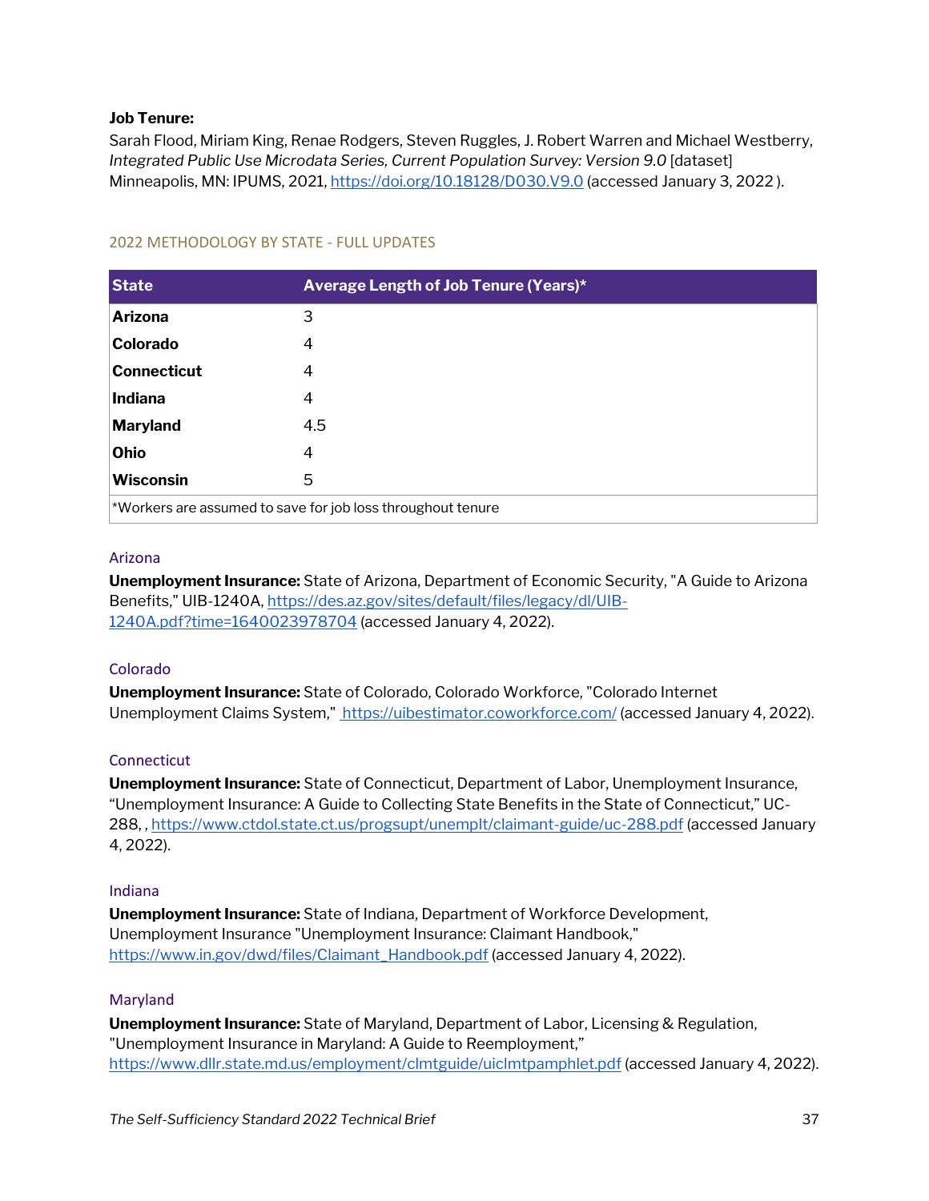**Job Tenure:**
Sarah Flood, Miriam King, Renae Rodgers, Steven Ruggles, J. Robert Warren and Michael Westberry, *Integrated Public Use Microdata Series, Current Population Survey: Version 9.0* [dataset] Minneapolis, MN: IPUMS, 2021, https://doi.org/10.18128/D030.V9.0 (accessed January 3, 2022 ).

## 2022 METHODOLOGY BY STATE - FULL UPDATES

| State | Average Length of Job Tenure (Years)* |
|---|---|
| **Arizona** | 3 |
| **Colorado** | 4 |
| **Connecticut** | 4 |
| **Indiana** | 4 |
| **Maryland** | 4.5 |
| **Ohio** | 4 |
| **Wisconsin** | 5 |

*Workers are assumed to save for job loss throughout tenure

### Arizona

**Unemployment Insurance:** State of Arizona, Department of Economic Security, "A Guide to Arizona Benefits," UIB-1240A, https://des.az.gov/sites/default/files/legacy/dl/UIB-1240A.pdf?time=1640023978704 (accessed January 4, 2022).

### Colorado

**Unemployment Insurance:** State of Colorado, Colorado Workforce, "Colorado Internet Unemployment Claims System," https://uibestimator.coworkforce.com/ (accessed January 4, 2022).

### Connecticut

**Unemployment Insurance:** State of Connecticut, Department of Labor, Unemployment Insurance, "Unemployment Insurance: A Guide to Collecting State Benefits in the State of Connecticut," UC-288, , https://www.ctdol.state.ct.us/progsupt/unemplt/claimant-guide/uc-288.pdf (accessed January 4, 2022).

### Indiana

**Unemployment Insurance:** State of Indiana, Department of Workforce Development, Unemployment Insurance "Unemployment Insurance: Claimant Handbook," https://www.in.gov/dwd/files/Claimant_Handbook.pdf (accessed January 4, 2022).

### Maryland

**Unemployment Insurance:** State of Maryland, Department of Labor, Licensing & Regulation, "Unemployment Insurance in Maryland: A Guide to Reemployment," https://www.dllr.state.md.us/employment/clmtguide/uiclmtpamphlet.pdf (accessed January 4, 2022).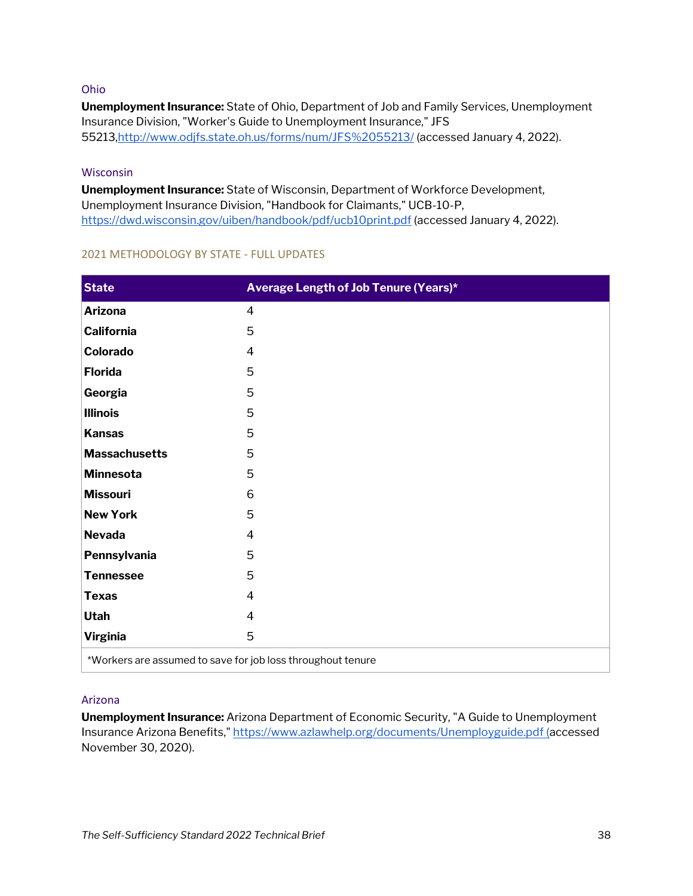### Ohio

**Unemployment Insurance:** State of Ohio, Department of Job and Family Services, Unemployment Insurance Division, "Worker's Guide to Unemployment Insurance," JFS 55213,http://www.odjfs.state.oh.us/forms/num/JFS%2055213/ (accessed January 4, 2022).

### Wisconsin

**Unemployment Insurance:** State of Wisconsin, Department of Workforce Development, Unemployment Insurance Division, "Handbook for Claimants," UCB-10-P, https://dwd.wisconsin.gov/uiben/handbook/pdf/ucb10print.pdf (accessed January 4, 2022).

## 2021 METHODOLOGY BY STATE - FULL UPDATES

| State | Average Length of Job Tenure (Years)* |
|---|---|
| **Arizona** | 4 |
| **California** | 5 |
| **Colorado** | 4 |
| **Florida** | 5 |
| **Georgia** | 5 |
| **Illinois** | 5 |
| **Kansas** | 5 |
| **Massachusetts** | 5 |
| **Minnesota** | 5 |
| **Missouri** | 6 |
| **New York** | 5 |
| **Nevada** | 4 |
| **Pennsylvania** | 5 |
| **Tennessee** | 5 |
| **Texas** | 4 |
| **Utah** | 4 |
| **Virginia** | 5 |

*Workers are assumed to save for job loss throughout tenure

### Arizona

**Unemployment Insurance:** Arizona Department of Economic Security, "A Guide to Unemployment Insurance Arizona Benefits," https://www.azlawhelp.org/documents/Unemployguide.pdf (accessed November 30, 2020).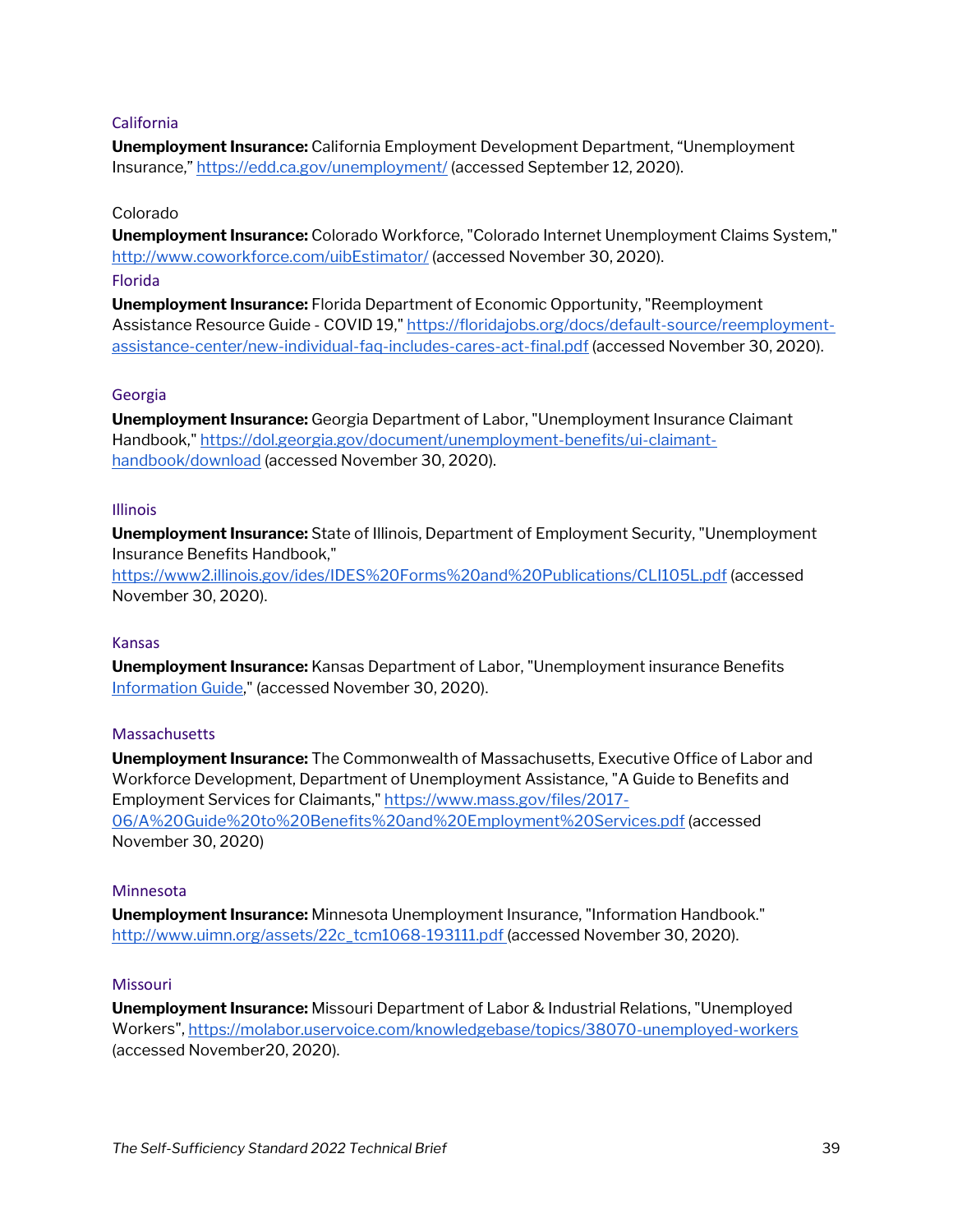### California

**Unemployment Insurance:** California Employment Development Department, “Unemployment Insurance,” https://edd.ca.gov/unemployment/ (accessed September 12, 2020).

### Colorado

**Unemployment Insurance:** Colorado Workforce, "Colorado Internet Unemployment Claims System," http://www.coworkforce.com/uibEstimator/ (accessed November 30, 2020).

### Florida

**Unemployment Insurance:** Florida Department of Economic Opportunity, "Reemployment Assistance Resource Guide - COVID 19," https://floridajobs.org/docs/default-source/reemployment-assistance-center/new-individual-faq-includes-cares-act-final.pdf (accessed November 30, 2020).

### Georgia

**Unemployment Insurance:** Georgia Department of Labor, "Unemployment Insurance Claimant Handbook," https://dol.georgia.gov/document/unemployment-benefits/ui-claimant-handbook/download (accessed November 30, 2020).

### Illinois

**Unemployment Insurance:** State of Illinois, Department of Employment Security, "Unemployment Insurance Benefits Handbook," https://www2.illinois.gov/ides/IDES%20Forms%20and%20Publications/CLI105L.pdf (accessed November 30, 2020).

### Kansas

**Unemployment Insurance:** Kansas Department of Labor, "Unemployment insurance Benefits Information Guide," (accessed November 30, 2020).

### Massachusetts

**Unemployment Insurance:** The Commonwealth of Massachusetts, Executive Office of Labor and Workforce Development, Department of Unemployment Assistance, "A Guide to Benefits and Employment Services for Claimants," https://www.mass.gov/files/2017-06/A%20Guide%20to%20Benefits%20and%20Employment%20Services.pdf (accessed November 30, 2020)

### Minnesota

**Unemployment Insurance:** Minnesota Unemployment Insurance, "Information Handbook." http://www.uimn.org/assets/22c_tcm1068-193111.pdf (accessed November 30, 2020).

### Missouri

**Unemployment Insurance:** Missouri Department of Labor & Industrial Relations, "Unemployed Workers", https://molabor.uservoice.com/knowledgebase/topics/38070-unemployed-workers (accessed November20, 2020).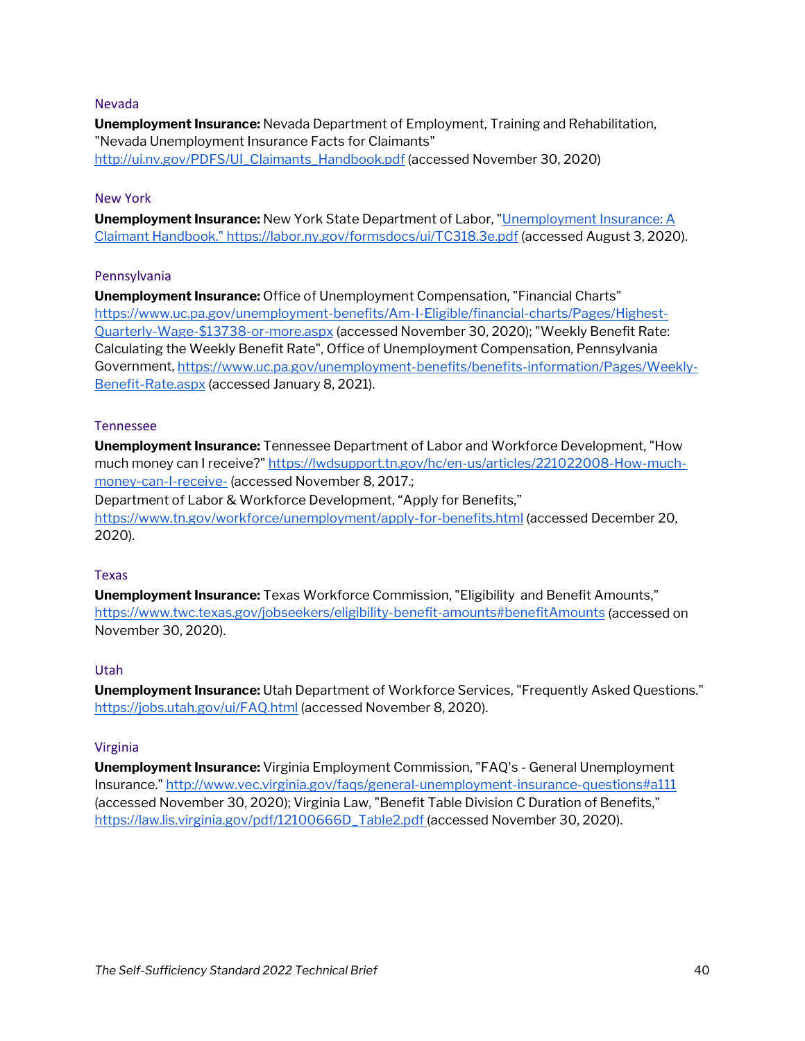### Nevada

**Unemployment Insurance:** Nevada Department of Employment, Training and Rehabilitation, "Nevada Unemployment Insurance Facts for Claimants" http://ui.nv.gov/PDFS/UI_Claimants_Handbook.pdf (accessed November 30, 2020)

### New York

**Unemployment Insurance:** New York State Department of Labor, "Unemployment Insurance: A Claimant Handbook." https://labor.ny.gov/formsdocs/ui/TC318.3e.pdf (accessed August 3, 2020).

### Pennsylvania

**Unemployment Insurance:** Office of Unemployment Compensation, "Financial Charts" https://www.uc.pa.gov/unemployment-benefits/Am-I-Eligible/financial-charts/Pages/Highest-Quarterly-Wage-$13738-or-more.aspx (accessed November 30, 2020); "Weekly Benefit Rate: Calculating the Weekly Benefit Rate", Office of Unemployment Compensation, Pennsylvania Government, https://www.uc.pa.gov/unemployment-benefits/benefits-information/Pages/Weekly-Benefit-Rate.aspx (accessed January 8, 2021).

### Tennessee

**Unemployment Insurance:** Tennessee Department of Labor and Workforce Development, "How much money can I receive?" https://lwdsupport.tn.gov/hc/en-us/articles/221022008-How-much-money-can-I-receive- (accessed November 8, 2017.;
Department of Labor & Workforce Development, "Apply for Benefits," https://www.tn.gov/workforce/unemployment/apply-for-benefits.html (accessed December 20, 2020).

### Texas

**Unemployment Insurance:** Texas Workforce Commission, "Eligibility and Benefit Amounts," https://www.twc.texas.gov/jobseekers/eligibility-benefit-amounts#benefitAmounts (accessed on November 30, 2020).

### Utah

**Unemployment Insurance:** Utah Department of Workforce Services, "Frequently Asked Questions." https://jobs.utah.gov/ui/FAQ.html (accessed November 8, 2020).

### Virginia

**Unemployment Insurance:** Virginia Employment Commission, "FAQ's - General Unemployment Insurance." http://www.vec.virginia.gov/faqs/general-unemployment-insurance-questions#a111 (accessed November 30, 2020); Virginia Law, "Benefit Table Division C Duration of Benefits," https://law.lis.virginia.gov/pdf/12100666D_Table2.pdf (accessed November 30, 2020).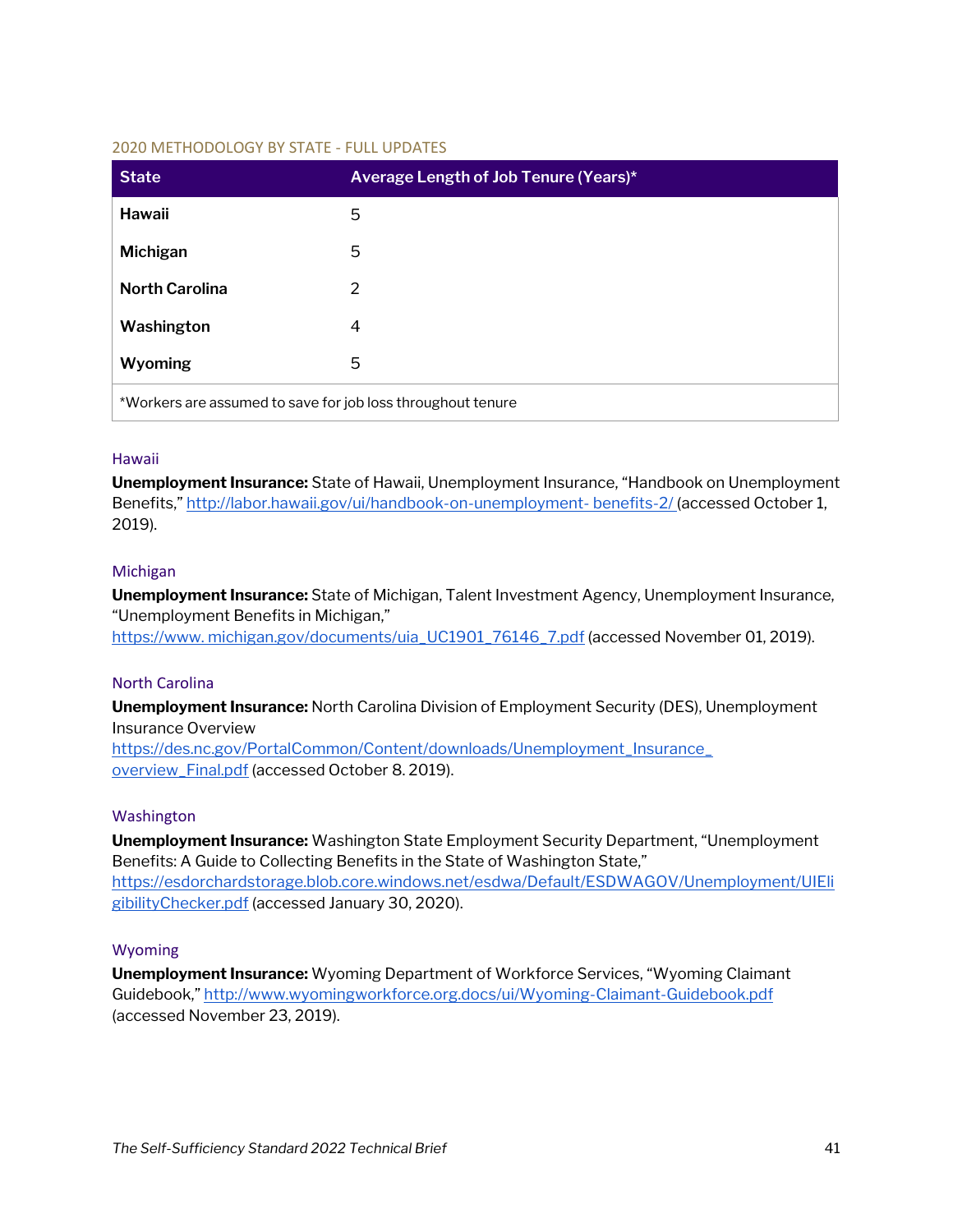2020 METHODOLOGY BY STATE - FULL UPDATES

| State | Average Length of Job Tenure (Years)* |
| --- | --- |
| **Hawaii** | 5 |
| **Michigan** | 5 |
| **North Carolina** | 2 |
| **Washington** | 4 |
| **Wyoming** | 5 |
| *Workers are assumed to save for job loss throughout tenure | |

### Hawaii

**Unemployment Insurance:** State of Hawaii, Unemployment Insurance, "Handbook on Unemployment Benefits," http://labor.hawaii.gov/ui/handbook-on-unemployment- benefits-2/ (accessed October 1, 2019).

### Michigan

**Unemployment Insurance:** State of Michigan, Talent Investment Agency, Unemployment Insurance, "Unemployment Benefits in Michigan," https://www. michigan.gov/documents/uia_UC1901_76146_7.pdf (accessed November 01, 2019).

### North Carolina

**Unemployment Insurance:** North Carolina Division of Employment Security (DES), Unemployment Insurance Overview https://des.nc.gov/PortalCommon/Content/downloads/Unemployment_Insurance_overview_Final.pdf (accessed October 8. 2019).

### Washington

**Unemployment Insurance:** Washington State Employment Security Department, "Unemployment Benefits: A Guide to Collecting Benefits in the State of Washington State," https://esdorchardstorage.blob.core.windows.net/esdwa/Default/ESDWAGOV/Unemployment/UIEligibilityChecker.pdf (accessed January 30, 2020).

### Wyoming

**Unemployment Insurance:** Wyoming Department of Workforce Services, "Wyoming Claimant Guidebook," http://www.wyomingworkforce.org.docs/ui/Wyoming-Claimant-Guidebook.pdf (accessed November 23, 2019).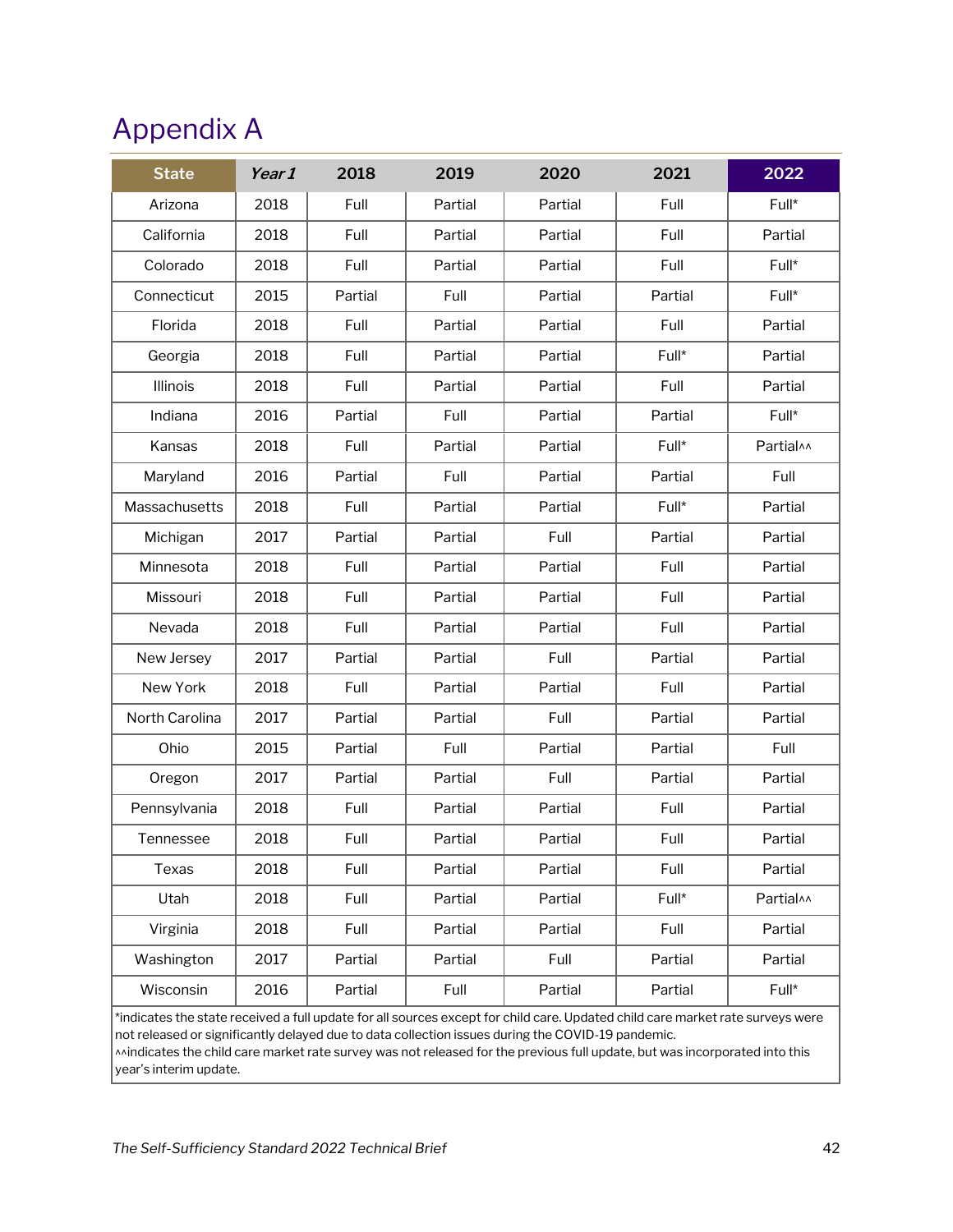# Appendix A

| State | *Year 1* | 2018 | 2019 | 2020 | 2021 | 2022 |
|---|---|---|---|---|---|---|
| Arizona | 2018 | Full | Partial | Partial | Full | Full* |
| California | 2018 | Full | Partial | Partial | Full | Partial |
| Colorado | 2018 | Full | Partial | Partial | Full | Full* |
| Connecticut | 2015 | Partial | Full | Partial | Partial | Full* |
| Florida | 2018 | Full | Partial | Partial | Full | Partial |
| Georgia | 2018 | Full | Partial | Partial | Full* | Partial |
| Illinois | 2018 | Full | Partial | Partial | Full | Partial |
| Indiana | 2016 | Partial | Full | Partial | Partial | Full* |
| Kansas | 2018 | Full | Partial | Partial | Full* | Partial^^ |
| Maryland | 2016 | Partial | Full | Partial | Partial | Full |
| Massachusetts | 2018 | Full | Partial | Partial | Full* | Partial |
| Michigan | 2017 | Partial | Partial | Full | Partial | Partial |
| Minnesota | 2018 | Full | Partial | Partial | Full | Partial |
| Missouri | 2018 | Full | Partial | Partial | Full | Partial |
| Nevada | 2018 | Full | Partial | Partial | Full | Partial |
| New Jersey | 2017 | Partial | Partial | Full | Partial | Partial |
| New York | 2018 | Full | Partial | Partial | Full | Partial |
| North Carolina | 2017 | Partial | Partial | Full | Partial | Partial |
| Ohio | 2015 | Partial | Full | Partial | Partial | Full |
| Oregon | 2017 | Partial | Partial | Full | Partial | Partial |
| Pennsylvania | 2018 | Full | Partial | Partial | Full | Partial |
| Tennessee | 2018 | Full | Partial | Partial | Full | Partial |
| Texas | 2018 | Full | Partial | Partial | Full | Partial |
| Utah | 2018 | Full | Partial | Partial | Full* | Partial^^ |
| Virginia | 2018 | Full | Partial | Partial | Full | Partial |
| Washington | 2017 | Partial | Partial | Full | Partial | Partial |
| Wisconsin | 2016 | Partial | Full | Partial | Partial | Full* |

*indicates the state received a full update for all sources except for child care. Updated child care market rate surveys were not released or significantly delayed due to data collection issues during the COVID-19 pandemic.
^^indicates the child care market rate survey was not released for the previous full update, but was incorporated into this year's interim update.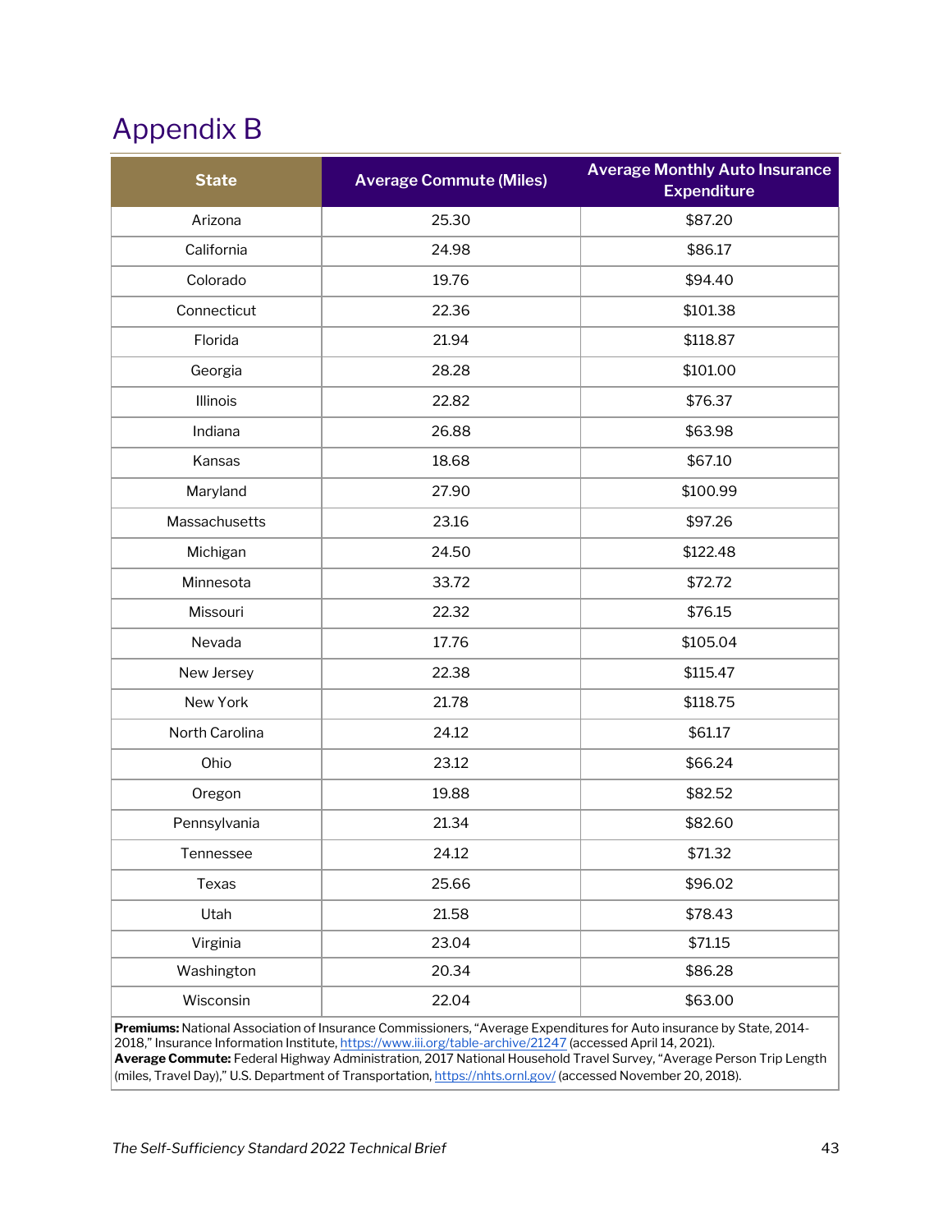# Appendix B

| State | Average Commute (Miles) | Average Monthly Auto Insurance Expenditure |
|---|---|---|
| Arizona | 25.30 | $87.20 |
| California | 24.98 | $86.17 |
| Colorado | 19.76 | $94.40 |
| Connecticut | 22.36 | $101.38 |
| Florida | 21.94 | $118.87 |
| Georgia | 28.28 | $101.00 |
| Illinois | 22.82 | $76.37 |
| Indiana | 26.88 | $63.98 |
| Kansas | 18.68 | $67.10 |
| Maryland | 27.90 | $100.99 |
| Massachusetts | 23.16 | $97.26 |
| Michigan | 24.50 | $122.48 |
| Minnesota | 33.72 | $72.72 |
| Missouri | 22.32 | $76.15 |
| Nevada | 17.76 | $105.04 |
| New Jersey | 22.38 | $115.47 |
| New York | 21.78 | $118.75 |
| North Carolina | 24.12 | $61.17 |
| Ohio | 23.12 | $66.24 |
| Oregon | 19.88 | $82.52 |
| Pennsylvania | 21.34 | $82.60 |
| Tennessee | 24.12 | $71.32 |
| Texas | 25.66 | $96.02 |
| Utah | 21.58 | $78.43 |
| Virginia | 23.04 | $71.15 |
| Washington | 20.34 | $86.28 |
| Wisconsin | 22.04 | $63.00 |

**Premiums:** National Association of Insurance Commissioners, "Average Expenditures for Auto insurance by State, 2014-2018," Insurance Information Institute, https://www.iii.org/table-archive/21247 (accessed April 14, 2021).
**Average Commute:** Federal Highway Administration, 2017 National Household Travel Survey, "Average Person Trip Length (miles, Travel Day)," U.S. Department of Transportation, https://nhts.ornl.gov/ (accessed November 20, 2018).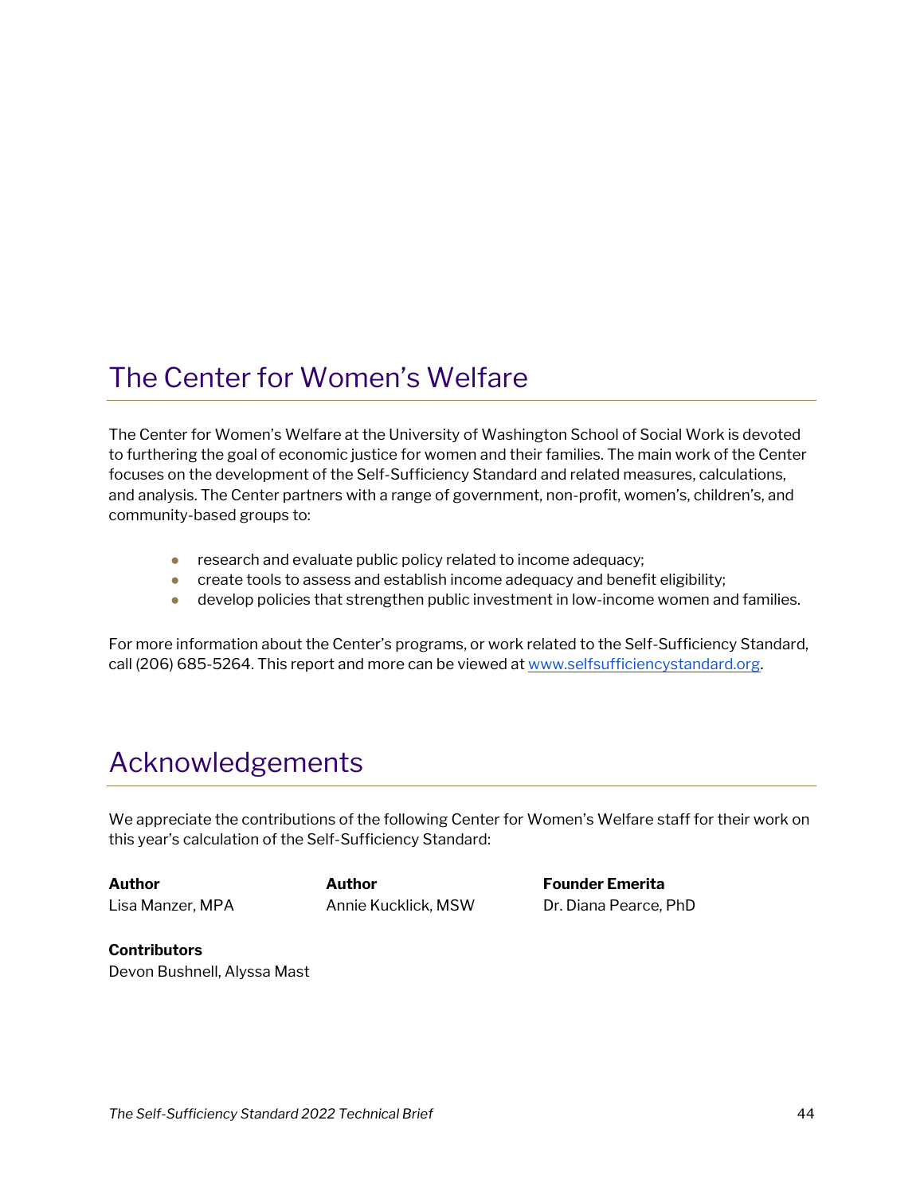## The Center for Women's Welfare

The Center for Women's Welfare at the University of Washington School of Social Work is devoted to furthering the goal of economic justice for women and their families. The main work of the Center focuses on the development of the Self-Sufficiency Standard and related measures, calculations, and analysis. The Center partners with a range of government, non-profit, women's, children's, and community-based groups to:

- research and evaluate public policy related to income adequacy;
- create tools to assess and establish income adequacy and benefit eligibility;
- develop policies that strengthen public investment in low-income women and families.

For more information about the Center's programs, or work related to the Self-Sufficiency Standard, call (206) 685-5264. This report and more can be viewed at www.selfsufficiencystandard.org.

## Acknowledgements

We appreciate the contributions of the following Center for Women's Welfare staff for their work on this year's calculation of the Self-Sufficiency Standard:

**Author**
Lisa Manzer, MPA

**Author**
Annie Kucklick, MSW

**Founder Emerita**
Dr. Diana Pearce, PhD

**Contributors**
Devon Bushnell, Alyssa Mast